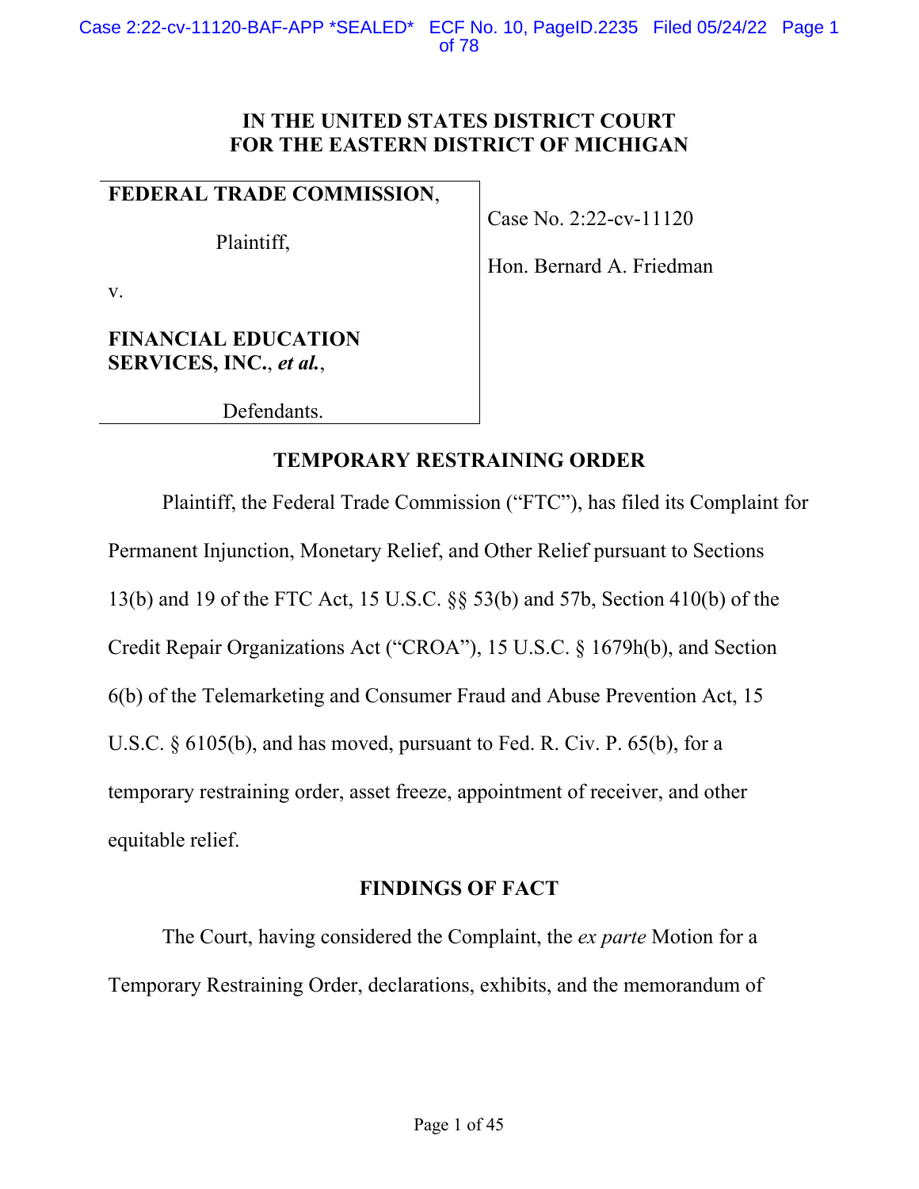# IN THE UNITED STATES DISTRICT COURT FOR THE EASTERN DISTRICT OF MICHIGAN

| | |
|---|---|
| **FEDERAL TRADE COMMISSION**,<br><br>Plaintiff,<br><br>v.<br><br>**FINANCIAL EDUCATION SERVICES, INC.**, ***et al.***,<br><br>Defendants. | Case No. 2:22-cv-11120<br><br>Hon. Bernard A. Friedman |

## TEMPORARY RESTRAINING ORDER

Plaintiff, the Federal Trade Commission ("FTC"), has filed its Complaint for Permanent Injunction, Monetary Relief, and Other Relief pursuant to Sections 13(b) and 19 of the FTC Act, 15 U.S.C. §§ 53(b) and 57b, Section 410(b) of the Credit Repair Organizations Act ("CROA"), 15 U.S.C. § 1679h(b), and Section 6(b) of the Telemarketing and Consumer Fraud and Abuse Prevention Act, 15 U.S.C. § 6105(b), and has moved, pursuant to Fed. R. Civ. P. 65(b), for a temporary restraining order, asset freeze, appointment of receiver, and other equitable relief.

## FINDINGS OF FACT

The Court, having considered the Complaint, the *ex parte* Motion for a Temporary Restraining Order, declarations, exhibits, and the memorandum of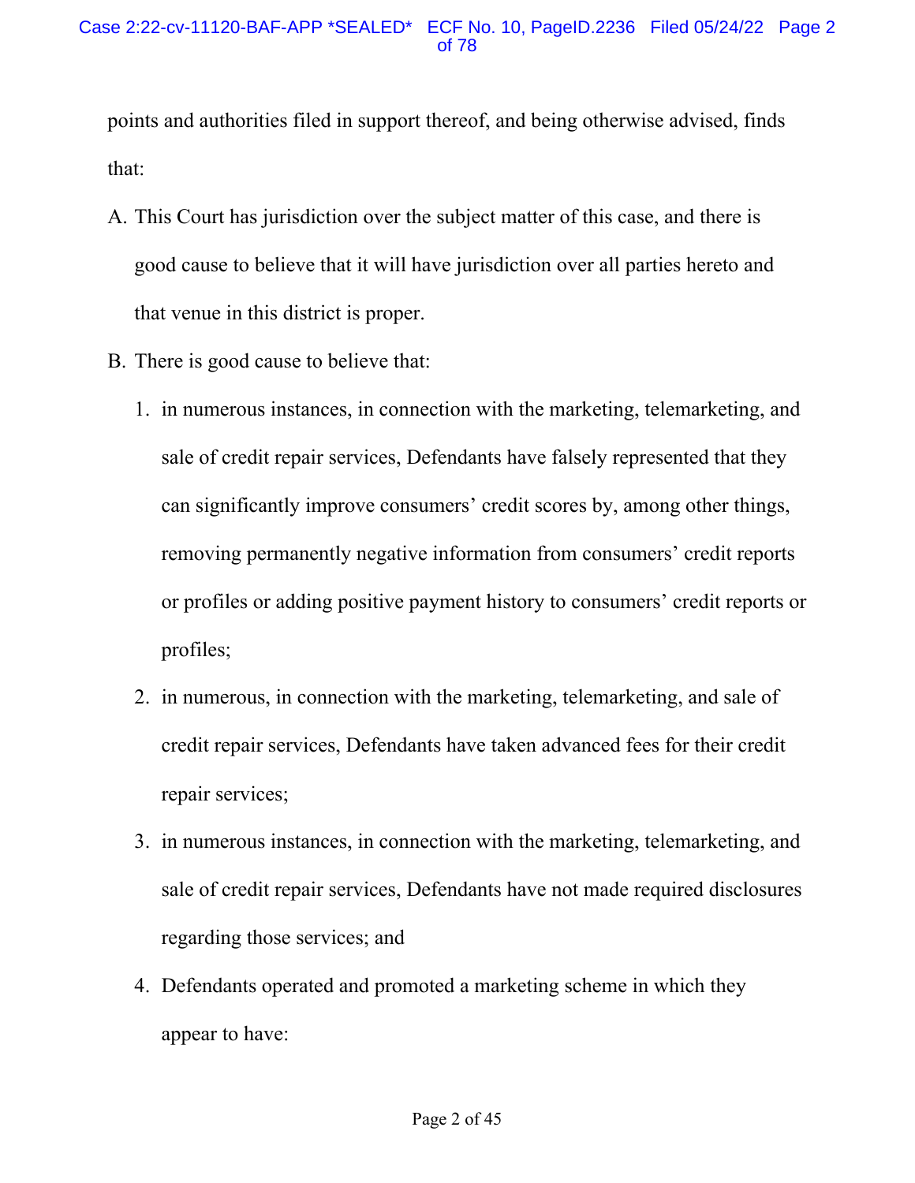points and authorities filed in support thereof, and being otherwise advised, finds that:

A. This Court has jurisdiction over the subject matter of this case, and there is good cause to believe that it will have jurisdiction over all parties hereto and that venue in this district is proper.

B. There is good cause to believe that:

   1. in numerous instances, in connection with the marketing, telemarketing, and sale of credit repair services, Defendants have falsely represented that they can significantly improve consumers' credit scores by, among other things, removing permanently negative information from consumers' credit reports or profiles or adding positive payment history to consumers' credit reports or profiles;

   2. in numerous, in connection with the marketing, telemarketing, and sale of credit repair services, Defendants have taken advanced fees for their credit repair services;

   3. in numerous instances, in connection with the marketing, telemarketing, and sale of credit repair services, Defendants have not made required disclosures regarding those services; and

   4. Defendants operated and promoted a marketing scheme in which they appear to have: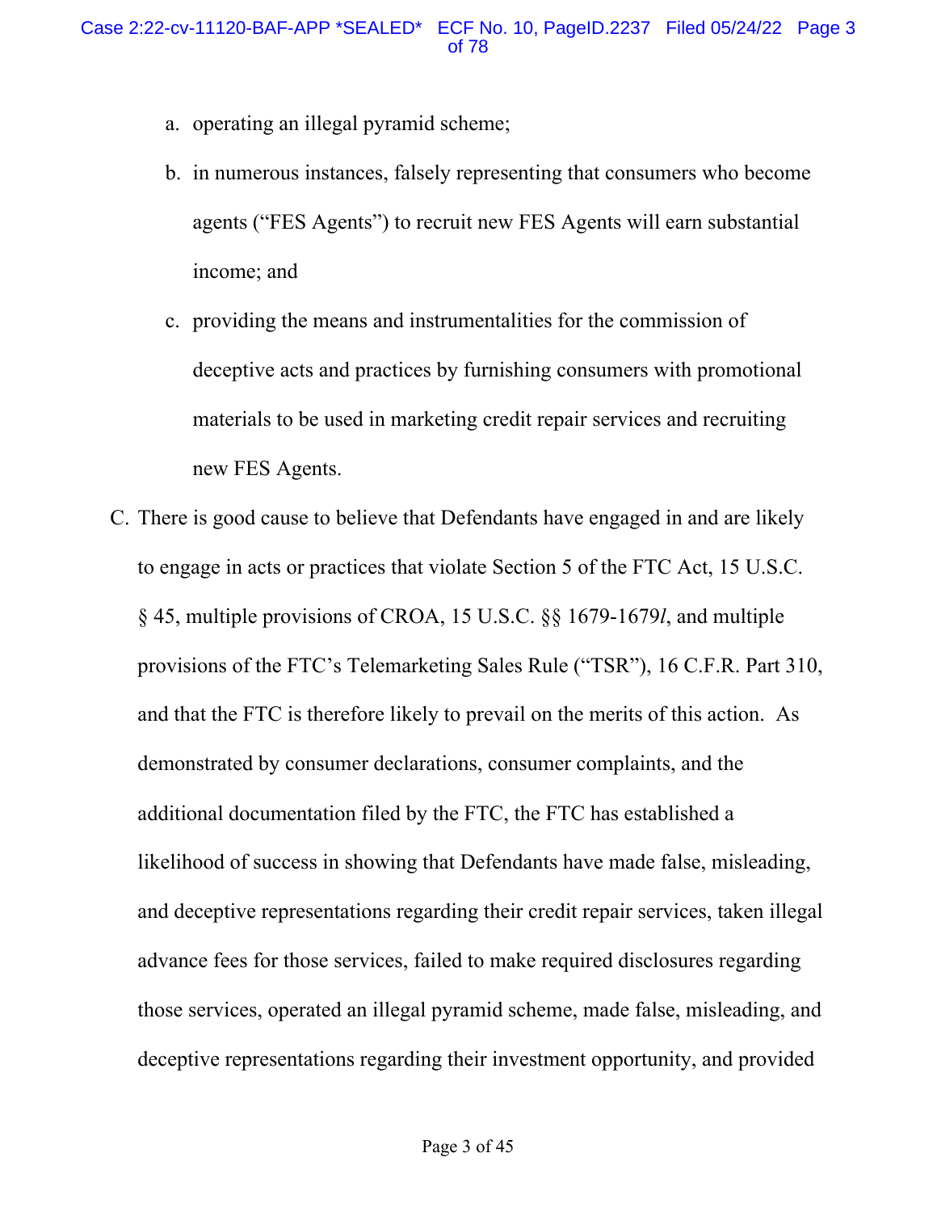a. operating an illegal pyramid scheme;

b. in numerous instances, falsely representing that consumers who become agents ("FES Agents") to recruit new FES Agents will earn substantial income; and

c. providing the means and instrumentalities for the commission of deceptive acts and practices by furnishing consumers with promotional materials to be used in marketing credit repair services and recruiting new FES Agents.

C. There is good cause to believe that Defendants have engaged in and are likely to engage in acts or practices that violate Section 5 of the FTC Act, 15 U.S.C. § 45, multiple provisions of CROA, 15 U.S.C. §§ 1679-1679*l*, and multiple provisions of the FTC's Telemarketing Sales Rule ("TSR"), 16 C.F.R. Part 310, and that the FTC is therefore likely to prevail on the merits of this action. As demonstrated by consumer declarations, consumer complaints, and the additional documentation filed by the FTC, the FTC has established a likelihood of success in showing that Defendants have made false, misleading, and deceptive representations regarding their credit repair services, taken illegal advance fees for those services, failed to make required disclosures regarding those services, operated an illegal pyramid scheme, made false, misleading, and deceptive representations regarding their investment opportunity, and provided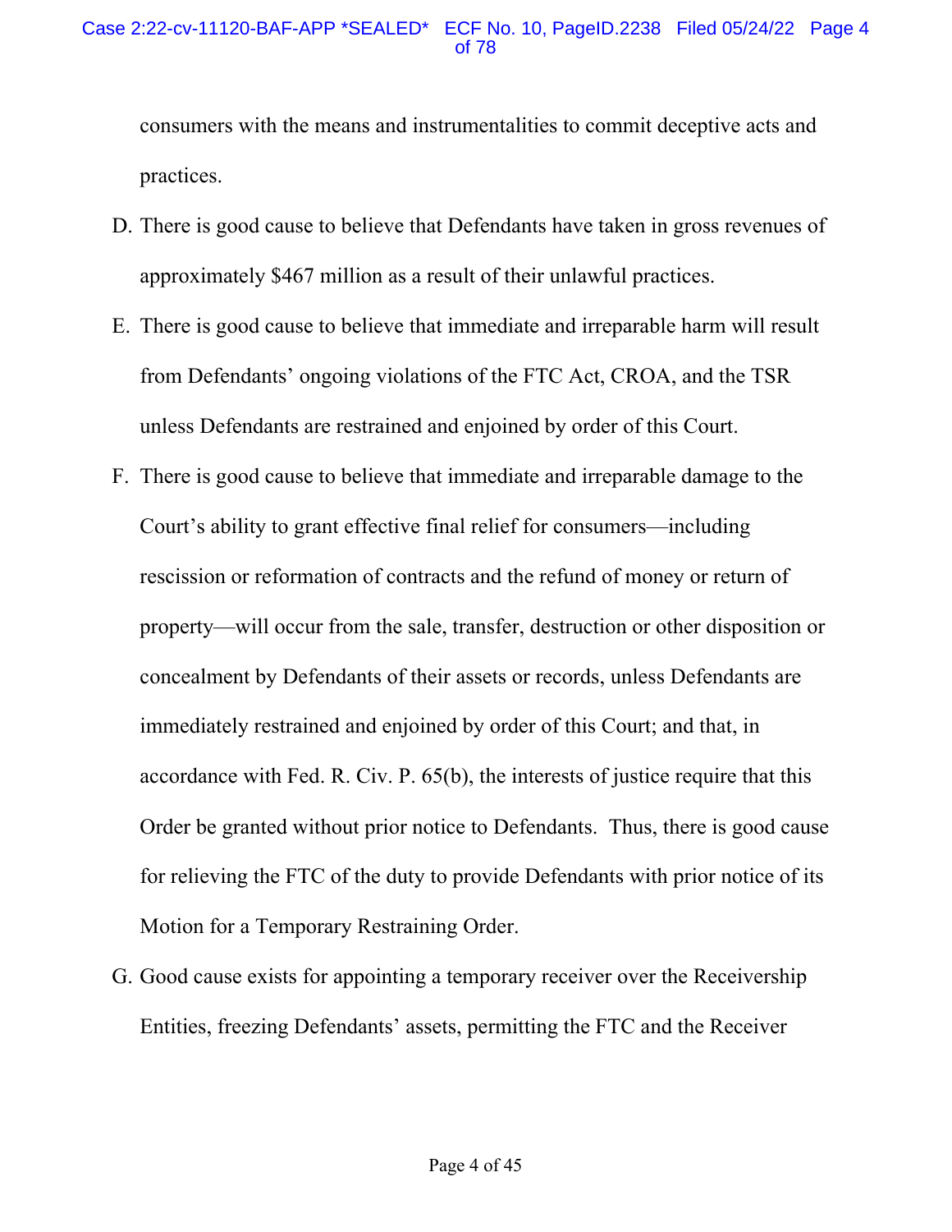consumers with the means and instrumentalities to commit deceptive acts and practices.

D. There is good cause to believe that Defendants have taken in gross revenues of approximately $467 million as a result of their unlawful practices.

E. There is good cause to believe that immediate and irreparable harm will result from Defendants' ongoing violations of the FTC Act, CROA, and the TSR unless Defendants are restrained and enjoined by order of this Court.

F. There is good cause to believe that immediate and irreparable damage to the Court's ability to grant effective final relief for consumers—including rescission or reformation of contracts and the refund of money or return of property—will occur from the sale, transfer, destruction or other disposition or concealment by Defendants of their assets or records, unless Defendants are immediately restrained and enjoined by order of this Court; and that, in accordance with Fed. R. Civ. P. 65(b), the interests of justice require that this Order be granted without prior notice to Defendants. Thus, there is good cause for relieving the FTC of the duty to provide Defendants with prior notice of its Motion for a Temporary Restraining Order.

G. Good cause exists for appointing a temporary receiver over the Receivership Entities, freezing Defendants' assets, permitting the FTC and the Receiver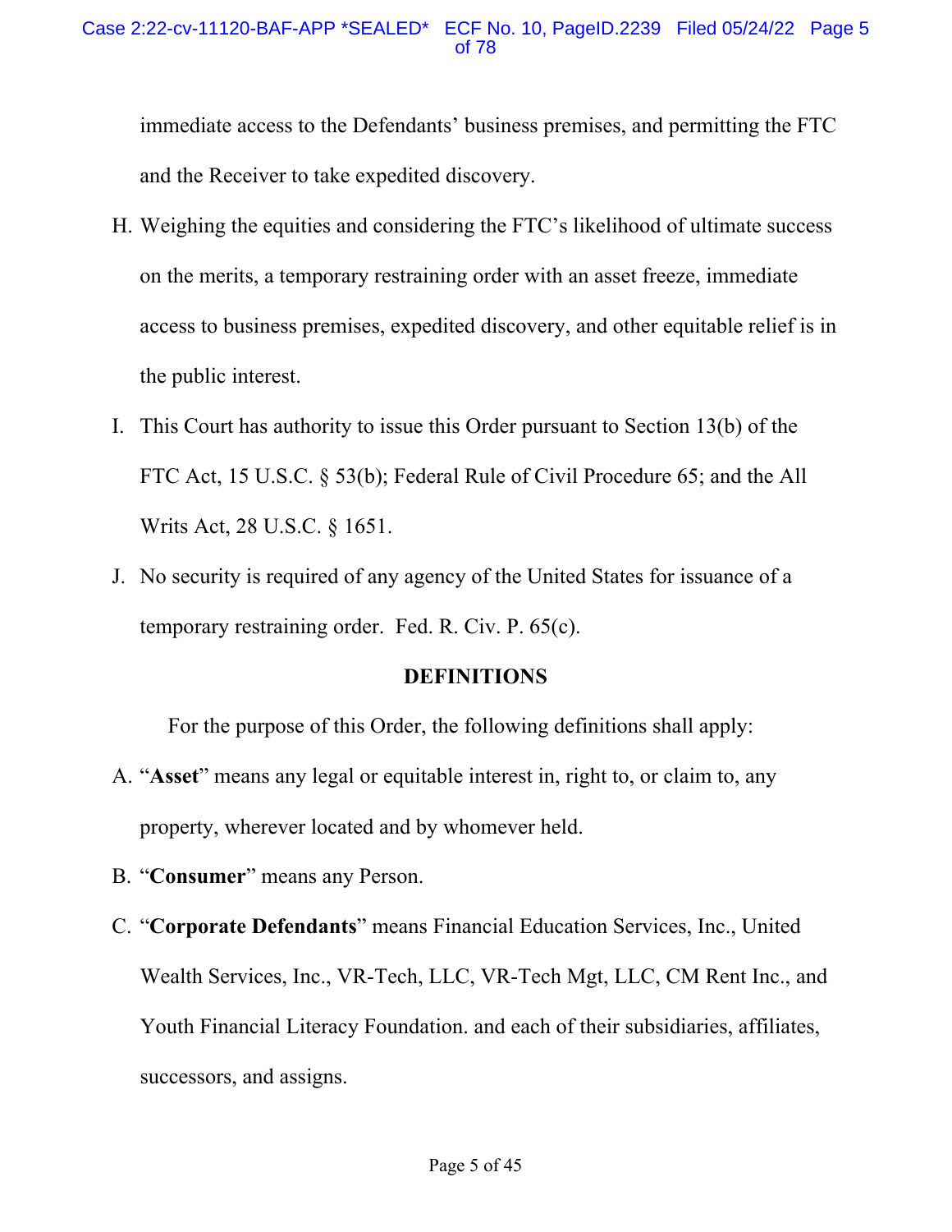immediate access to the Defendants' business premises, and permitting the FTC and the Receiver to take expedited discovery.

H. Weighing the equities and considering the FTC's likelihood of ultimate success on the merits, a temporary restraining order with an asset freeze, immediate access to business premises, expedited discovery, and other equitable relief is in the public interest.

I. This Court has authority to issue this Order pursuant to Section 13(b) of the FTC Act, 15 U.S.C. § 53(b); Federal Rule of Civil Procedure 65; and the All Writs Act, 28 U.S.C. § 1651.

J. No security is required of any agency of the United States for issuance of a temporary restraining order. Fed. R. Civ. P. 65(c).

## DEFINITIONS

For the purpose of this Order, the following definitions shall apply:

A. "**Asset**" means any legal or equitable interest in, right to, or claim to, any property, wherever located and by whomever held.

B. "**Consumer**" means any Person.

C. "**Corporate Defendants**" means Financial Education Services, Inc., United Wealth Services, Inc., VR-Tech, LLC, VR-Tech Mgt, LLC, CM Rent Inc., and Youth Financial Literacy Foundation. and each of their subsidiaries, affiliates, successors, and assigns.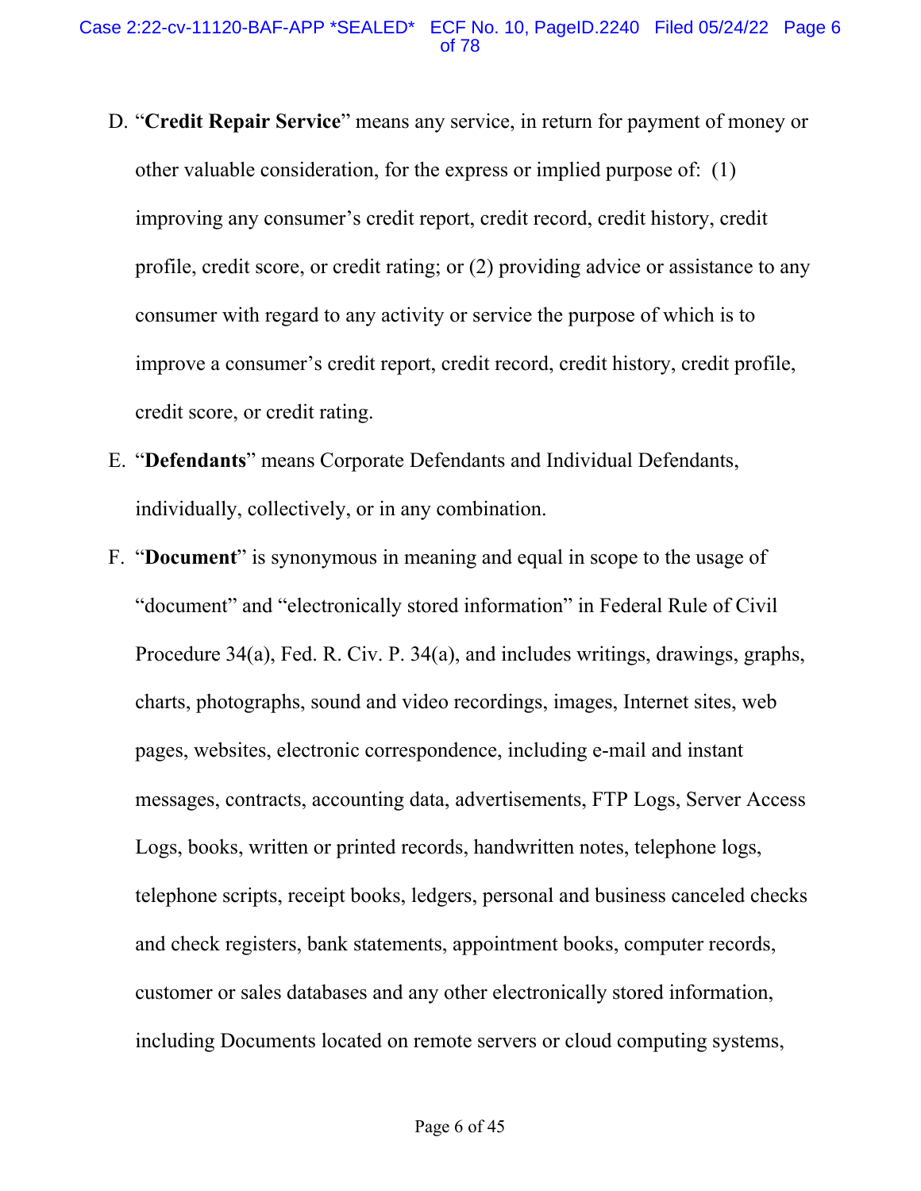D. "**Credit Repair Service**" means any service, in return for payment of money or other valuable consideration, for the express or implied purpose of: (1) improving any consumer's credit report, credit record, credit history, credit profile, credit score, or credit rating; or (2) providing advice or assistance to any consumer with regard to any activity or service the purpose of which is to improve a consumer's credit report, credit record, credit history, credit profile, credit score, or credit rating.

E. "**Defendants**" means Corporate Defendants and Individual Defendants, individually, collectively, or in any combination.

F. "**Document**" is synonymous in meaning and equal in scope to the usage of "document" and "electronically stored information" in Federal Rule of Civil Procedure 34(a), Fed. R. Civ. P. 34(a), and includes writings, drawings, graphs, charts, photographs, sound and video recordings, images, Internet sites, web pages, websites, electronic correspondence, including e-mail and instant messages, contracts, accounting data, advertisements, FTP Logs, Server Access Logs, books, written or printed records, handwritten notes, telephone logs, telephone scripts, receipt books, ledgers, personal and business canceled checks and check registers, bank statements, appointment books, computer records, customer or sales databases and any other electronically stored information, including Documents located on remote servers or cloud computing systems,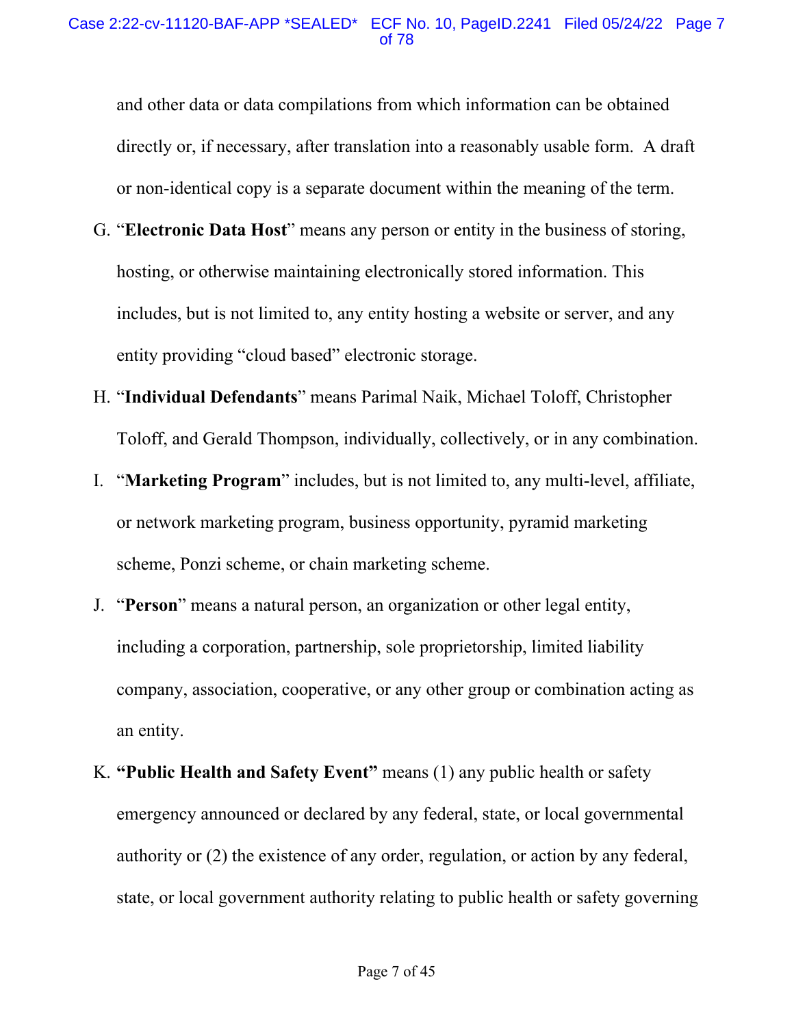and other data or data compilations from which information can be obtained directly or, if necessary, after translation into a reasonably usable form. A draft or non-identical copy is a separate document within the meaning of the term.

G. "**Electronic Data Host**" means any person or entity in the business of storing, hosting, or otherwise maintaining electronically stored information. This includes, but is not limited to, any entity hosting a website or server, and any entity providing "cloud based" electronic storage.

H. "**Individual Defendants**" means Parimal Naik, Michael Toloff, Christopher Toloff, and Gerald Thompson, individually, collectively, or in any combination.

I. "**Marketing Program**" includes, but is not limited to, any multi-level, affiliate, or network marketing program, business opportunity, pyramid marketing scheme, Ponzi scheme, or chain marketing scheme.

J. "**Person**" means a natural person, an organization or other legal entity, including a corporation, partnership, sole proprietorship, limited liability company, association, cooperative, or any other group or combination acting as an entity.

K. **"Public Health and Safety Event"** means (1) any public health or safety emergency announced or declared by any federal, state, or local governmental authority or (2) the existence of any order, regulation, or action by any federal, state, or local government authority relating to public health or safety governing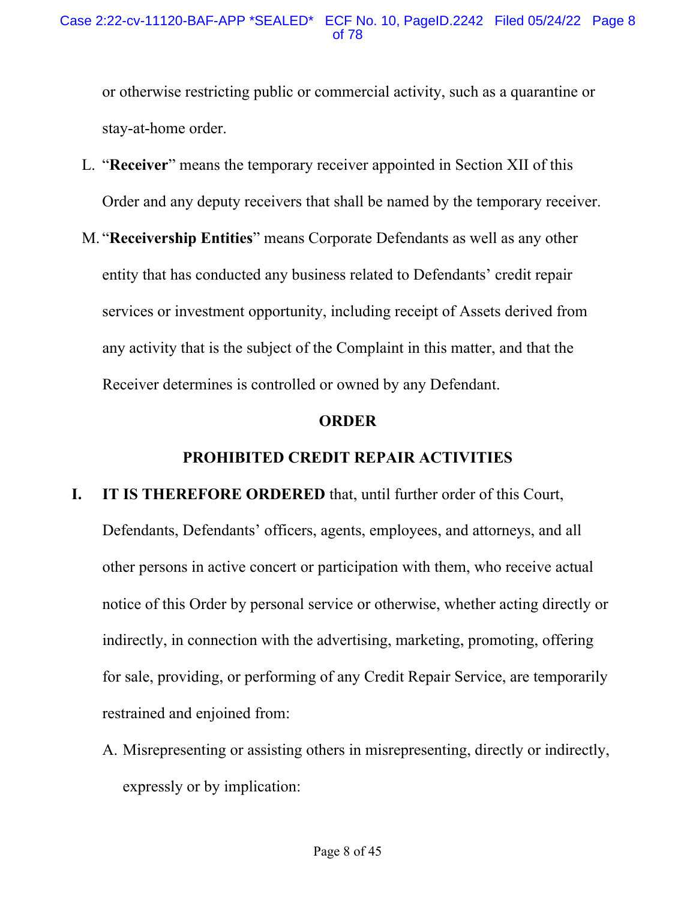or otherwise restricting public or commercial activity, such as a quarantine or stay-at-home order.

L. "**Receiver**" means the temporary receiver appointed in Section XII of this Order and any deputy receivers that shall be named by the temporary receiver.

M. "**Receivership Entities**" means Corporate Defendants as well as any other entity that has conducted any business related to Defendants' credit repair services or investment opportunity, including receipt of Assets derived from any activity that is the subject of the Complaint in this matter, and that the Receiver determines is controlled or owned by any Defendant.

## ORDER

## PROHIBITED CREDIT REPAIR ACTIVITIES

**I. IT IS THEREFORE ORDERED** that, until further order of this Court, Defendants, Defendants' officers, agents, employees, and attorneys, and all other persons in active concert or participation with them, who receive actual notice of this Order by personal service or otherwise, whether acting directly or indirectly, in connection with the advertising, marketing, promoting, offering for sale, providing, or performing of any Credit Repair Service, are temporarily restrained and enjoined from:

A. Misrepresenting or assisting others in misrepresenting, directly or indirectly, expressly or by implication: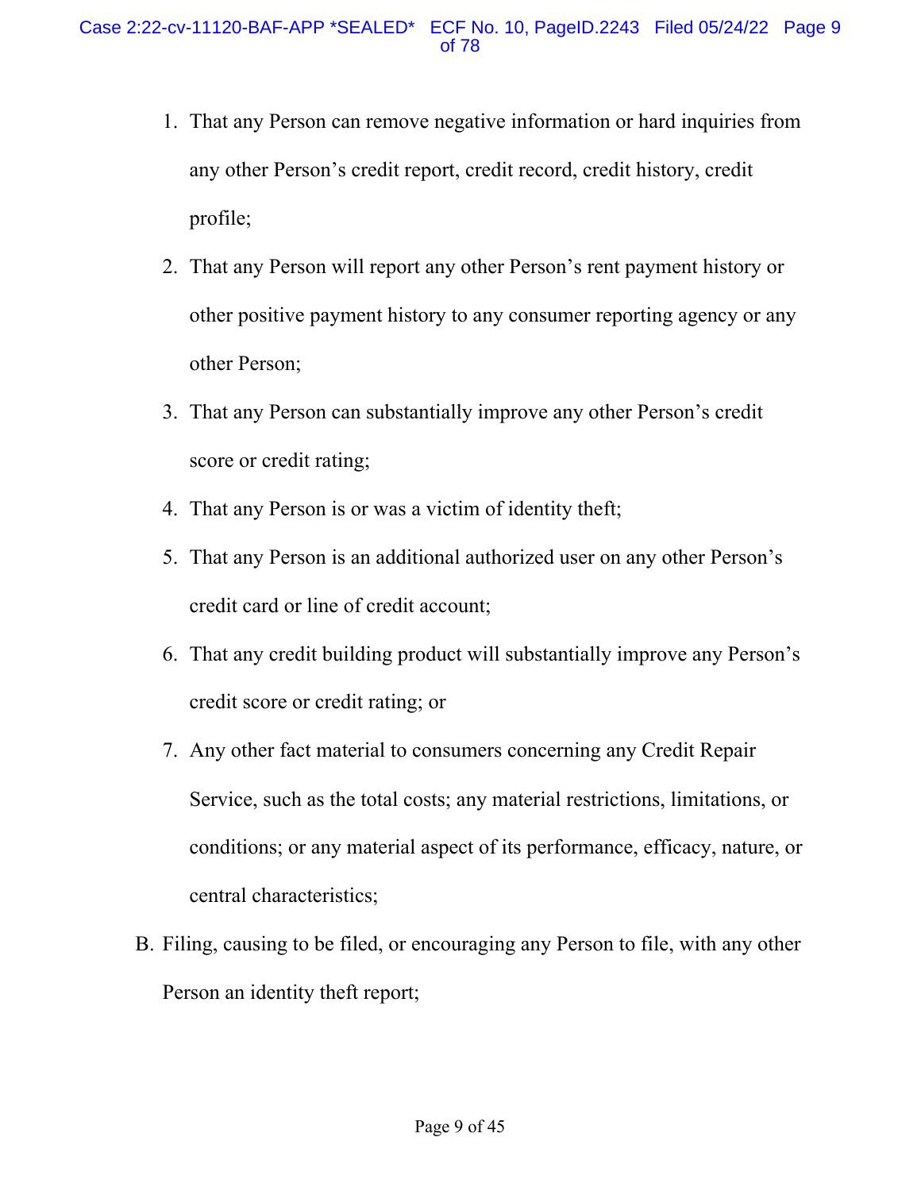1. That any Person can remove negative information or hard inquiries from any other Person's credit report, credit record, credit history, credit profile;
2. That any Person will report any other Person's rent payment history or other positive payment history to any consumer reporting agency or any other Person;
3. That any Person can substantially improve any other Person's credit score or credit rating;
4. That any Person is or was a victim of identity theft;
5. That any Person is an additional authorized user on any other Person's credit card or line of credit account;
6. That any credit building product will substantially improve any Person's credit score or credit rating; or
7. Any other fact material to consumers concerning any Credit Repair Service, such as the total costs; any material restrictions, limitations, or conditions; or any material aspect of its performance, efficacy, nature, or central characteristics;

B. Filing, causing to be filed, or encouraging any Person to file, with any other Person an identity theft report;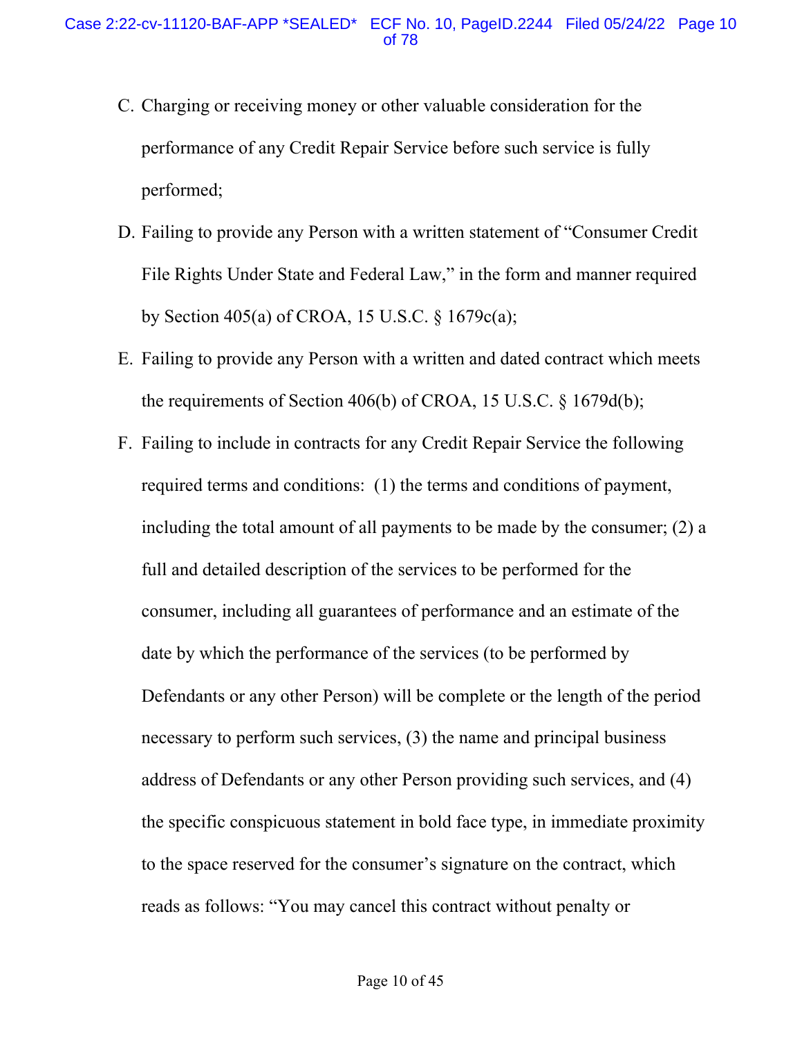C. Charging or receiving money or other valuable consideration for the performance of any Credit Repair Service before such service is fully performed;

D. Failing to provide any Person with a written statement of "Consumer Credit File Rights Under State and Federal Law," in the form and manner required by Section 405(a) of CROA, 15 U.S.C. § 1679c(a);

E. Failing to provide any Person with a written and dated contract which meets the requirements of Section 406(b) of CROA, 15 U.S.C. § 1679d(b);

F. Failing to include in contracts for any Credit Repair Service the following required terms and conditions: (1) the terms and conditions of payment, including the total amount of all payments to be made by the consumer; (2) a full and detailed description of the services to be performed for the consumer, including all guarantees of performance and an estimate of the date by which the performance of the services (to be performed by Defendants or any other Person) will be complete or the length of the period necessary to perform such services, (3) the name and principal business address of Defendants or any other Person providing such services, and (4) the specific conspicuous statement in bold face type, in immediate proximity to the space reserved for the consumer's signature on the contract, which reads as follows: "You may cancel this contract without penalty or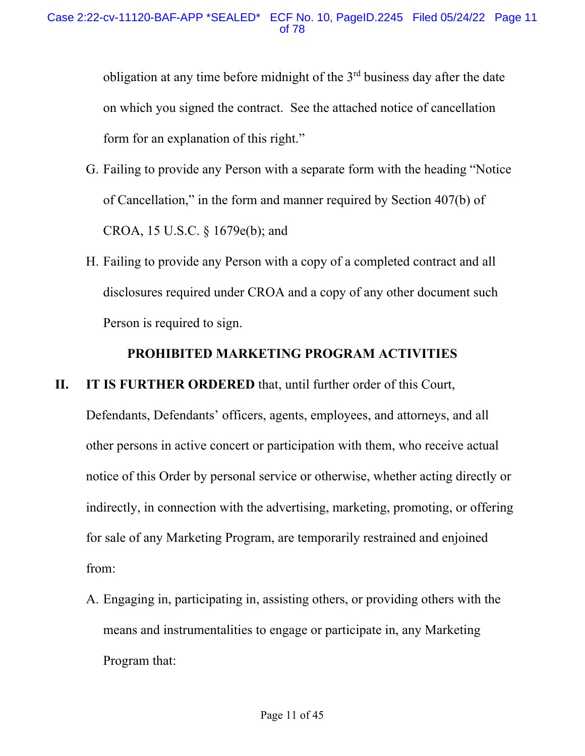obligation at any time before midnight of the 3rd business day after the date on which you signed the contract. See the attached notice of cancellation form for an explanation of this right."

G. Failing to provide any Person with a separate form with the heading "Notice of Cancellation," in the form and manner required by Section 407(b) of CROA, 15 U.S.C. § 1679e(b); and

H. Failing to provide any Person with a copy of a completed contract and all disclosures required under CROA and a copy of any other document such Person is required to sign.

**PROHIBITED MARKETING PROGRAM ACTIVITIES**

**II. IT IS FURTHER ORDERED** that, until further order of this Court, Defendants, Defendants' officers, agents, employees, and attorneys, and all other persons in active concert or participation with them, who receive actual notice of this Order by personal service or otherwise, whether acting directly or indirectly, in connection with the advertising, marketing, promoting, or offering for sale of any Marketing Program, are temporarily restrained and enjoined from:

A. Engaging in, participating in, assisting others, or providing others with the means and instrumentalities to engage or participate in, any Marketing Program that: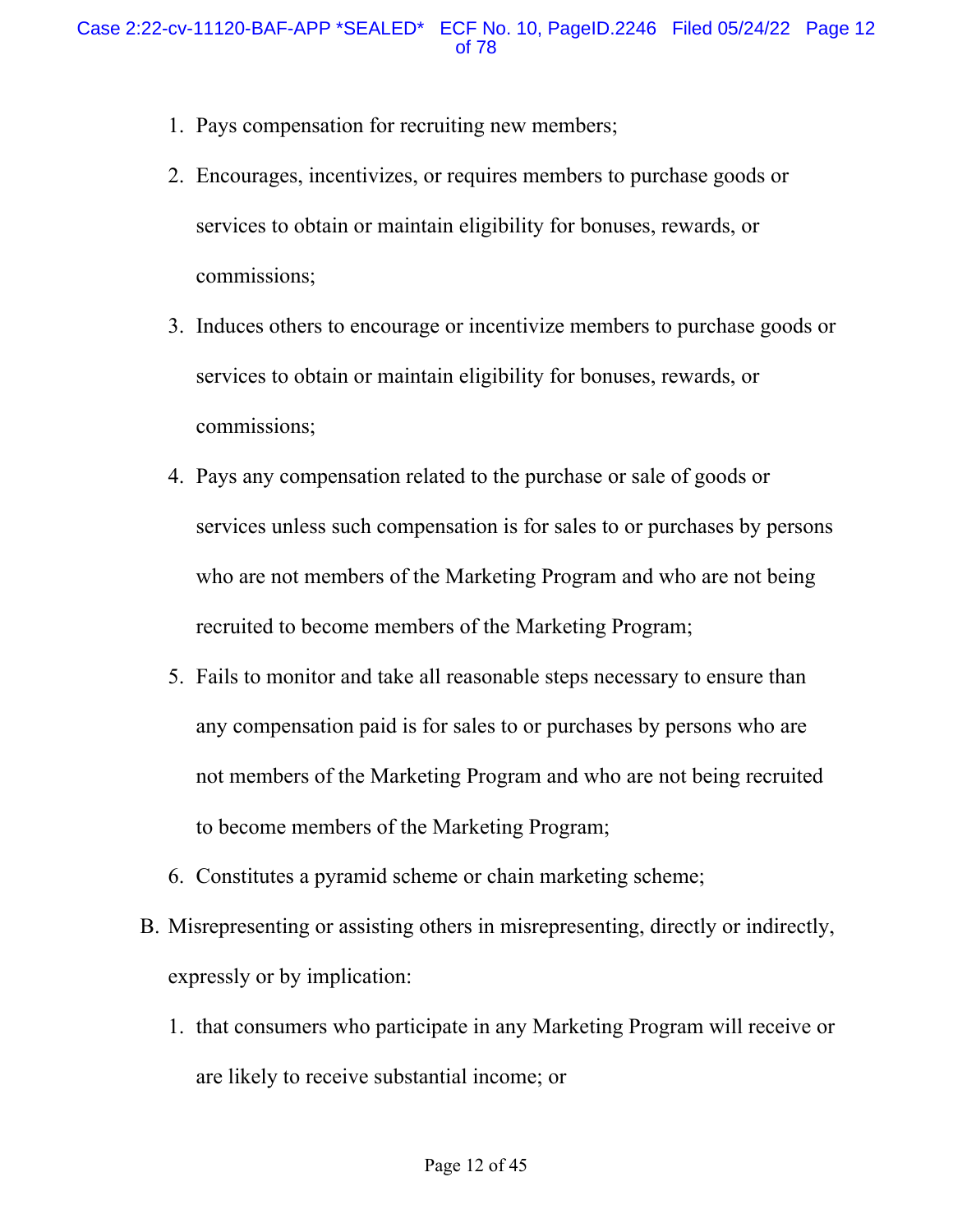1. Pays compensation for recruiting new members;
2. Encourages, incentivizes, or requires members to purchase goods or services to obtain or maintain eligibility for bonuses, rewards, or commissions;
3. Induces others to encourage or incentivize members to purchase goods or services to obtain or maintain eligibility for bonuses, rewards, or commissions;
4. Pays any compensation related to the purchase or sale of goods or services unless such compensation is for sales to or purchases by persons who are not members of the Marketing Program and who are not being recruited to become members of the Marketing Program;
5. Fails to monitor and take all reasonable steps necessary to ensure than any compensation paid is for sales to or purchases by persons who are not members of the Marketing Program and who are not being recruited to become members of the Marketing Program;
6. Constitutes a pyramid scheme or chain marketing scheme;

B. Misrepresenting or assisting others in misrepresenting, directly or indirectly, expressly or by implication:

1. that consumers who participate in any Marketing Program will receive or are likely to receive substantial income; or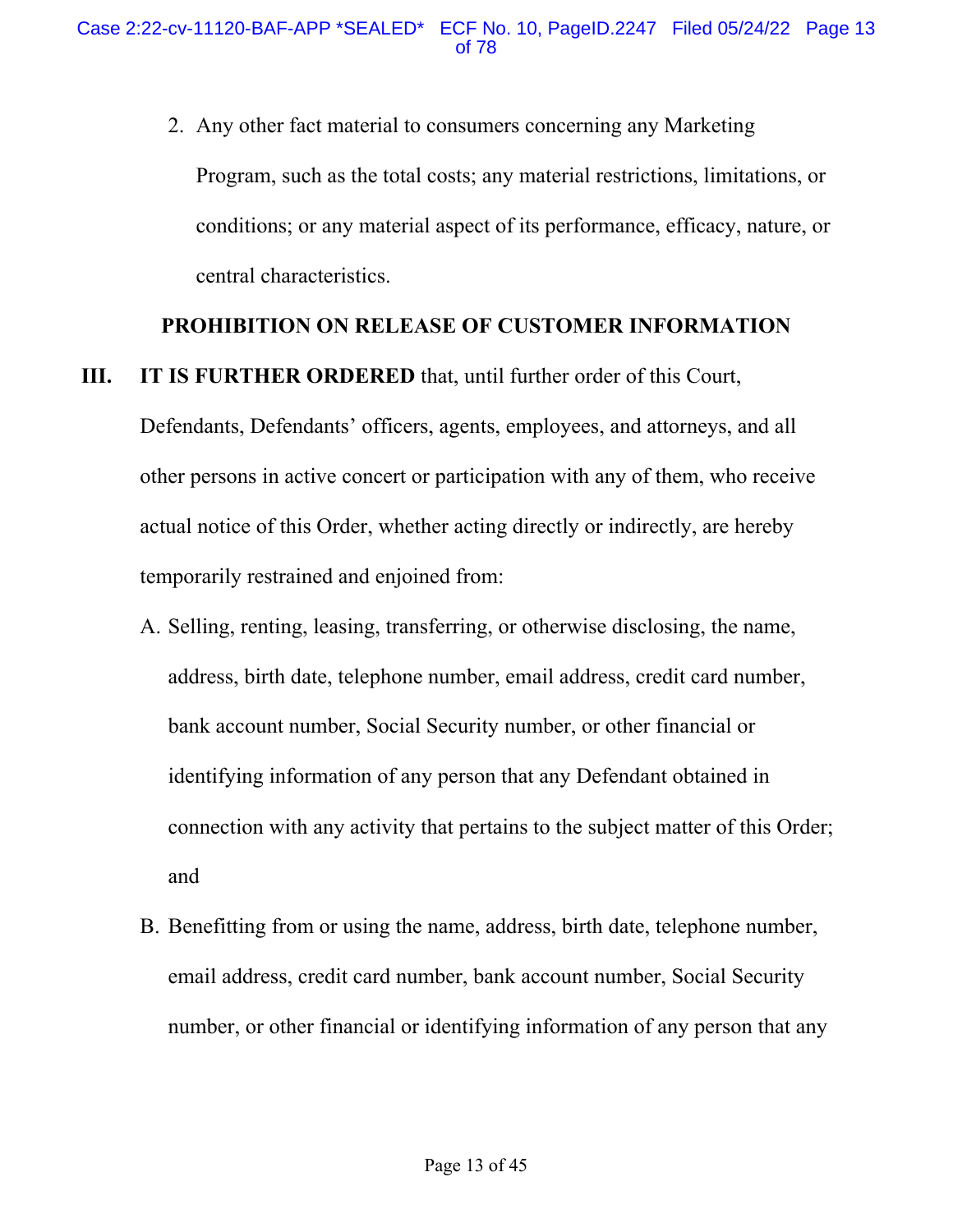2. Any other fact material to consumers concerning any Marketing Program, such as the total costs; any material restrictions, limitations, or conditions; or any material aspect of its performance, efficacy, nature, or central characteristics.

## PROHIBITION ON RELEASE OF CUSTOMER INFORMATION

**III. IT IS FURTHER ORDERED** that, until further order of this Court, Defendants, Defendants' officers, agents, employees, and attorneys, and all other persons in active concert or participation with any of them, who receive actual notice of this Order, whether acting directly or indirectly, are hereby temporarily restrained and enjoined from:

A. Selling, renting, leasing, transferring, or otherwise disclosing, the name, address, birth date, telephone number, email address, credit card number, bank account number, Social Security number, or other financial or identifying information of any person that any Defendant obtained in connection with any activity that pertains to the subject matter of this Order; and

B. Benefitting from or using the name, address, birth date, telephone number, email address, credit card number, bank account number, Social Security number, or other financial or identifying information of any person that any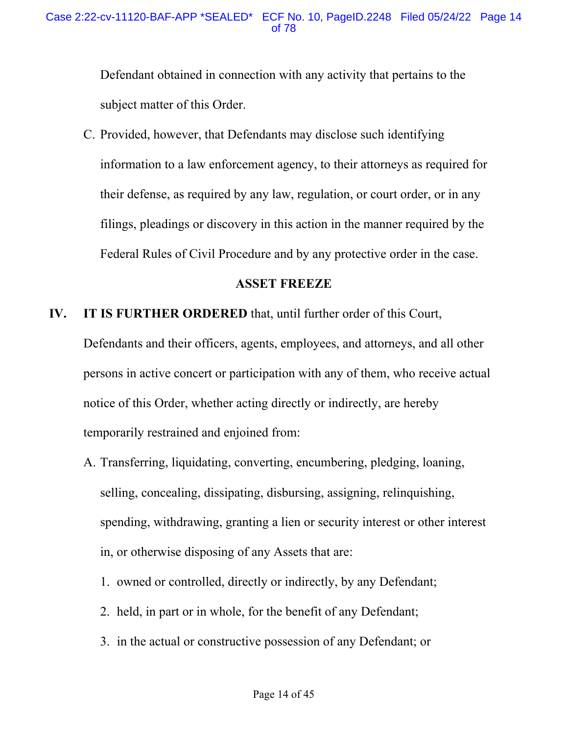Defendant obtained in connection with any activity that pertains to the subject matter of this Order.

C. Provided, however, that Defendants may disclose such identifying information to a law enforcement agency, to their attorneys as required for their defense, as required by any law, regulation, or court order, or in any filings, pleadings or discovery in this action in the manner required by the Federal Rules of Civil Procedure and by any protective order in the case.

## ASSET FREEZE

**IV. IT IS FURTHER ORDERED** that, until further order of this Court, Defendants and their officers, agents, employees, and attorneys, and all other persons in active concert or participation with any of them, who receive actual notice of this Order, whether acting directly or indirectly, are hereby temporarily restrained and enjoined from:

A. Transferring, liquidating, converting, encumbering, pledging, loaning, selling, concealing, dissipating, disbursing, assigning, relinquishing, spending, withdrawing, granting a lien or security interest or other interest in, or otherwise disposing of any Assets that are:

1. owned or controlled, directly or indirectly, by any Defendant;
2. held, in part or in whole, for the benefit of any Defendant;
3. in the actual or constructive possession of any Defendant; or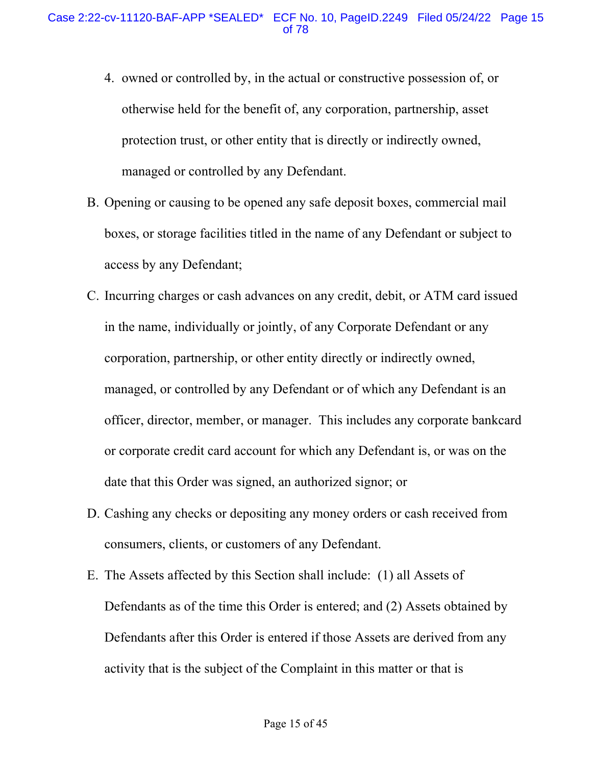4. owned or controlled by, in the actual or constructive possession of, or otherwise held for the benefit of, any corporation, partnership, asset protection trust, or other entity that is directly or indirectly owned, managed or controlled by any Defendant.

B. Opening or causing to be opened any safe deposit boxes, commercial mail boxes, or storage facilities titled in the name of any Defendant or subject to access by any Defendant;

C. Incurring charges or cash advances on any credit, debit, or ATM card issued in the name, individually or jointly, of any Corporate Defendant or any corporation, partnership, or other entity directly or indirectly owned, managed, or controlled by any Defendant or of which any Defendant is an officer, director, member, or manager. This includes any corporate bankcard or corporate credit card account for which any Defendant is, or was on the date that this Order was signed, an authorized signor; or

D. Cashing any checks or depositing any money orders or cash received from consumers, clients, or customers of any Defendant.

E. The Assets affected by this Section shall include: (1) all Assets of Defendants as of the time this Order is entered; and (2) Assets obtained by Defendants after this Order is entered if those Assets are derived from any activity that is the subject of the Complaint in this matter or that is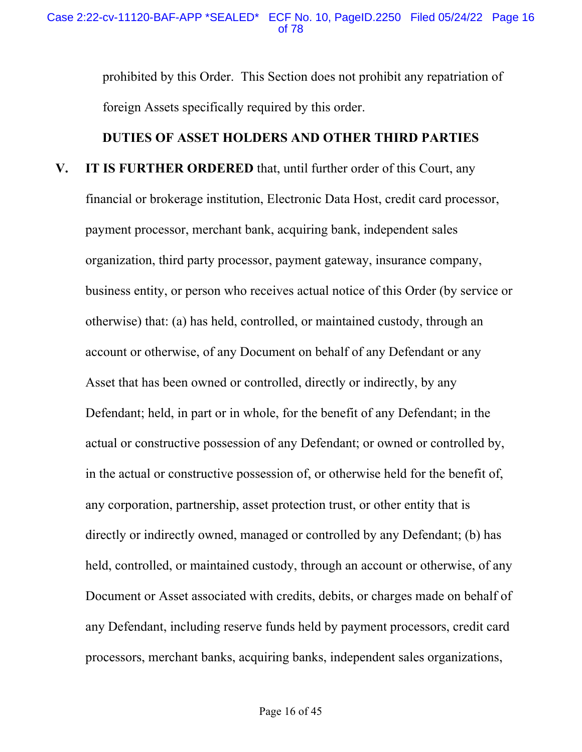prohibited by this Order. This Section does not prohibit any repatriation of foreign Assets specifically required by this order.

**DUTIES OF ASSET HOLDERS AND OTHER THIRD PARTIES**

**V. IT IS FURTHER ORDERED** that, until further order of this Court, any financial or brokerage institution, Electronic Data Host, credit card processor, payment processor, merchant bank, acquiring bank, independent sales organization, third party processor, payment gateway, insurance company, business entity, or person who receives actual notice of this Order (by service or otherwise) that: (a) has held, controlled, or maintained custody, through an account or otherwise, of any Document on behalf of any Defendant or any Asset that has been owned or controlled, directly or indirectly, by any Defendant; held, in part or in whole, for the benefit of any Defendant; in the actual or constructive possession of any Defendant; or owned or controlled by, in the actual or constructive possession of, or otherwise held for the benefit of, any corporation, partnership, asset protection trust, or other entity that is directly or indirectly owned, managed or controlled by any Defendant; (b) has held, controlled, or maintained custody, through an account or otherwise, of any Document or Asset associated with credits, debits, or charges made on behalf of any Defendant, including reserve funds held by payment processors, credit card processors, merchant banks, acquiring banks, independent sales organizations,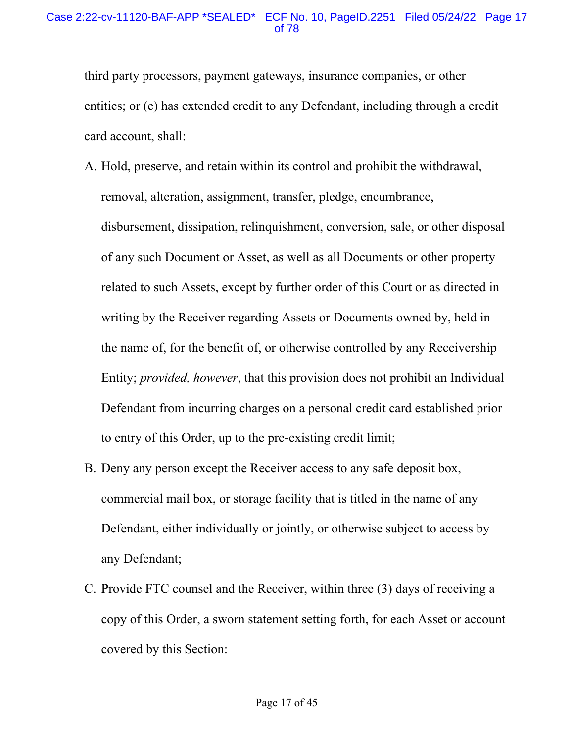third party processors, payment gateways, insurance companies, or other entities; or (c) has extended credit to any Defendant, including through a credit card account, shall:

A. Hold, preserve, and retain within its control and prohibit the withdrawal, removal, alteration, assignment, transfer, pledge, encumbrance, disbursement, dissipation, relinquishment, conversion, sale, or other disposal of any such Document or Asset, as well as all Documents or other property related to such Assets, except by further order of this Court or as directed in writing by the Receiver regarding Assets or Documents owned by, held in the name of, for the benefit of, or otherwise controlled by any Receivership Entity; *provided, however*, that this provision does not prohibit an Individual Defendant from incurring charges on a personal credit card established prior to entry of this Order, up to the pre-existing credit limit;

B. Deny any person except the Receiver access to any safe deposit box, commercial mail box, or storage facility that is titled in the name of any Defendant, either individually or jointly, or otherwise subject to access by any Defendant;

C. Provide FTC counsel and the Receiver, within three (3) days of receiving a copy of this Order, a sworn statement setting forth, for each Asset or account covered by this Section: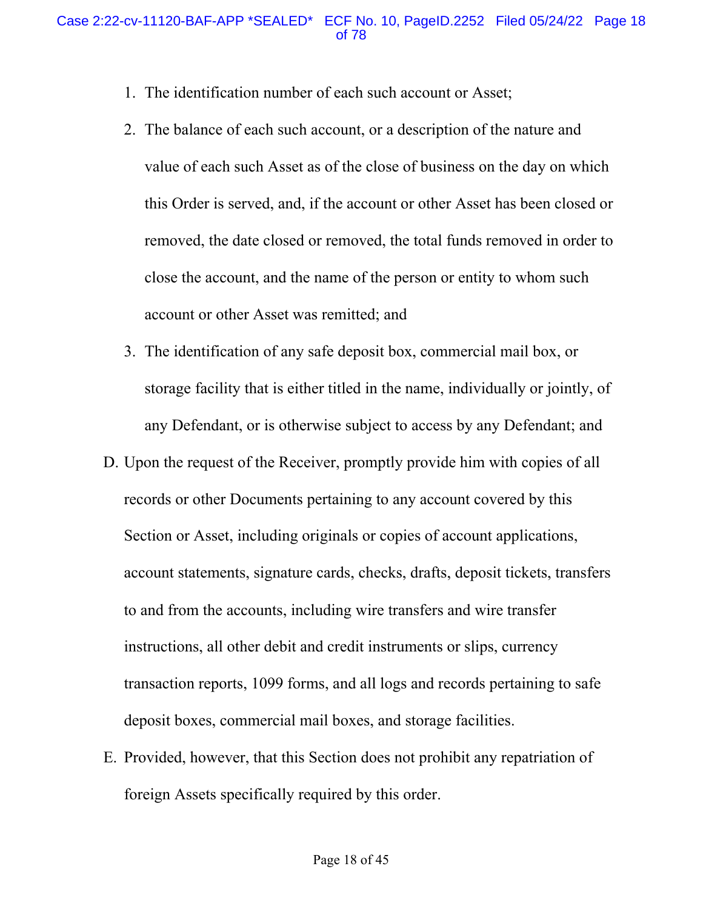1. The identification number of each such account or Asset;
2. The balance of each such account, or a description of the nature and value of each such Asset as of the close of business on the day on which this Order is served, and, if the account or other Asset has been closed or removed, the date closed or removed, the total funds removed in order to close the account, and the name of the person or entity to whom such account or other Asset was remitted; and
3. The identification of any safe deposit box, commercial mail box, or storage facility that is either titled in the name, individually or jointly, of any Defendant, or is otherwise subject to access by any Defendant; and

D. Upon the request of the Receiver, promptly provide him with copies of all records or other Documents pertaining to any account covered by this Section or Asset, including originals or copies of account applications, account statements, signature cards, checks, drafts, deposit tickets, transfers to and from the accounts, including wire transfers and wire transfer instructions, all other debit and credit instruments or slips, currency transaction reports, 1099 forms, and all logs and records pertaining to safe deposit boxes, commercial mail boxes, and storage facilities.

E. Provided, however, that this Section does not prohibit any repatriation of foreign Assets specifically required by this order.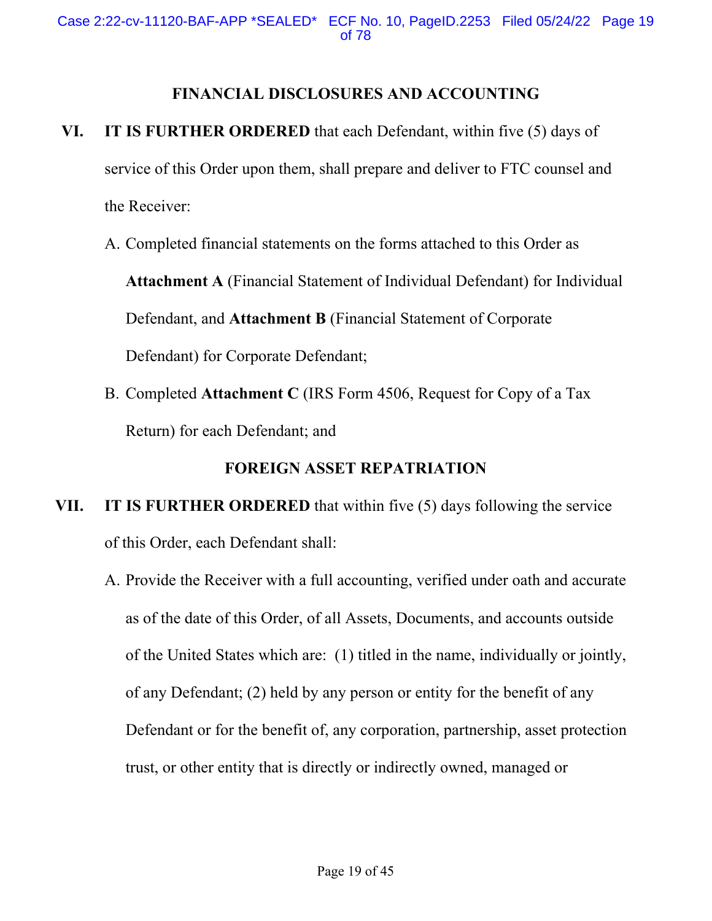## FINANCIAL DISCLOSURES AND ACCOUNTING

**VI. IT IS FURTHER ORDERED** that each Defendant, within five (5) days of service of this Order upon them, shall prepare and deliver to FTC counsel and the Receiver:

A. Completed financial statements on the forms attached to this Order as **Attachment A** (Financial Statement of Individual Defendant) for Individual Defendant, and **Attachment B** (Financial Statement of Corporate Defendant) for Corporate Defendant;

B. Completed **Attachment C** (IRS Form 4506, Request for Copy of a Tax Return) for each Defendant; and

## FOREIGN ASSET REPATRIATION

**VII. IT IS FURTHER ORDERED** that within five (5) days following the service of this Order, each Defendant shall:

A. Provide the Receiver with a full accounting, verified under oath and accurate as of the date of this Order, of all Assets, Documents, and accounts outside of the United States which are: (1) titled in the name, individually or jointly, of any Defendant; (2) held by any person or entity for the benefit of any Defendant or for the benefit of, any corporation, partnership, asset protection trust, or other entity that is directly or indirectly owned, managed or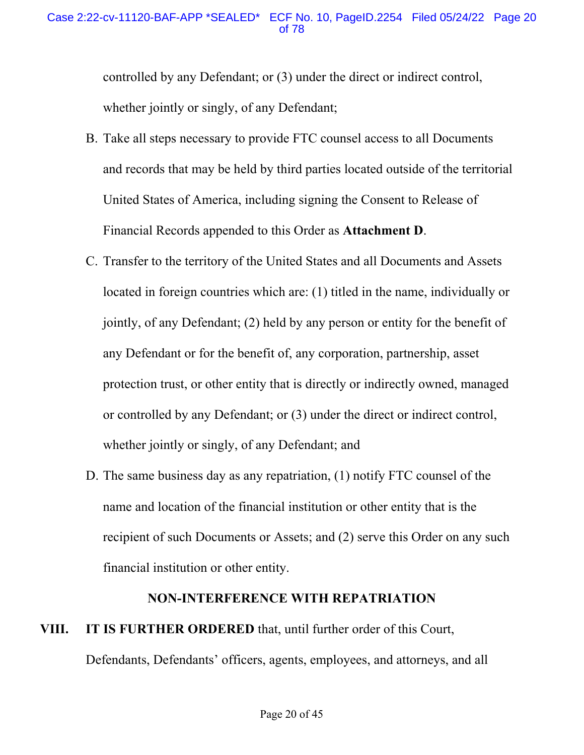controlled by any Defendant; or (3) under the direct or indirect control, whether jointly or singly, of any Defendant;

B. Take all steps necessary to provide FTC counsel access to all Documents and records that may be held by third parties located outside of the territorial United States of America, including signing the Consent to Release of Financial Records appended to this Order as **Attachment D**.

C. Transfer to the territory of the United States and all Documents and Assets located in foreign countries which are: (1) titled in the name, individually or jointly, of any Defendant; (2) held by any person or entity for the benefit of any Defendant or for the benefit of, any corporation, partnership, asset protection trust, or other entity that is directly or indirectly owned, managed or controlled by any Defendant; or (3) under the direct or indirect control, whether jointly or singly, of any Defendant; and

D. The same business day as any repatriation, (1) notify FTC counsel of the name and location of the financial institution or other entity that is the recipient of such Documents or Assets; and (2) serve this Order on any such financial institution or other entity.

## NON-INTERFERENCE WITH REPATRIATION

**VIII. IT IS FURTHER ORDERED** that, until further order of this Court, Defendants, Defendants' officers, agents, employees, and attorneys, and all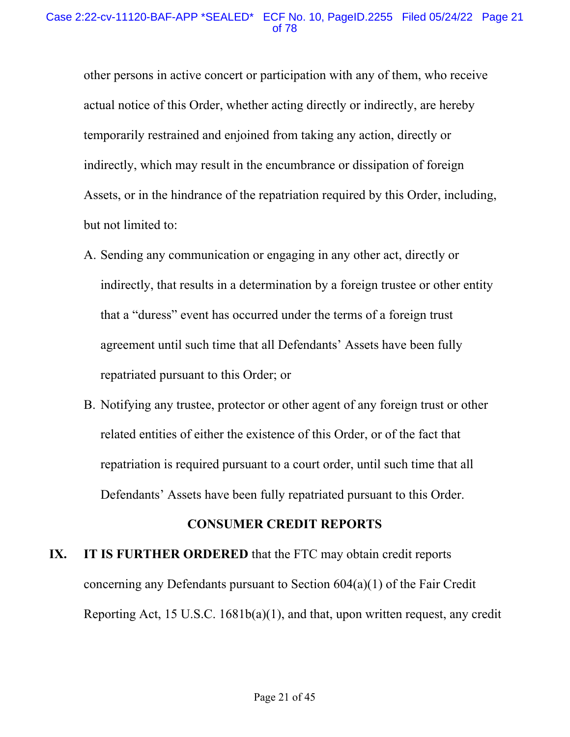other persons in active concert or participation with any of them, who receive actual notice of this Order, whether acting directly or indirectly, are hereby temporarily restrained and enjoined from taking any action, directly or indirectly, which may result in the encumbrance or dissipation of foreign Assets, or in the hindrance of the repatriation required by this Order, including, but not limited to:

A. Sending any communication or engaging in any other act, directly or indirectly, that results in a determination by a foreign trustee or other entity that a "duress" event has occurred under the terms of a foreign trust agreement until such time that all Defendants' Assets have been fully repatriated pursuant to this Order; or

B. Notifying any trustee, protector or other agent of any foreign trust or other related entities of either the existence of this Order, or of the fact that repatriation is required pursuant to a court order, until such time that all Defendants' Assets have been fully repatriated pursuant to this Order.

## CONSUMER CREDIT REPORTS

**IX. IT IS FURTHER ORDERED** that the FTC may obtain credit reports concerning any Defendants pursuant to Section 604(a)(1) of the Fair Credit Reporting Act, 15 U.S.C. 1681b(a)(1), and that, upon written request, any credit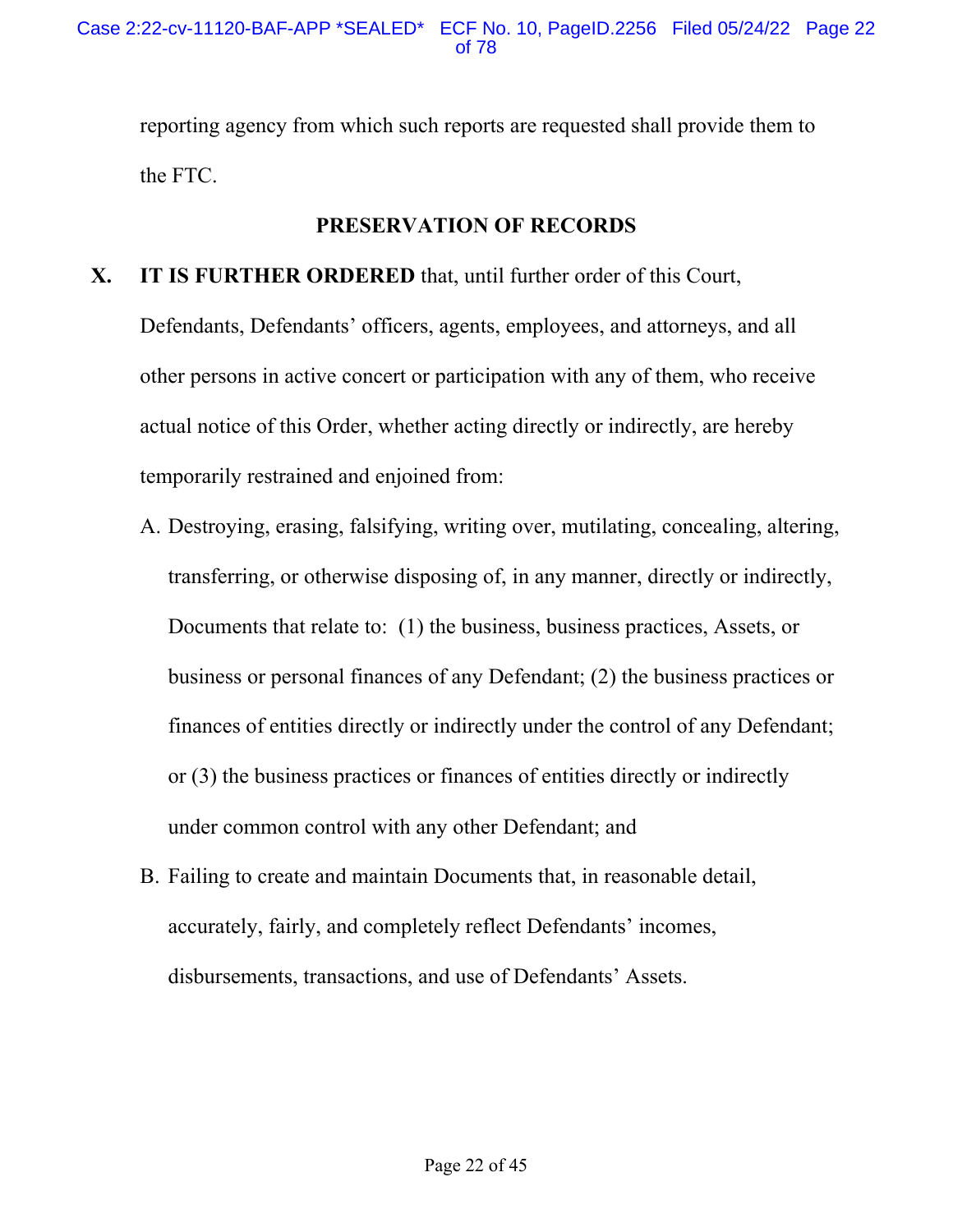reporting agency from which such reports are requested shall provide them to the FTC.

## PRESERVATION OF RECORDS

**X. IT IS FURTHER ORDERED** that, until further order of this Court, Defendants, Defendants' officers, agents, employees, and attorneys, and all other persons in active concert or participation with any of them, who receive actual notice of this Order, whether acting directly or indirectly, are hereby temporarily restrained and enjoined from:

A. Destroying, erasing, falsifying, writing over, mutilating, concealing, altering, transferring, or otherwise disposing of, in any manner, directly or indirectly, Documents that relate to: (1) the business, business practices, Assets, or business or personal finances of any Defendant; (2) the business practices or finances of entities directly or indirectly under the control of any Defendant; or (3) the business practices or finances of entities directly or indirectly under common control with any other Defendant; and

B. Failing to create and maintain Documents that, in reasonable detail, accurately, fairly, and completely reflect Defendants' incomes, disbursements, transactions, and use of Defendants' Assets.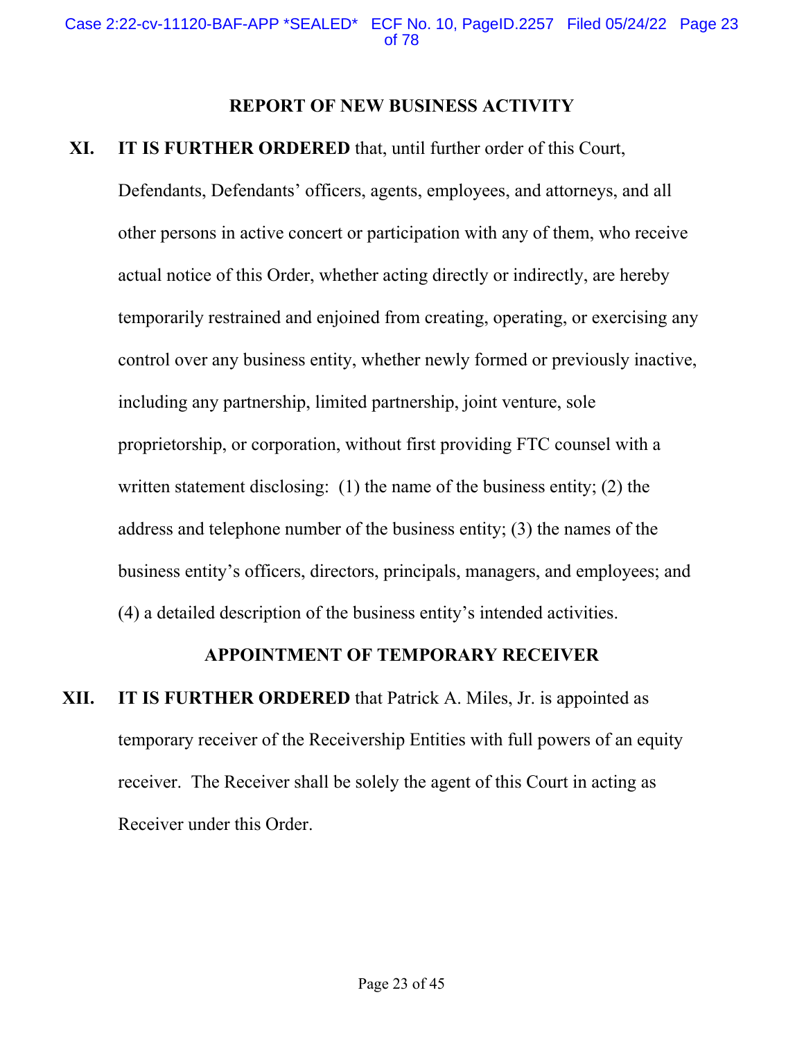## REPORT OF NEW BUSINESS ACTIVITY

**XI. IT IS FURTHER ORDERED** that, until further order of this Court, Defendants, Defendants' officers, agents, employees, and attorneys, and all other persons in active concert or participation with any of them, who receive actual notice of this Order, whether acting directly or indirectly, are hereby temporarily restrained and enjoined from creating, operating, or exercising any control over any business entity, whether newly formed or previously inactive, including any partnership, limited partnership, joint venture, sole proprietorship, or corporation, without first providing FTC counsel with a written statement disclosing: (1) the name of the business entity; (2) the address and telephone number of the business entity; (3) the names of the business entity's officers, directors, principals, managers, and employees; and (4) a detailed description of the business entity's intended activities.

## APPOINTMENT OF TEMPORARY RECEIVER

**XII. IT IS FURTHER ORDERED** that Patrick A. Miles, Jr. is appointed as temporary receiver of the Receivership Entities with full powers of an equity receiver. The Receiver shall be solely the agent of this Court in acting as Receiver under this Order.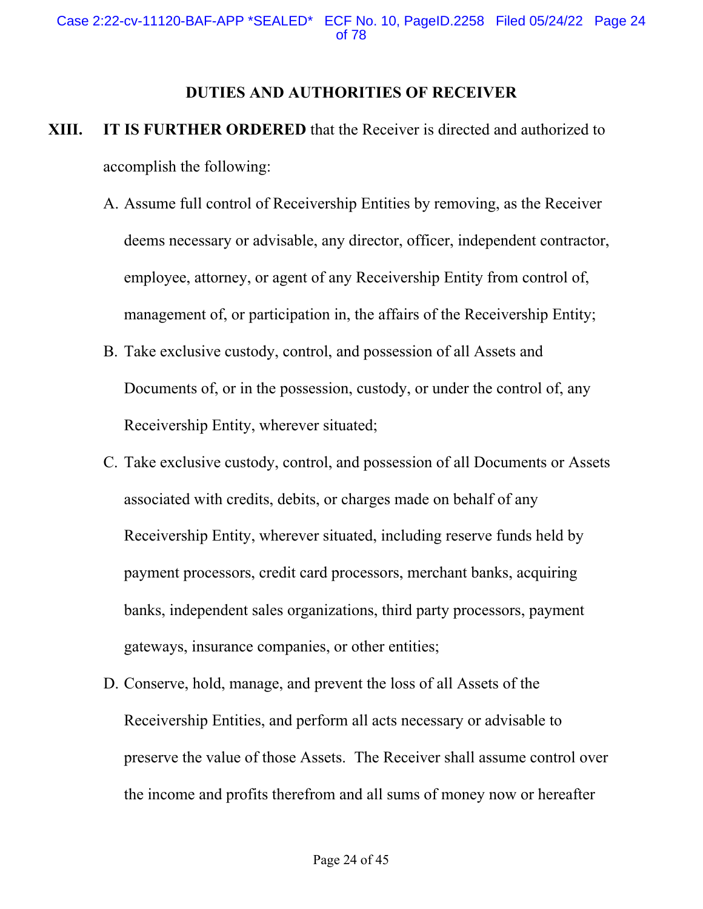## DUTIES AND AUTHORITIES OF RECEIVER

**XIII. IT IS FURTHER ORDERED** that the Receiver is directed and authorized to accomplish the following:

A. Assume full control of Receivership Entities by removing, as the Receiver deems necessary or advisable, any director, officer, independent contractor, employee, attorney, or agent of any Receivership Entity from control of, management of, or participation in, the affairs of the Receivership Entity;

B. Take exclusive custody, control, and possession of all Assets and Documents of, or in the possession, custody, or under the control of, any Receivership Entity, wherever situated;

C. Take exclusive custody, control, and possession of all Documents or Assets associated with credits, debits, or charges made on behalf of any Receivership Entity, wherever situated, including reserve funds held by payment processors, credit card processors, merchant banks, acquiring banks, independent sales organizations, third party processors, payment gateways, insurance companies, or other entities;

D. Conserve, hold, manage, and prevent the loss of all Assets of the Receivership Entities, and perform all acts necessary or advisable to preserve the value of those Assets. The Receiver shall assume control over the income and profits therefrom and all sums of money now or hereafter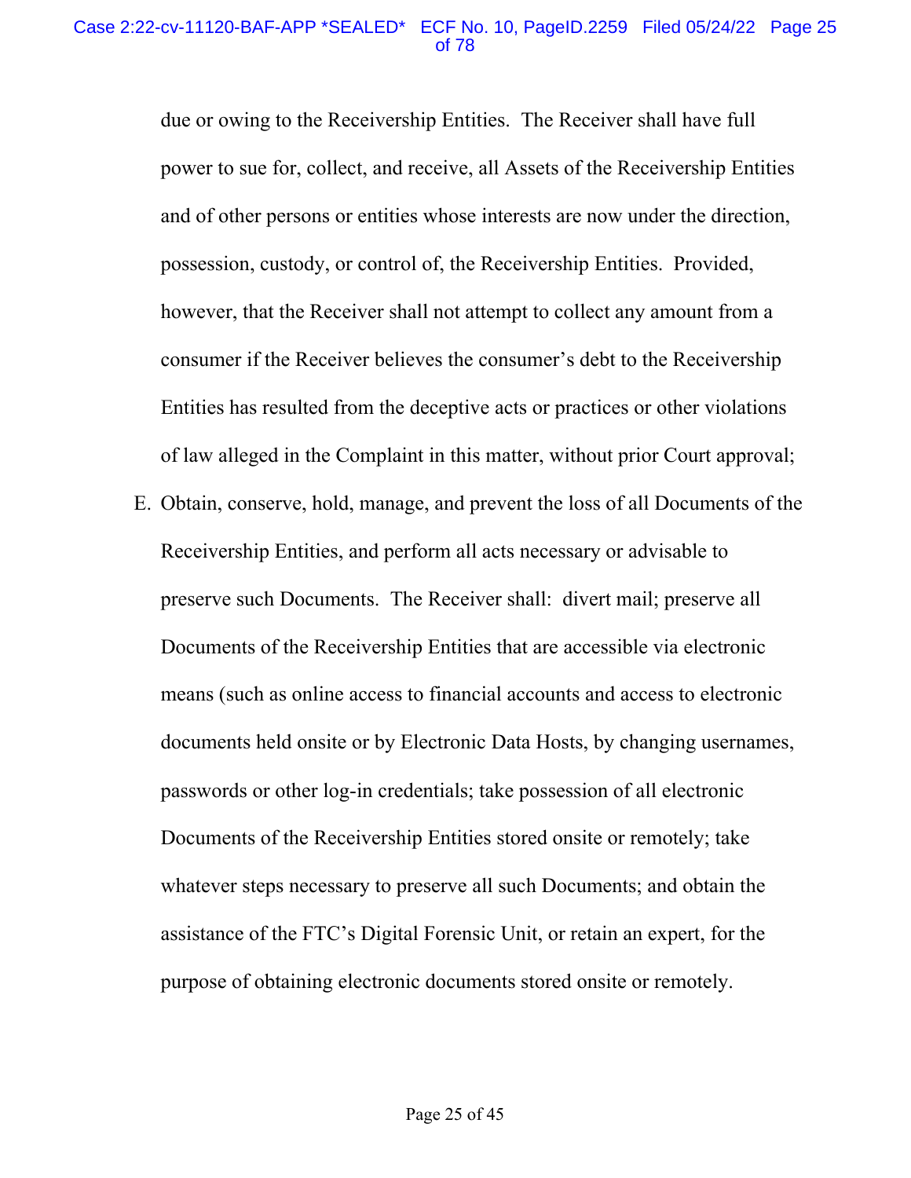due or owing to the Receivership Entities. The Receiver shall have full power to sue for, collect, and receive, all Assets of the Receivership Entities and of other persons or entities whose interests are now under the direction, possession, custody, or control of, the Receivership Entities. Provided, however, that the Receiver shall not attempt to collect any amount from a consumer if the Receiver believes the consumer's debt to the Receivership Entities has resulted from the deceptive acts or practices or other violations of law alleged in the Complaint in this matter, without prior Court approval;

E. Obtain, conserve, hold, manage, and prevent the loss of all Documents of the Receivership Entities, and perform all acts necessary or advisable to preserve such Documents. The Receiver shall: divert mail; preserve all Documents of the Receivership Entities that are accessible via electronic means (such as online access to financial accounts and access to electronic documents held onsite or by Electronic Data Hosts, by changing usernames, passwords or other log-in credentials; take possession of all electronic Documents of the Receivership Entities stored onsite or remotely; take whatever steps necessary to preserve all such Documents; and obtain the assistance of the FTC's Digital Forensic Unit, or retain an expert, for the purpose of obtaining electronic documents stored onsite or remotely.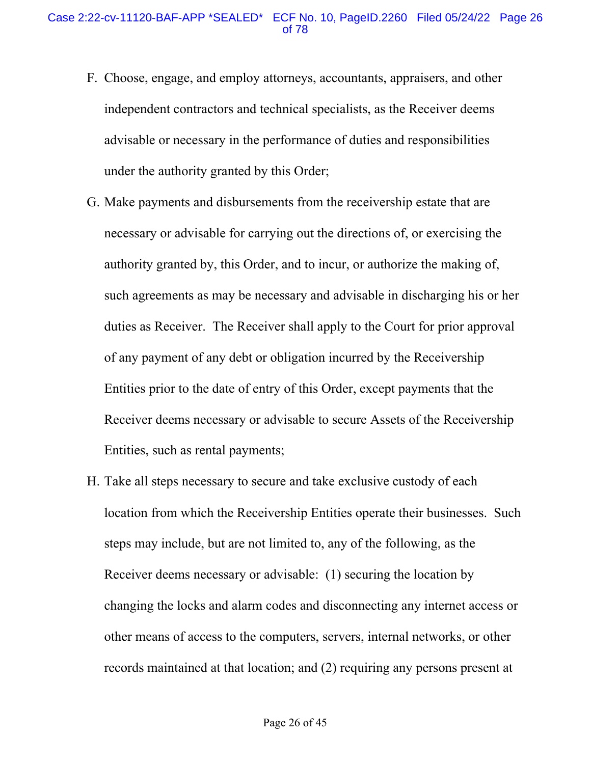F. Choose, engage, and employ attorneys, accountants, appraisers, and other independent contractors and technical specialists, as the Receiver deems advisable or necessary in the performance of duties and responsibilities under the authority granted by this Order;

G. Make payments and disbursements from the receivership estate that are necessary or advisable for carrying out the directions of, or exercising the authority granted by, this Order, and to incur, or authorize the making of, such agreements as may be necessary and advisable in discharging his or her duties as Receiver. The Receiver shall apply to the Court for prior approval of any payment of any debt or obligation incurred by the Receivership Entities prior to the date of entry of this Order, except payments that the Receiver deems necessary or advisable to secure Assets of the Receivership Entities, such as rental payments;

H. Take all steps necessary to secure and take exclusive custody of each location from which the Receivership Entities operate their businesses. Such steps may include, but are not limited to, any of the following, as the Receiver deems necessary or advisable: (1) securing the location by changing the locks and alarm codes and disconnecting any internet access or other means of access to the computers, servers, internal networks, or other records maintained at that location; and (2) requiring any persons present at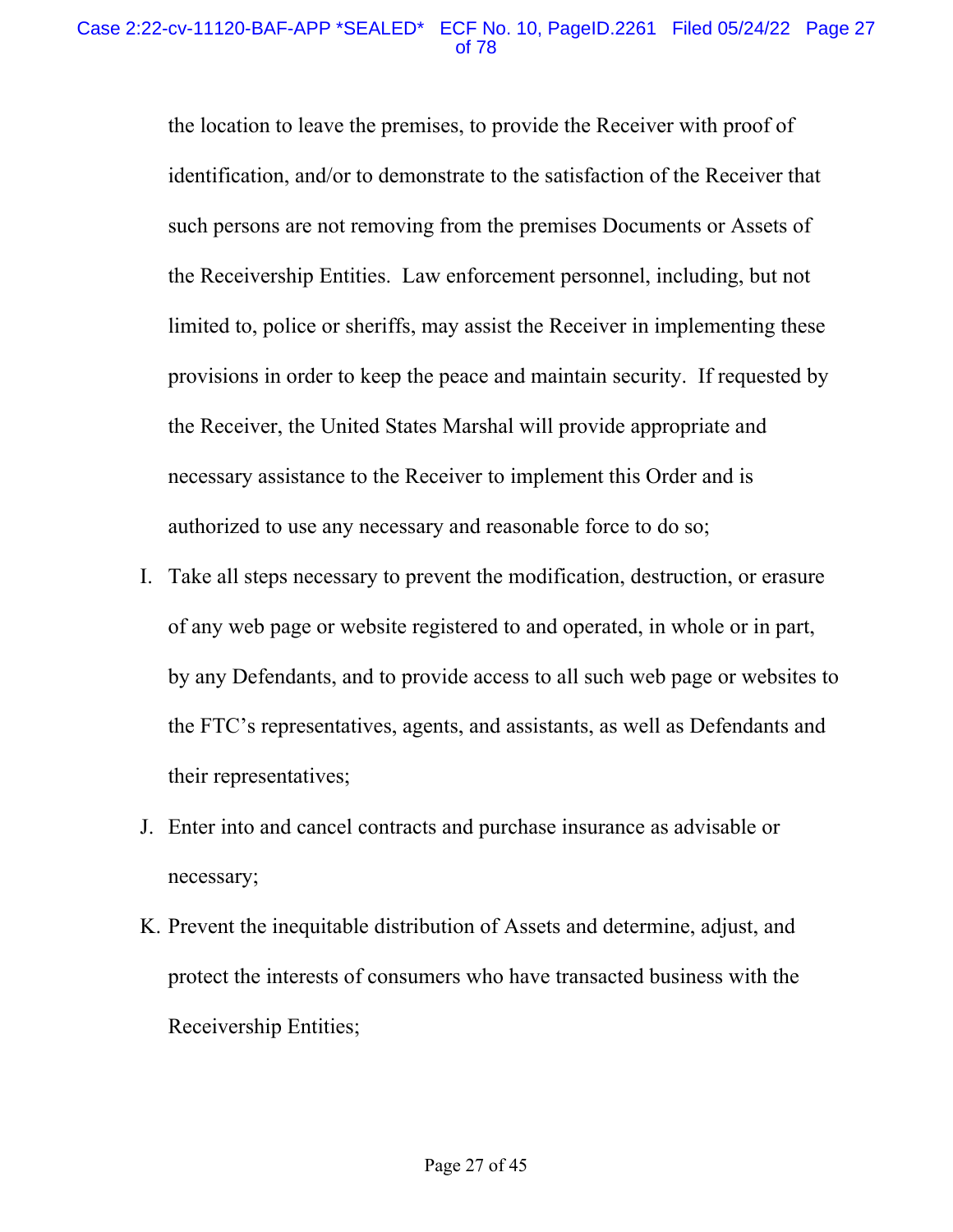the location to leave the premises, to provide the Receiver with proof of identification, and/or to demonstrate to the satisfaction of the Receiver that such persons are not removing from the premises Documents or Assets of the Receivership Entities. Law enforcement personnel, including, but not limited to, police or sheriffs, may assist the Receiver in implementing these provisions in order to keep the peace and maintain security. If requested by the Receiver, the United States Marshal will provide appropriate and necessary assistance to the Receiver to implement this Order and is authorized to use any necessary and reasonable force to do so;

I. Take all steps necessary to prevent the modification, destruction, or erasure of any web page or website registered to and operated, in whole or in part, by any Defendants, and to provide access to all such web page or websites to the FTC's representatives, agents, and assistants, as well as Defendants and their representatives;

J. Enter into and cancel contracts and purchase insurance as advisable or necessary;

K. Prevent the inequitable distribution of Assets and determine, adjust, and protect the interests of consumers who have transacted business with the Receivership Entities;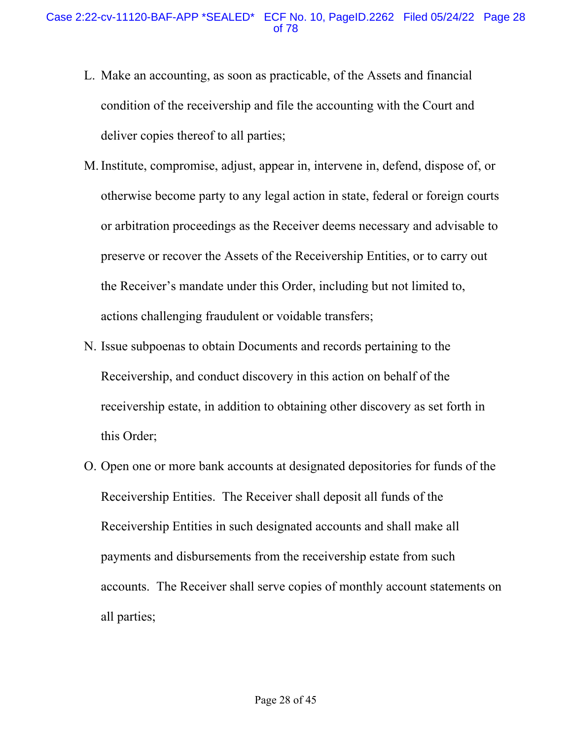L. Make an accounting, as soon as practicable, of the Assets and financial condition of the receivership and file the accounting with the Court and deliver copies thereof to all parties;

M. Institute, compromise, adjust, appear in, intervene in, defend, dispose of, or otherwise become party to any legal action in state, federal or foreign courts or arbitration proceedings as the Receiver deems necessary and advisable to preserve or recover the Assets of the Receivership Entities, or to carry out the Receiver's mandate under this Order, including but not limited to, actions challenging fraudulent or voidable transfers;

N. Issue subpoenas to obtain Documents and records pertaining to the Receivership, and conduct discovery in this action on behalf of the receivership estate, in addition to obtaining other discovery as set forth in this Order;

O. Open one or more bank accounts at designated depositories for funds of the Receivership Entities. The Receiver shall deposit all funds of the Receivership Entities in such designated accounts and shall make all payments and disbursements from the receivership estate from such accounts. The Receiver shall serve copies of monthly account statements on all parties;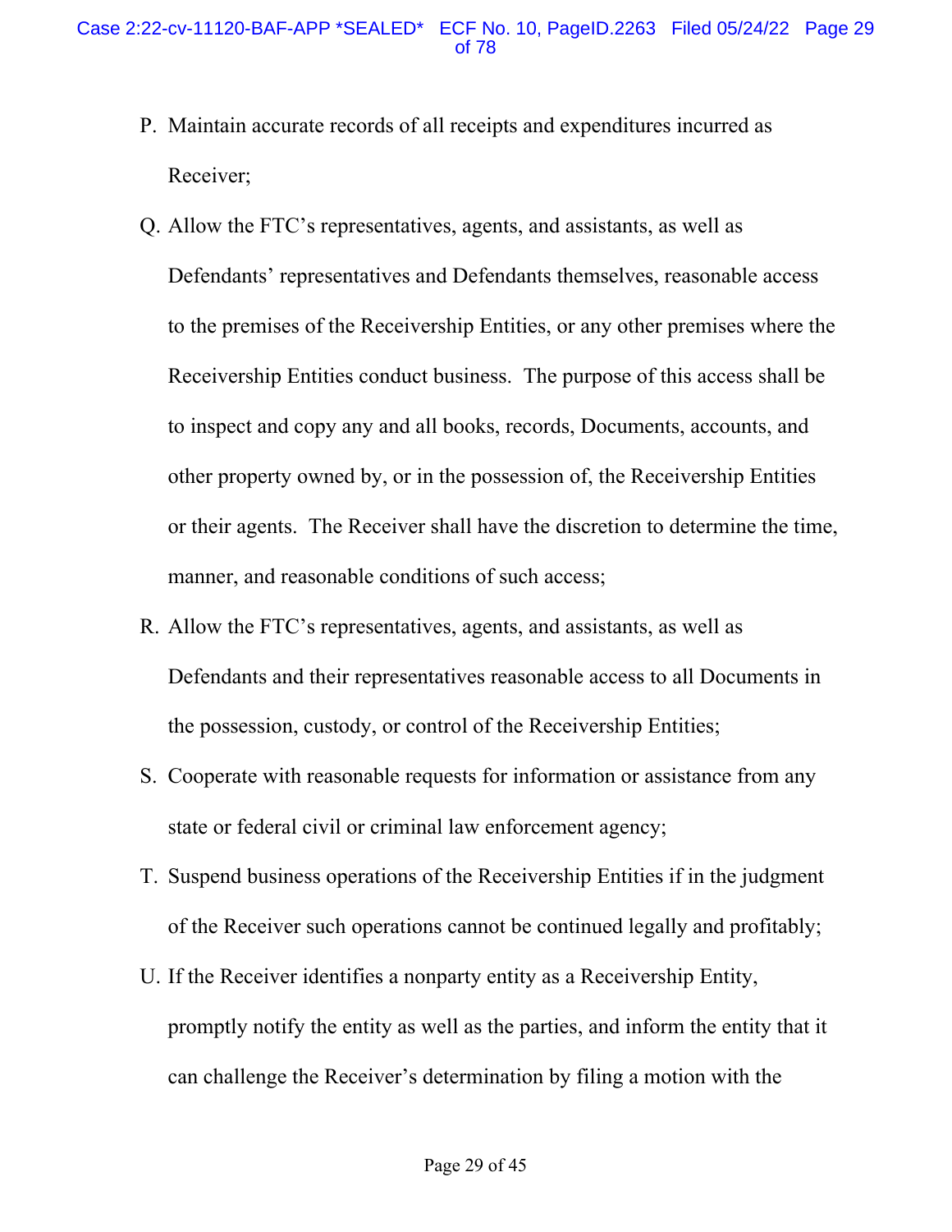P. Maintain accurate records of all receipts and expenditures incurred as Receiver;

Q. Allow the FTC's representatives, agents, and assistants, as well as Defendants' representatives and Defendants themselves, reasonable access to the premises of the Receivership Entities, or any other premises where the Receivership Entities conduct business. The purpose of this access shall be to inspect and copy any and all books, records, Documents, accounts, and other property owned by, or in the possession of, the Receivership Entities or their agents. The Receiver shall have the discretion to determine the time, manner, and reasonable conditions of such access;

R. Allow the FTC's representatives, agents, and assistants, as well as Defendants and their representatives reasonable access to all Documents in the possession, custody, or control of the Receivership Entities;

S. Cooperate with reasonable requests for information or assistance from any state or federal civil or criminal law enforcement agency;

T. Suspend business operations of the Receivership Entities if in the judgment of the Receiver such operations cannot be continued legally and profitably;

U. If the Receiver identifies a nonparty entity as a Receivership Entity, promptly notify the entity as well as the parties, and inform the entity that it can challenge the Receiver's determination by filing a motion with the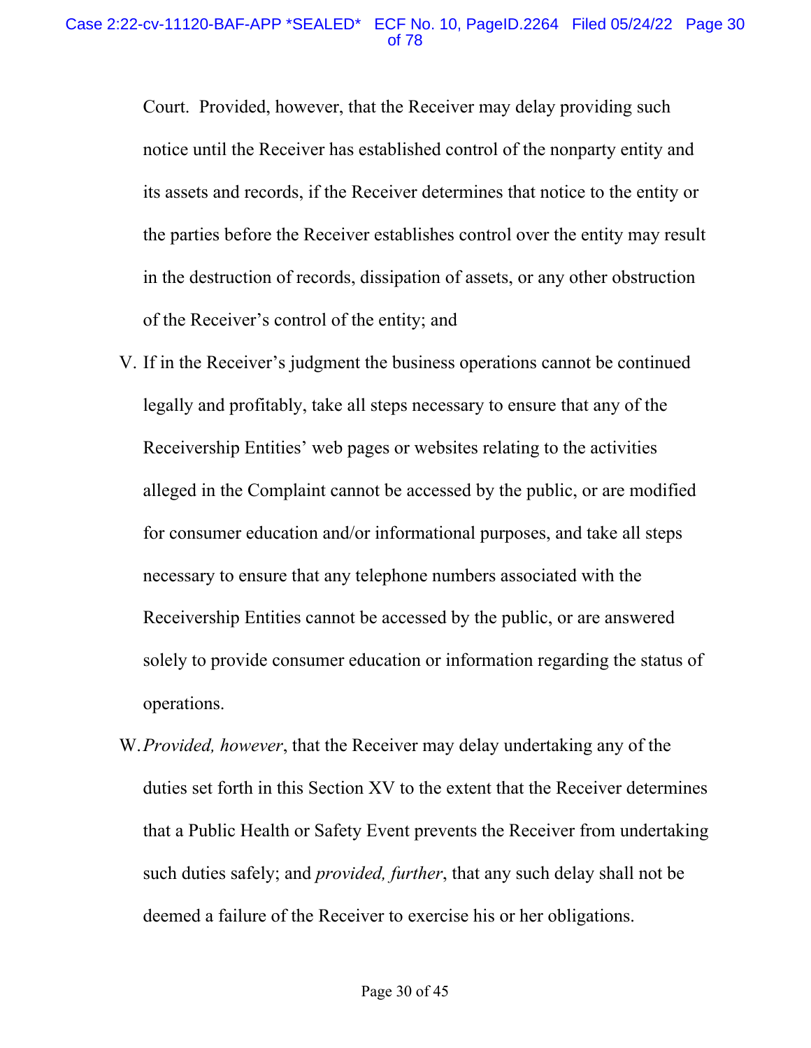Court. Provided, however, that the Receiver may delay providing such notice until the Receiver has established control of the nonparty entity and its assets and records, if the Receiver determines that notice to the entity or the parties before the Receiver establishes control over the entity may result in the destruction of records, dissipation of assets, or any other obstruction of the Receiver's control of the entity; and

V. If in the Receiver's judgment the business operations cannot be continued legally and profitably, take all steps necessary to ensure that any of the Receivership Entities' web pages or websites relating to the activities alleged in the Complaint cannot be accessed by the public, or are modified for consumer education and/or informational purposes, and take all steps necessary to ensure that any telephone numbers associated with the Receivership Entities cannot be accessed by the public, or are answered solely to provide consumer education or information regarding the status of operations.

W. *Provided, however*, that the Receiver may delay undertaking any of the duties set forth in this Section XV to the extent that the Receiver determines that a Public Health or Safety Event prevents the Receiver from undertaking such duties safely; and *provided, further*, that any such delay shall not be deemed a failure of the Receiver to exercise his or her obligations.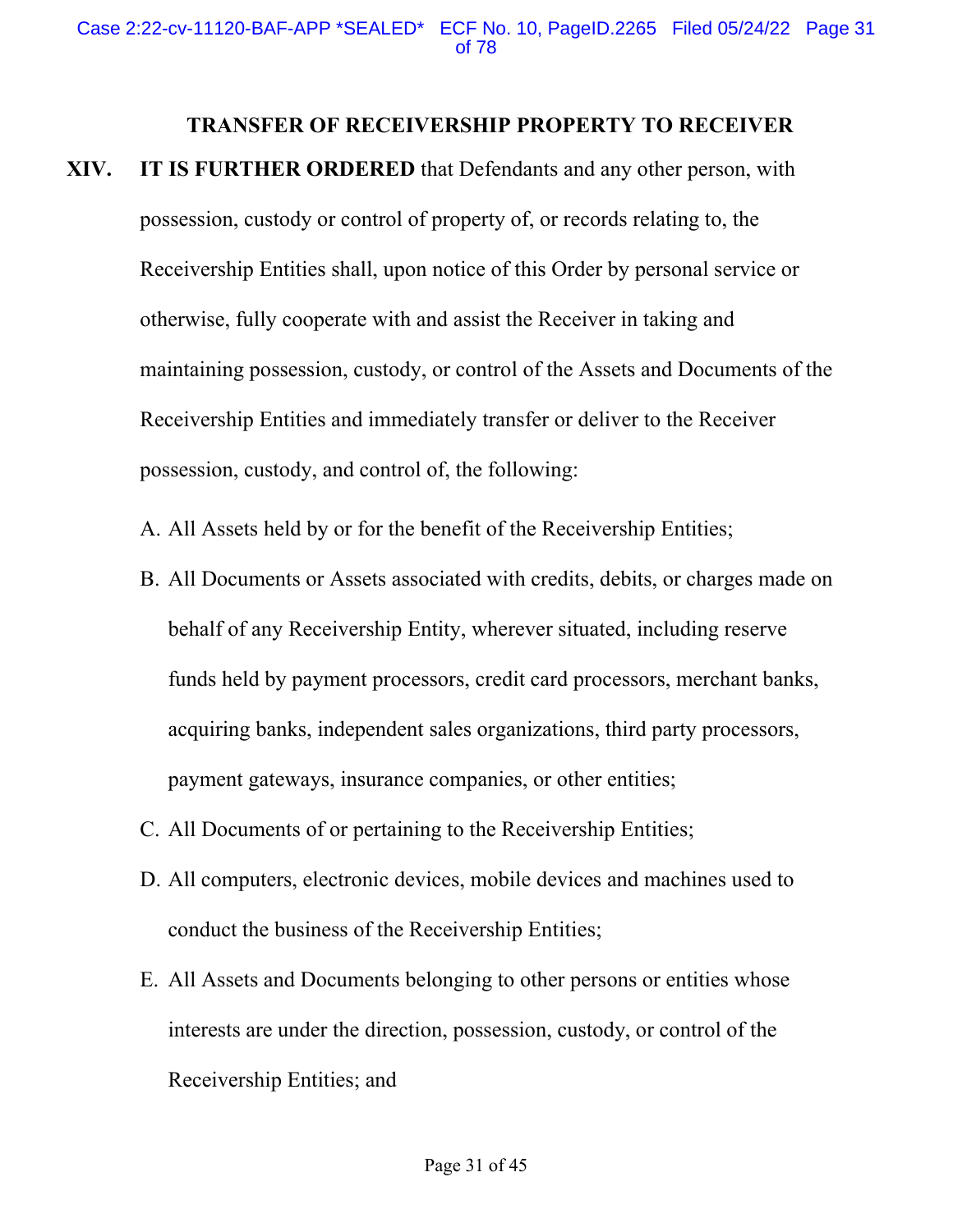## TRANSFER OF RECEIVERSHIP PROPERTY TO RECEIVER

**XIV. IT IS FURTHER ORDERED** that Defendants and any other person, with possession, custody or control of property of, or records relating to, the Receivership Entities shall, upon notice of this Order by personal service or otherwise, fully cooperate with and assist the Receiver in taking and maintaining possession, custody, or control of the Assets and Documents of the Receivership Entities and immediately transfer or deliver to the Receiver possession, custody, and control of, the following:

A. All Assets held by or for the benefit of the Receivership Entities;

B. All Documents or Assets associated with credits, debits, or charges made on behalf of any Receivership Entity, wherever situated, including reserve funds held by payment processors, credit card processors, merchant banks, acquiring banks, independent sales organizations, third party processors, payment gateways, insurance companies, or other entities;

C. All Documents of or pertaining to the Receivership Entities;

D. All computers, electronic devices, mobile devices and machines used to conduct the business of the Receivership Entities;

E. All Assets and Documents belonging to other persons or entities whose interests are under the direction, possession, custody, or control of the Receivership Entities; and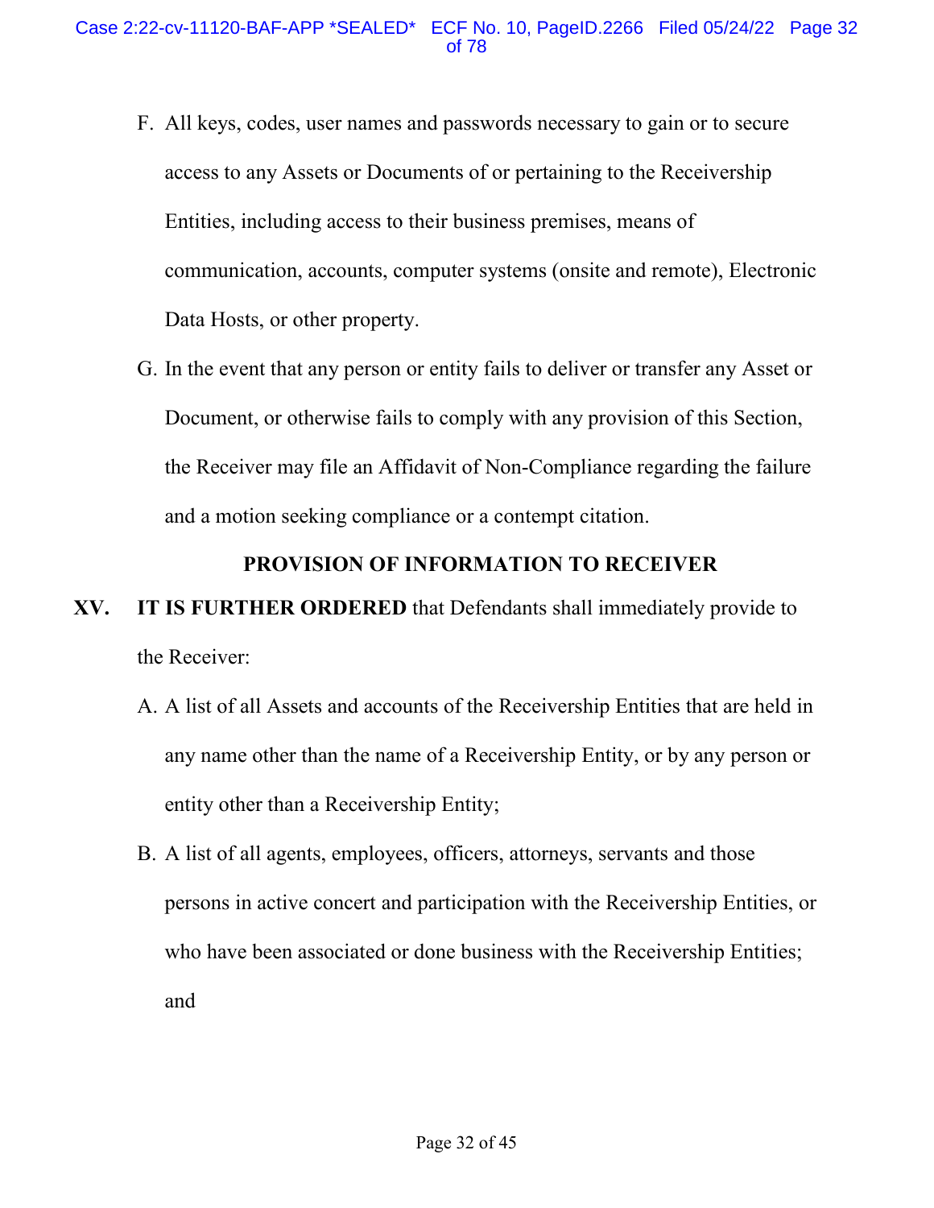F. All keys, codes, user names and passwords necessary to gain or to secure access to any Assets or Documents of or pertaining to the Receivership Entities, including access to their business premises, means of communication, accounts, computer systems (onsite and remote), Electronic Data Hosts, or other property.

G. In the event that any person or entity fails to deliver or transfer any Asset or Document, or otherwise fails to comply with any provision of this Section, the Receiver may file an Affidavit of Non-Compliance regarding the failure and a motion seeking compliance or a contempt citation.

**PROVISION OF INFORMATION TO RECEIVER**

**XV. IT IS FURTHER ORDERED** that Defendants shall immediately provide to the Receiver:

A. A list of all Assets and accounts of the Receivership Entities that are held in any name other than the name of a Receivership Entity, or by any person or entity other than a Receivership Entity;

B. A list of all agents, employees, officers, attorneys, servants and those persons in active concert and participation with the Receivership Entities, or who have been associated or done business with the Receivership Entities; and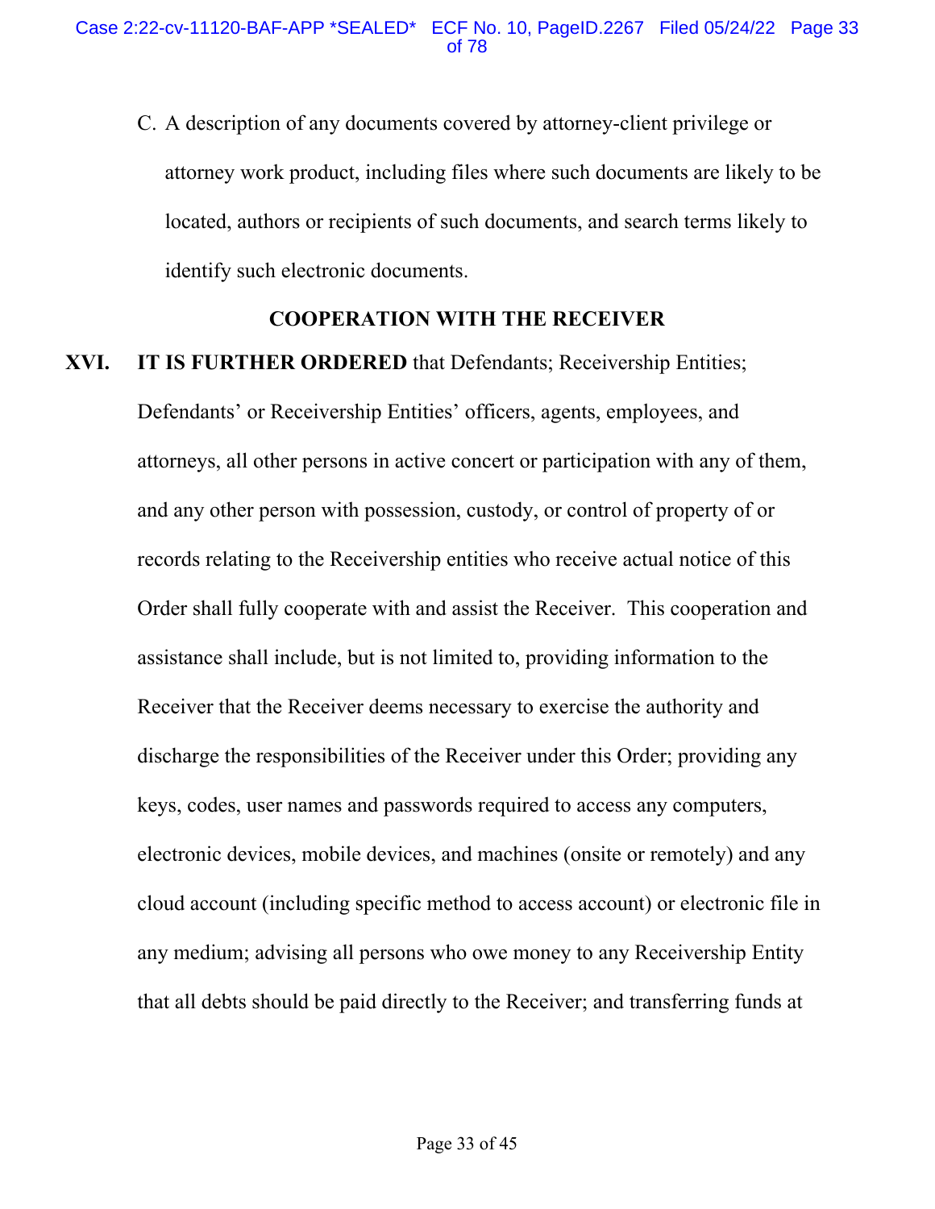C. A description of any documents covered by attorney-client privilege or attorney work product, including files where such documents are likely to be located, authors or recipients of such documents, and search terms likely to identify such electronic documents.

## COOPERATION WITH THE RECEIVER

**XVI. IT IS FURTHER ORDERED** that Defendants; Receivership Entities; Defendants' or Receivership Entities' officers, agents, employees, and attorneys, all other persons in active concert or participation with any of them, and any other person with possession, custody, or control of property of or records relating to the Receivership entities who receive actual notice of this Order shall fully cooperate with and assist the Receiver. This cooperation and assistance shall include, but is not limited to, providing information to the Receiver that the Receiver deems necessary to exercise the authority and discharge the responsibilities of the Receiver under this Order; providing any keys, codes, user names and passwords required to access any computers, electronic devices, mobile devices, and machines (onsite or remotely) and any cloud account (including specific method to access account) or electronic file in any medium; advising all persons who owe money to any Receivership Entity that all debts should be paid directly to the Receiver; and transferring funds at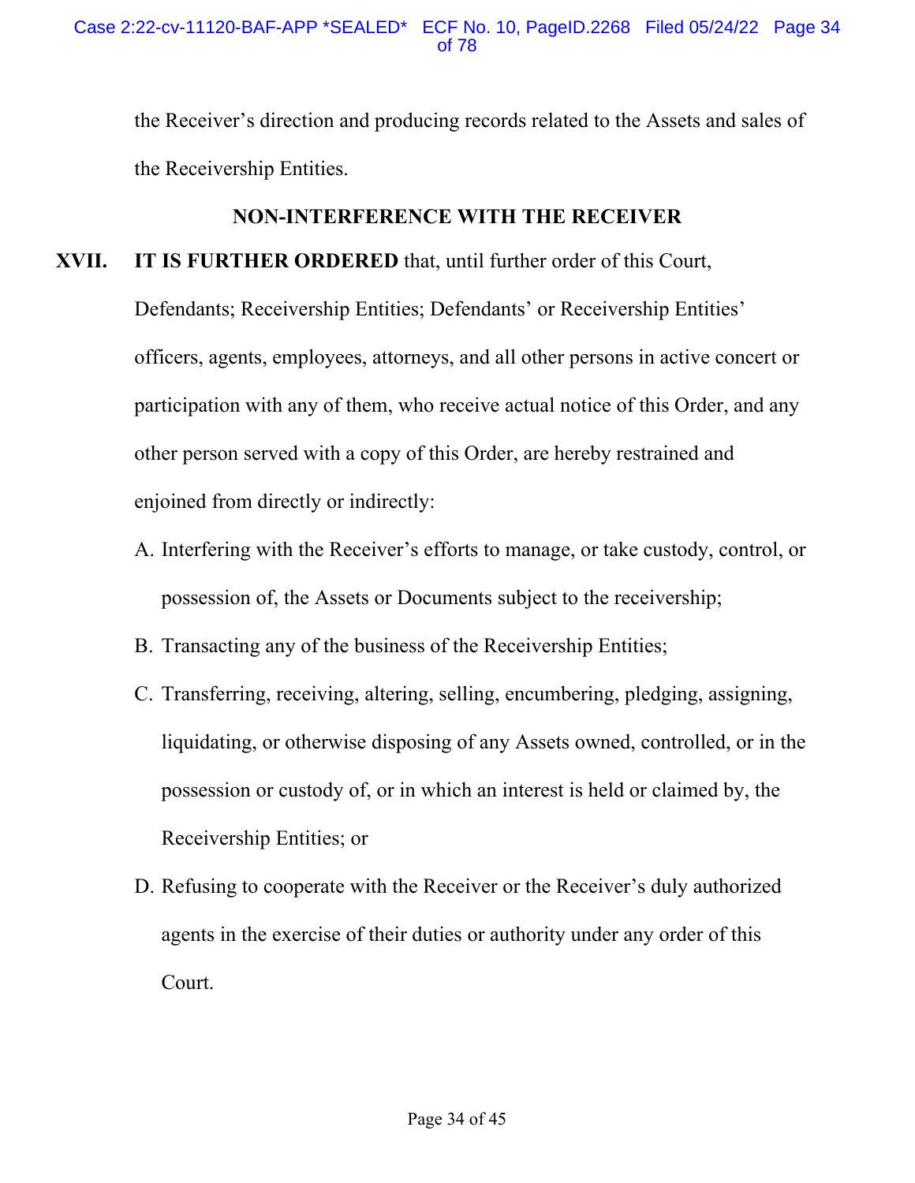the Receiver's direction and producing records related to the Assets and sales of the Receivership Entities.

## NON-INTERFERENCE WITH THE RECEIVER

**XVII. IT IS FURTHER ORDERED** that, until further order of this Court, Defendants; Receivership Entities; Defendants' or Receivership Entities' officers, agents, employees, attorneys, and all other persons in active concert or participation with any of them, who receive actual notice of this Order, and any other person served with a copy of this Order, are hereby restrained and enjoined from directly or indirectly:

A. Interfering with the Receiver's efforts to manage, or take custody, control, or possession of, the Assets or Documents subject to the receivership;

B. Transacting any of the business of the Receivership Entities;

C. Transferring, receiving, altering, selling, encumbering, pledging, assigning, liquidating, or otherwise disposing of any Assets owned, controlled, or in the possession or custody of, or in which an interest is held or claimed by, the Receivership Entities; or

D. Refusing to cooperate with the Receiver or the Receiver's duly authorized agents in the exercise of their duties or authority under any order of this Court.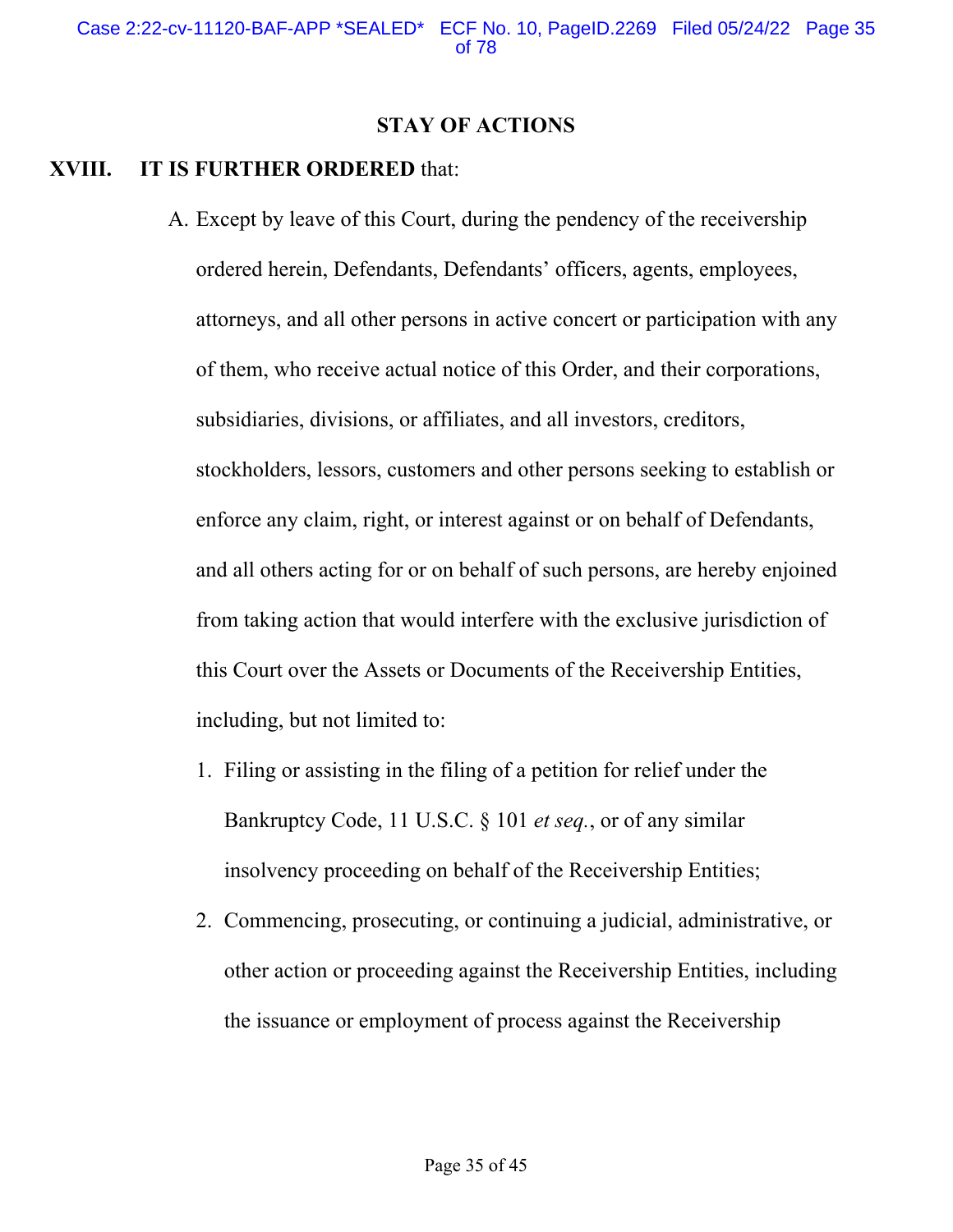## STAY OF ACTIONS

**XVIII. IT IS FURTHER ORDERED** that:

A. Except by leave of this Court, during the pendency of the receivership ordered herein, Defendants, Defendants' officers, agents, employees, attorneys, and all other persons in active concert or participation with any of them, who receive actual notice of this Order, and their corporations, subsidiaries, divisions, or affiliates, and all investors, creditors, stockholders, lessors, customers and other persons seeking to establish or enforce any claim, right, or interest against or on behalf of Defendants, and all others acting for or on behalf of such persons, are hereby enjoined from taking action that would interfere with the exclusive jurisdiction of this Court over the Assets or Documents of the Receivership Entities, including, but not limited to:

1. Filing or assisting in the filing of a petition for relief under the Bankruptcy Code, 11 U.S.C. § 101 *et seq.*, or of any similar insolvency proceeding on behalf of the Receivership Entities;
2. Commencing, prosecuting, or continuing a judicial, administrative, or other action or proceeding against the Receivership Entities, including the issuance or employment of process against the Receivership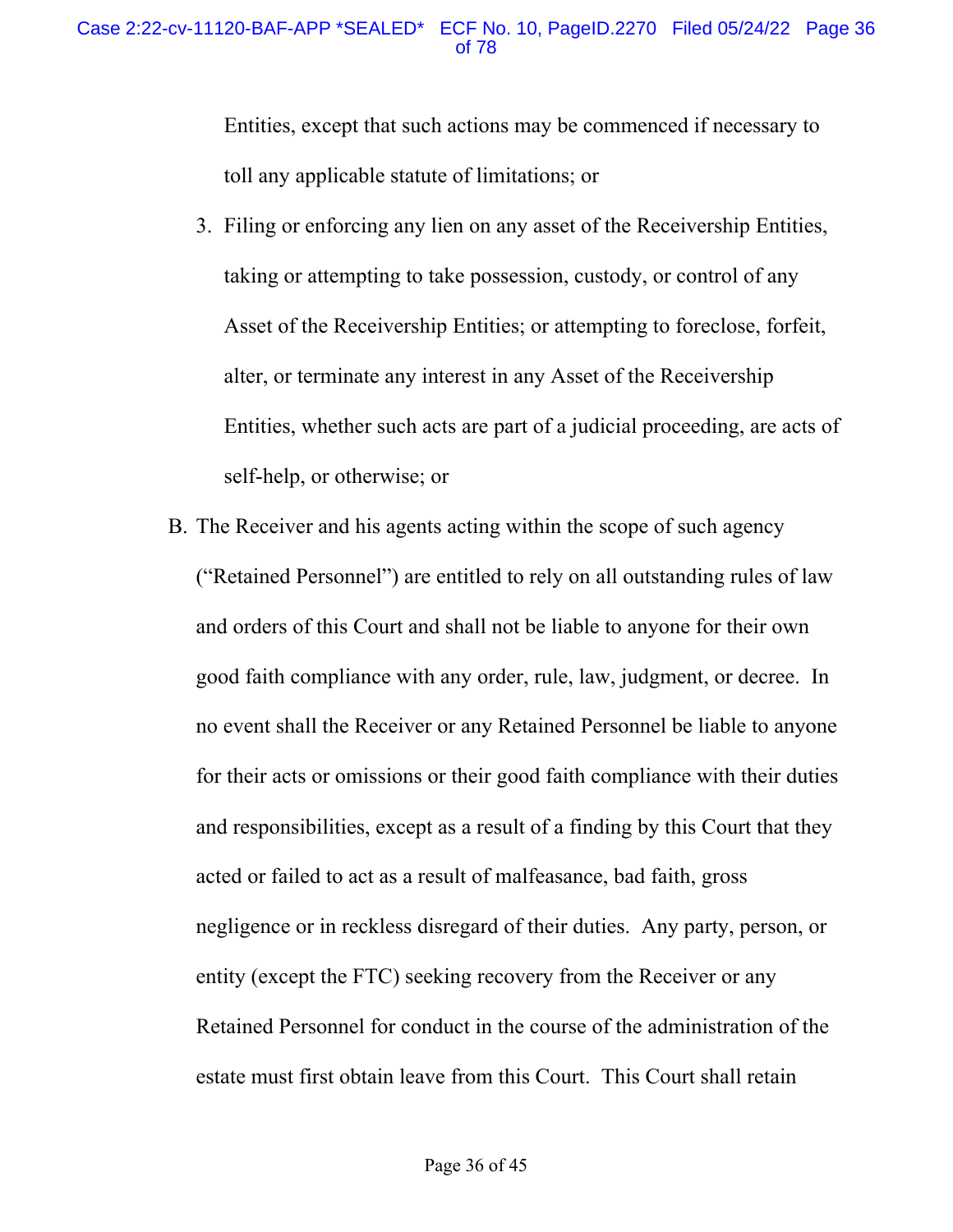Entities, except that such actions may be commenced if necessary to toll any applicable statute of limitations; or

3. Filing or enforcing any lien on any asset of the Receivership Entities, taking or attempting to take possession, custody, or control of any Asset of the Receivership Entities; or attempting to foreclose, forfeit, alter, or terminate any interest in any Asset of the Receivership Entities, whether such acts are part of a judicial proceeding, are acts of self-help, or otherwise; or

B. The Receiver and his agents acting within the scope of such agency ("Retained Personnel") are entitled to rely on all outstanding rules of law and orders of this Court and shall not be liable to anyone for their own good faith compliance with any order, rule, law, judgment, or decree. In no event shall the Receiver or any Retained Personnel be liable to anyone for their acts or omissions or their good faith compliance with their duties and responsibilities, except as a result of a finding by this Court that they acted or failed to act as a result of malfeasance, bad faith, gross negligence or in reckless disregard of their duties. Any party, person, or entity (except the FTC) seeking recovery from the Receiver or any Retained Personnel for conduct in the course of the administration of the estate must first obtain leave from this Court. This Court shall retain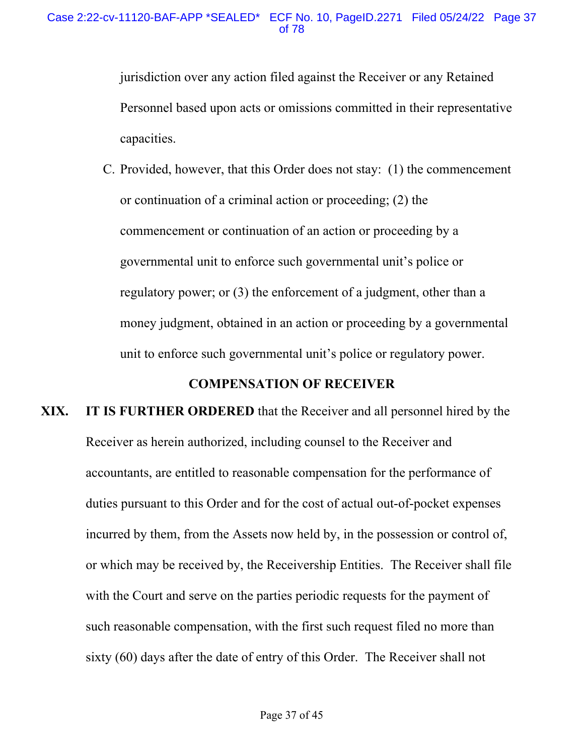jurisdiction over any action filed against the Receiver or any Retained Personnel based upon acts or omissions committed in their representative capacities.

C. Provided, however, that this Order does not stay: (1) the commencement or continuation of a criminal action or proceeding; (2) the commencement or continuation of an action or proceeding by a governmental unit to enforce such governmental unit's police or regulatory power; or (3) the enforcement of a judgment, other than a money judgment, obtained in an action or proceeding by a governmental unit to enforce such governmental unit's police or regulatory power.

## COMPENSATION OF RECEIVER

**XIX. IT IS FURTHER ORDERED** that the Receiver and all personnel hired by the Receiver as herein authorized, including counsel to the Receiver and accountants, are entitled to reasonable compensation for the performance of duties pursuant to this Order and for the cost of actual out-of-pocket expenses incurred by them, from the Assets now held by, in the possession or control of, or which may be received by, the Receivership Entities. The Receiver shall file with the Court and serve on the parties periodic requests for the payment of such reasonable compensation, with the first such request filed no more than sixty (60) days after the date of entry of this Order. The Receiver shall not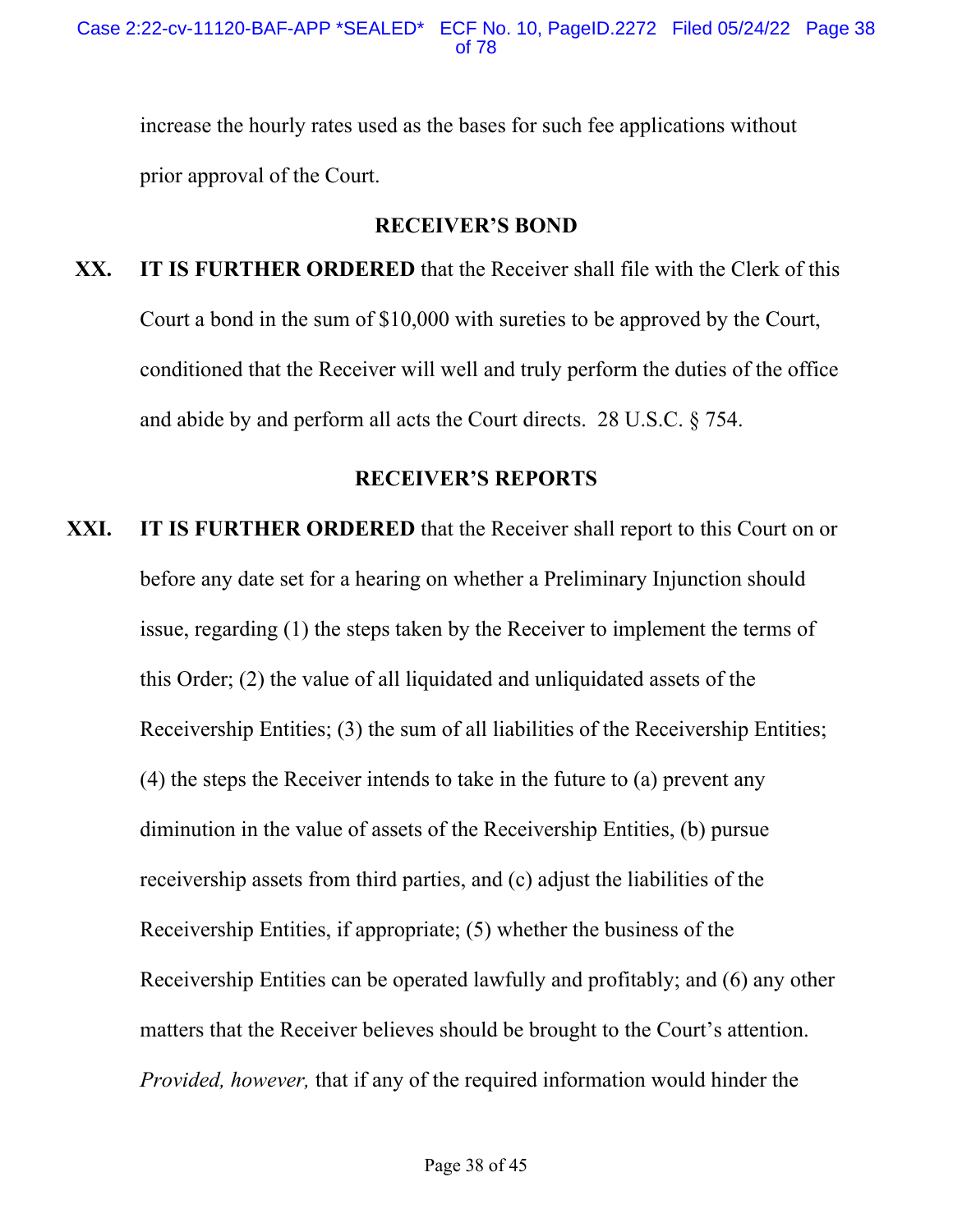increase the hourly rates used as the bases for such fee applications without prior approval of the Court.

## RECEIVER'S BOND

**XX. IT IS FURTHER ORDERED** that the Receiver shall file with the Clerk of this Court a bond in the sum of $10,000 with sureties to be approved by the Court, conditioned that the Receiver will well and truly perform the duties of the office and abide by and perform all acts the Court directs. 28 U.S.C. § 754.

## RECEIVER'S REPORTS

**XXI. IT IS FURTHER ORDERED** that the Receiver shall report to this Court on or before any date set for a hearing on whether a Preliminary Injunction should issue, regarding (1) the steps taken by the Receiver to implement the terms of this Order; (2) the value of all liquidated and unliquidated assets of the Receivership Entities; (3) the sum of all liabilities of the Receivership Entities; (4) the steps the Receiver intends to take in the future to (a) prevent any diminution in the value of assets of the Receivership Entities, (b) pursue receivership assets from third parties, and (c) adjust the liabilities of the Receivership Entities, if appropriate; (5) whether the business of the Receivership Entities can be operated lawfully and profitably; and (6) any other matters that the Receiver believes should be brought to the Court's attention. *Provided, however,* that if any of the required information would hinder the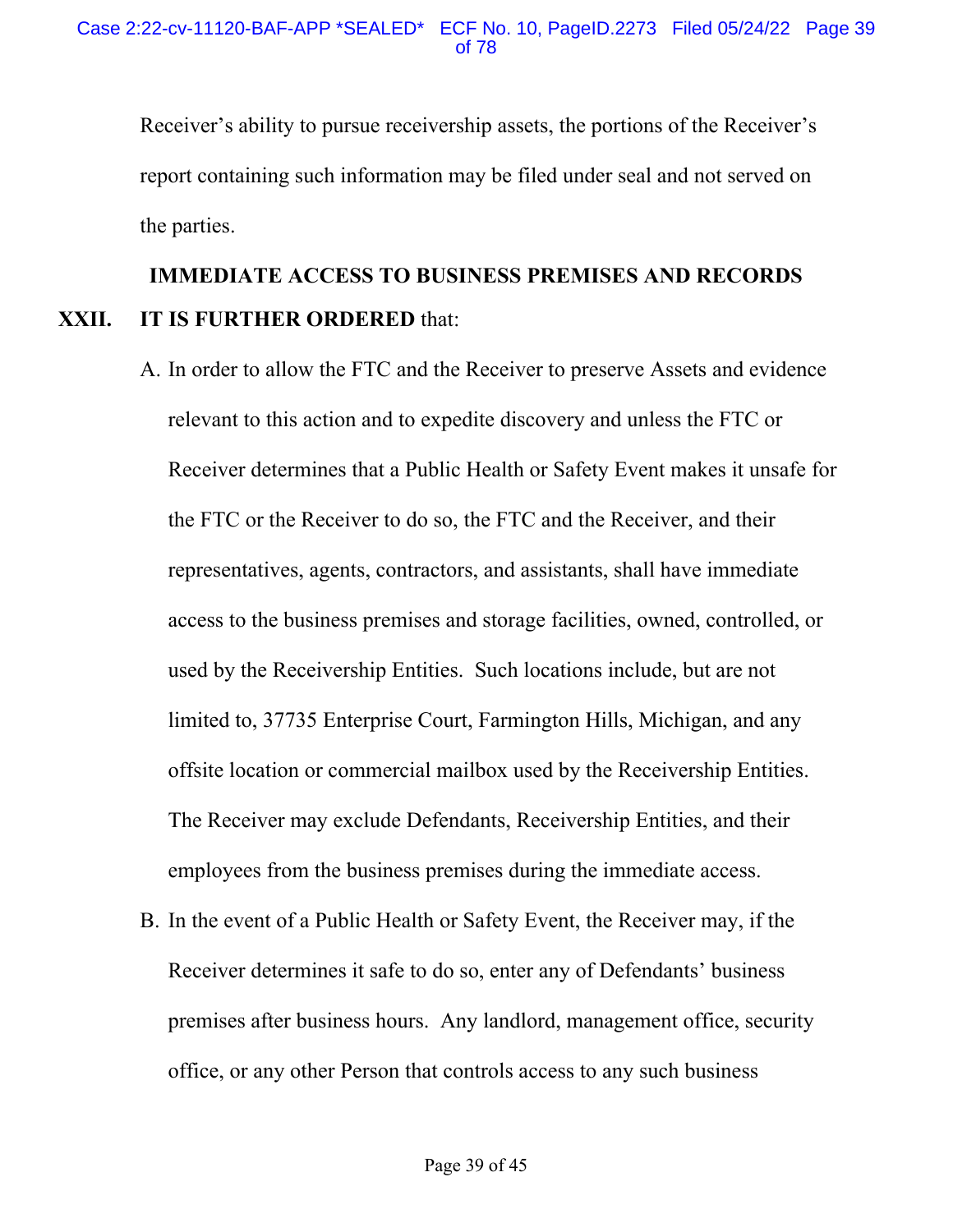Receiver's ability to pursue receivership assets, the portions of the Receiver's report containing such information may be filed under seal and not served on the parties.

## IMMEDIATE ACCESS TO BUSINESS PREMISES AND RECORDS

**XXII. IT IS FURTHER ORDERED** that:

A. In order to allow the FTC and the Receiver to preserve Assets and evidence relevant to this action and to expedite discovery and unless the FTC or Receiver determines that a Public Health or Safety Event makes it unsafe for the FTC or the Receiver to do so, the FTC and the Receiver, and their representatives, agents, contractors, and assistants, shall have immediate access to the business premises and storage facilities, owned, controlled, or used by the Receivership Entities. Such locations include, but are not limited to, 37735 Enterprise Court, Farmington Hills, Michigan, and any offsite location or commercial mailbox used by the Receivership Entities. The Receiver may exclude Defendants, Receivership Entities, and their employees from the business premises during the immediate access.

B. In the event of a Public Health or Safety Event, the Receiver may, if the Receiver determines it safe to do so, enter any of Defendants' business premises after business hours. Any landlord, management office, security office, or any other Person that controls access to any such business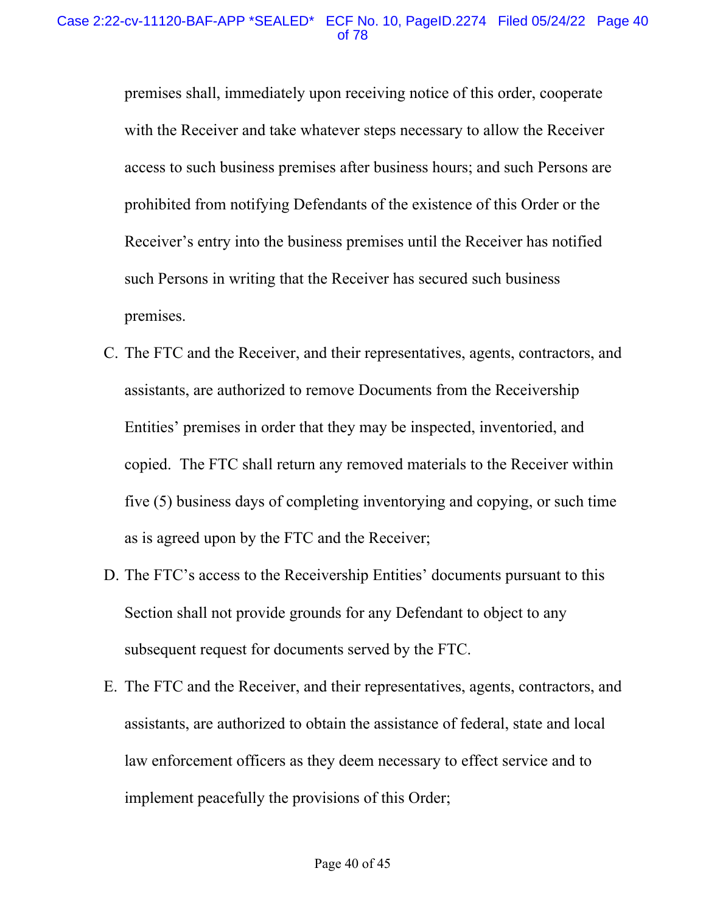premises shall, immediately upon receiving notice of this order, cooperate with the Receiver and take whatever steps necessary to allow the Receiver access to such business premises after business hours; and such Persons are prohibited from notifying Defendants of the existence of this Order or the Receiver's entry into the business premises until the Receiver has notified such Persons in writing that the Receiver has secured such business premises.

C. The FTC and the Receiver, and their representatives, agents, contractors, and assistants, are authorized to remove Documents from the Receivership Entities' premises in order that they may be inspected, inventoried, and copied. The FTC shall return any removed materials to the Receiver within five (5) business days of completing inventorying and copying, or such time as is agreed upon by the FTC and the Receiver;

D. The FTC's access to the Receivership Entities' documents pursuant to this Section shall not provide grounds for any Defendant to object to any subsequent request for documents served by the FTC.

E. The FTC and the Receiver, and their representatives, agents, contractors, and assistants, are authorized to obtain the assistance of federal, state and local law enforcement officers as they deem necessary to effect service and to implement peacefully the provisions of this Order;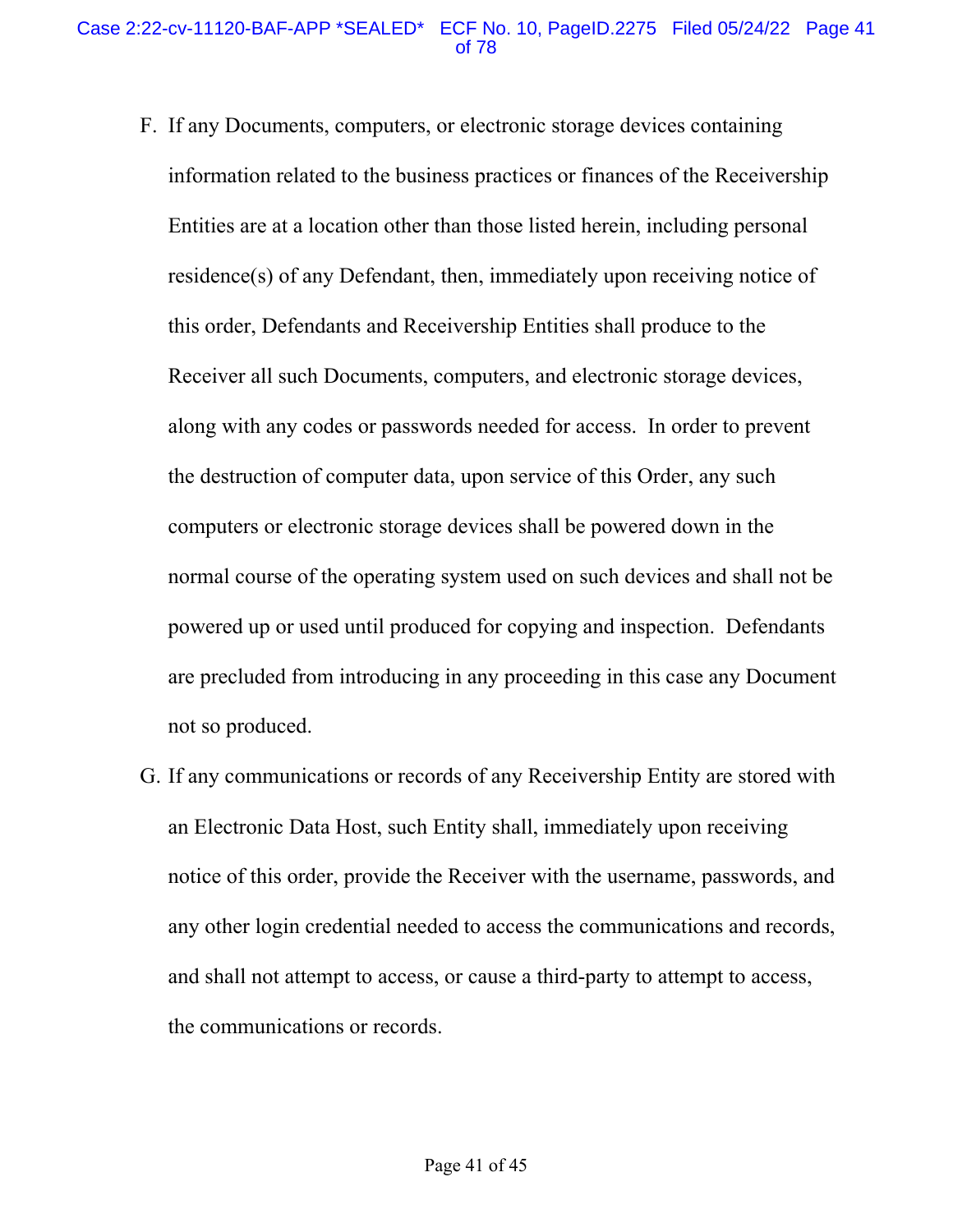F. If any Documents, computers, or electronic storage devices containing information related to the business practices or finances of the Receivership Entities are at a location other than those listed herein, including personal residence(s) of any Defendant, then, immediately upon receiving notice of this order, Defendants and Receivership Entities shall produce to the Receiver all such Documents, computers, and electronic storage devices, along with any codes or passwords needed for access. In order to prevent the destruction of computer data, upon service of this Order, any such computers or electronic storage devices shall be powered down in the normal course of the operating system used on such devices and shall not be powered up or used until produced for copying and inspection. Defendants are precluded from introducing in any proceeding in this case any Document not so produced.

G. If any communications or records of any Receivership Entity are stored with an Electronic Data Host, such Entity shall, immediately upon receiving notice of this order, provide the Receiver with the username, passwords, and any other login credential needed to access the communications and records, and shall not attempt to access, or cause a third-party to attempt to access, the communications or records.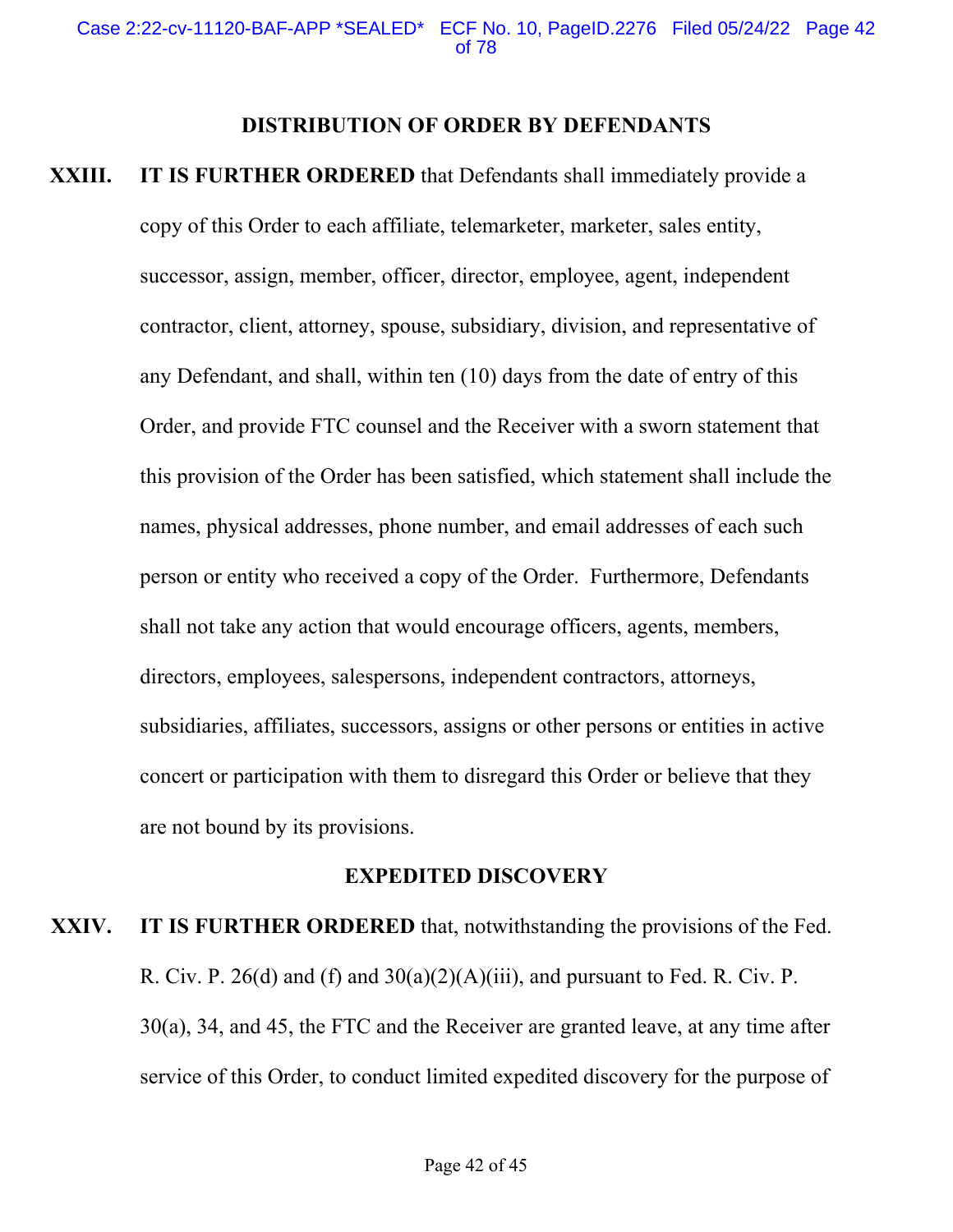## DISTRIBUTION OF ORDER BY DEFENDANTS

**XXIII.** **IT IS FURTHER ORDERED** that Defendants shall immediately provide a copy of this Order to each affiliate, telemarketer, marketer, sales entity, successor, assign, member, officer, director, employee, agent, independent contractor, client, attorney, spouse, subsidiary, division, and representative of any Defendant, and shall, within ten (10) days from the date of entry of this Order, and provide FTC counsel and the Receiver with a sworn statement that this provision of the Order has been satisfied, which statement shall include the names, physical addresses, phone number, and email addresses of each such person or entity who received a copy of the Order. Furthermore, Defendants shall not take any action that would encourage officers, agents, members, directors, employees, salespersons, independent contractors, attorneys, subsidiaries, affiliates, successors, assigns or other persons or entities in active concert or participation with them to disregard this Order or believe that they are not bound by its provisions.

## EXPEDITED DISCOVERY

**XXIV.** **IT IS FURTHER ORDERED** that, notwithstanding the provisions of the Fed. R. Civ. P. 26(d) and (f) and 30(a)(2)(A)(iii), and pursuant to Fed. R. Civ. P. 30(a), 34, and 45, the FTC and the Receiver are granted leave, at any time after service of this Order, to conduct limited expedited discovery for the purpose of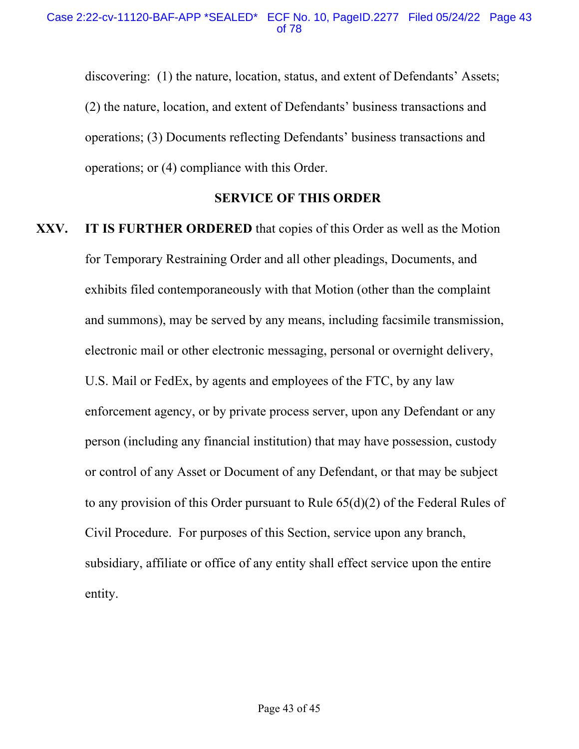discovering: (1) the nature, location, status, and extent of Defendants' Assets; (2) the nature, location, and extent of Defendants' business transactions and operations; (3) Documents reflecting Defendants' business transactions and operations; or (4) compliance with this Order.

## SERVICE OF THIS ORDER

**XXV. IT IS FURTHER ORDERED** that copies of this Order as well as the Motion for Temporary Restraining Order and all other pleadings, Documents, and exhibits filed contemporaneously with that Motion (other than the complaint and summons), may be served by any means, including facsimile transmission, electronic mail or other electronic messaging, personal or overnight delivery, U.S. Mail or FedEx, by agents and employees of the FTC, by any law enforcement agency, or by private process server, upon any Defendant or any person (including any financial institution) that may have possession, custody or control of any Asset or Document of any Defendant, or that may be subject to any provision of this Order pursuant to Rule 65(d)(2) of the Federal Rules of Civil Procedure. For purposes of this Section, service upon any branch, subsidiary, affiliate or office of any entity shall effect service upon the entire entity.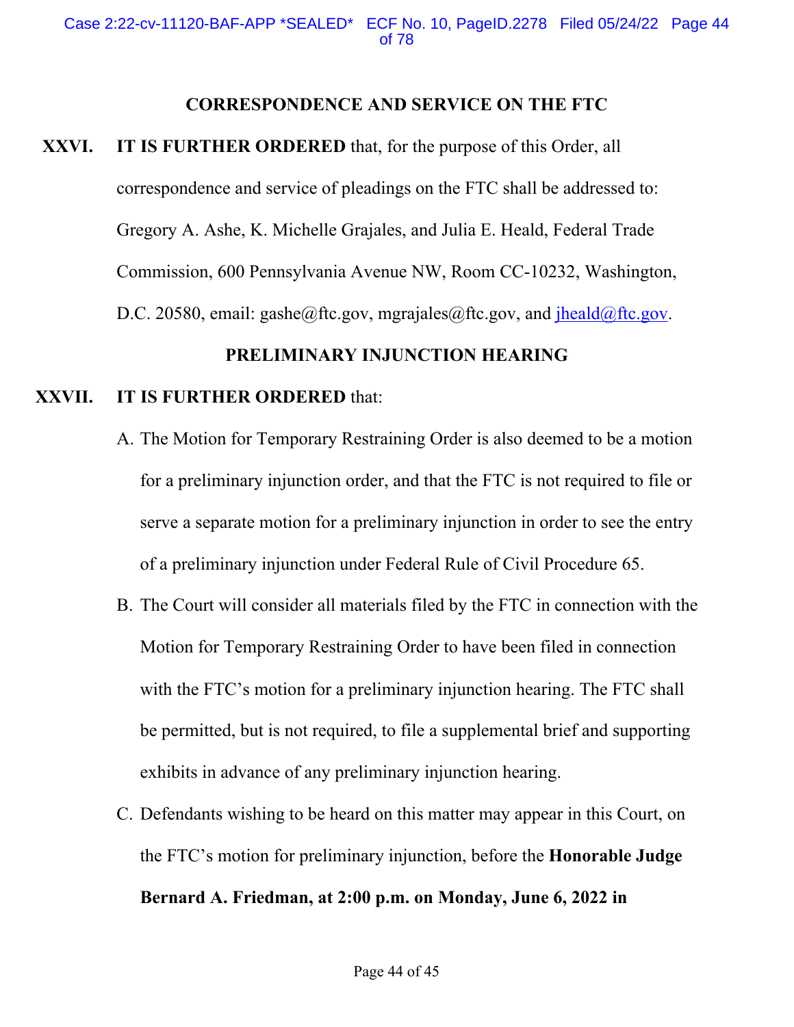## CORRESPONDENCE AND SERVICE ON THE FTC

**XXVI. IT IS FURTHER ORDERED** that, for the purpose of this Order, all correspondence and service of pleadings on the FTC shall be addressed to: Gregory A. Ashe, K. Michelle Grajales, and Julia E. Heald, Federal Trade Commission, 600 Pennsylvania Avenue NW, Room CC-10232, Washington, D.C. 20580, email: gashe@ftc.gov, mgrajales@ftc.gov, and jheald@ftc.gov.

## PRELIMINARY INJUNCTION HEARING

**XXVII. IT IS FURTHER ORDERED** that:

A. The Motion for Temporary Restraining Order is also deemed to be a motion for a preliminary injunction order, and that the FTC is not required to file or serve a separate motion for a preliminary injunction in order to see the entry of a preliminary injunction under Federal Rule of Civil Procedure 65.

B. The Court will consider all materials filed by the FTC in connection with the Motion for Temporary Restraining Order to have been filed in connection with the FTC's motion for a preliminary injunction hearing. The FTC shall be permitted, but is not required, to file a supplemental brief and supporting exhibits in advance of any preliminary injunction hearing.

C. Defendants wishing to be heard on this matter may appear in this Court, on the FTC's motion for preliminary injunction, before the **Honorable Judge Bernard A. Friedman, at 2:00 p.m. on Monday, June 6, 2022 in**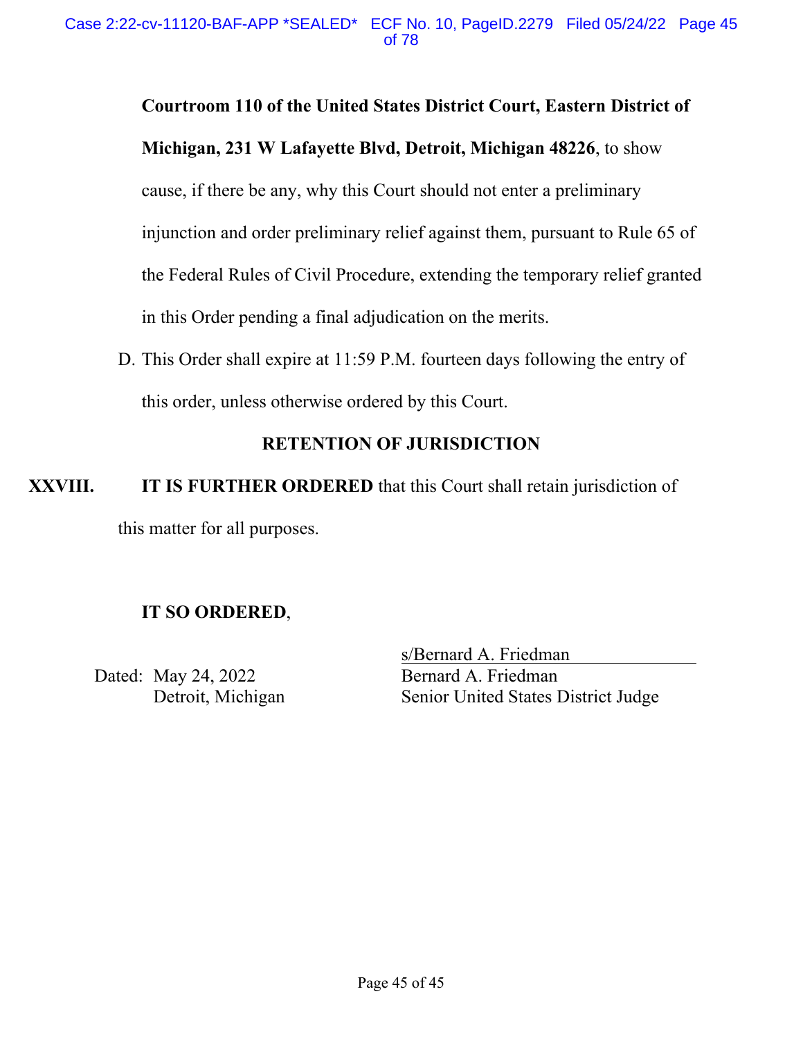**Courtroom 110 of the United States District Court, Eastern District of Michigan, 231 W Lafayette Blvd, Detroit, Michigan 48226**, to show cause, if there be any, why this Court should not enter a preliminary injunction and order preliminary relief against them, pursuant to Rule 65 of the Federal Rules of Civil Procedure, extending the temporary relief granted in this Order pending a final adjudication on the merits.

D. This Order shall expire at 11:59 P.M. fourteen days following the entry of this order, unless otherwise ordered by this Court.

**RETENTION OF JURISDICTION**

**XXVIII.** **IT IS FURTHER ORDERED** that this Court shall retain jurisdiction of this matter for all purposes.

**IT SO ORDERED**,

Dated: May 24, 2022
Detroit, Michigan

s/Bernard A. Friedman
Bernard A. Friedman
Senior United States District Judge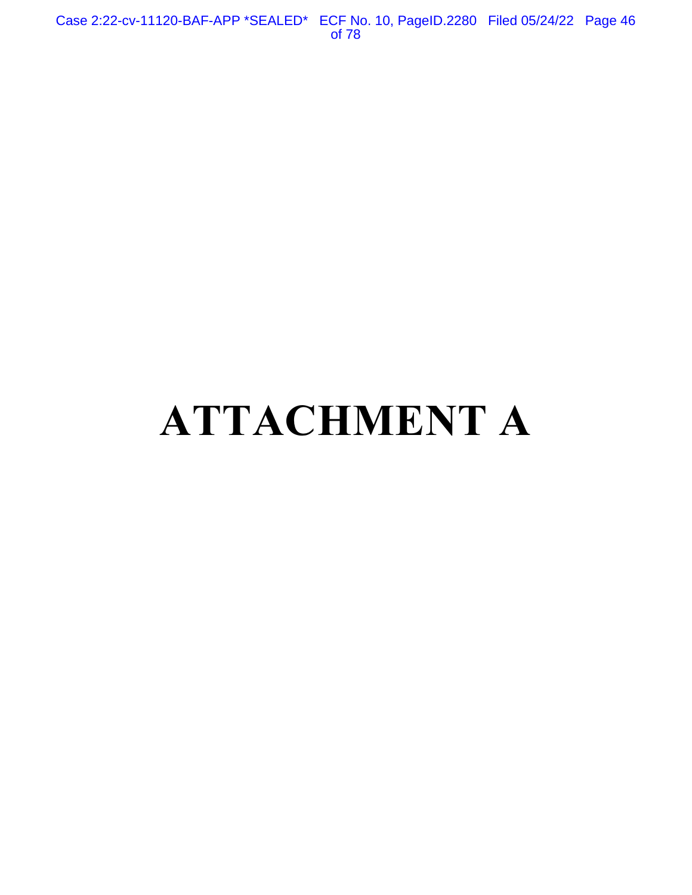# ATTACHMENT A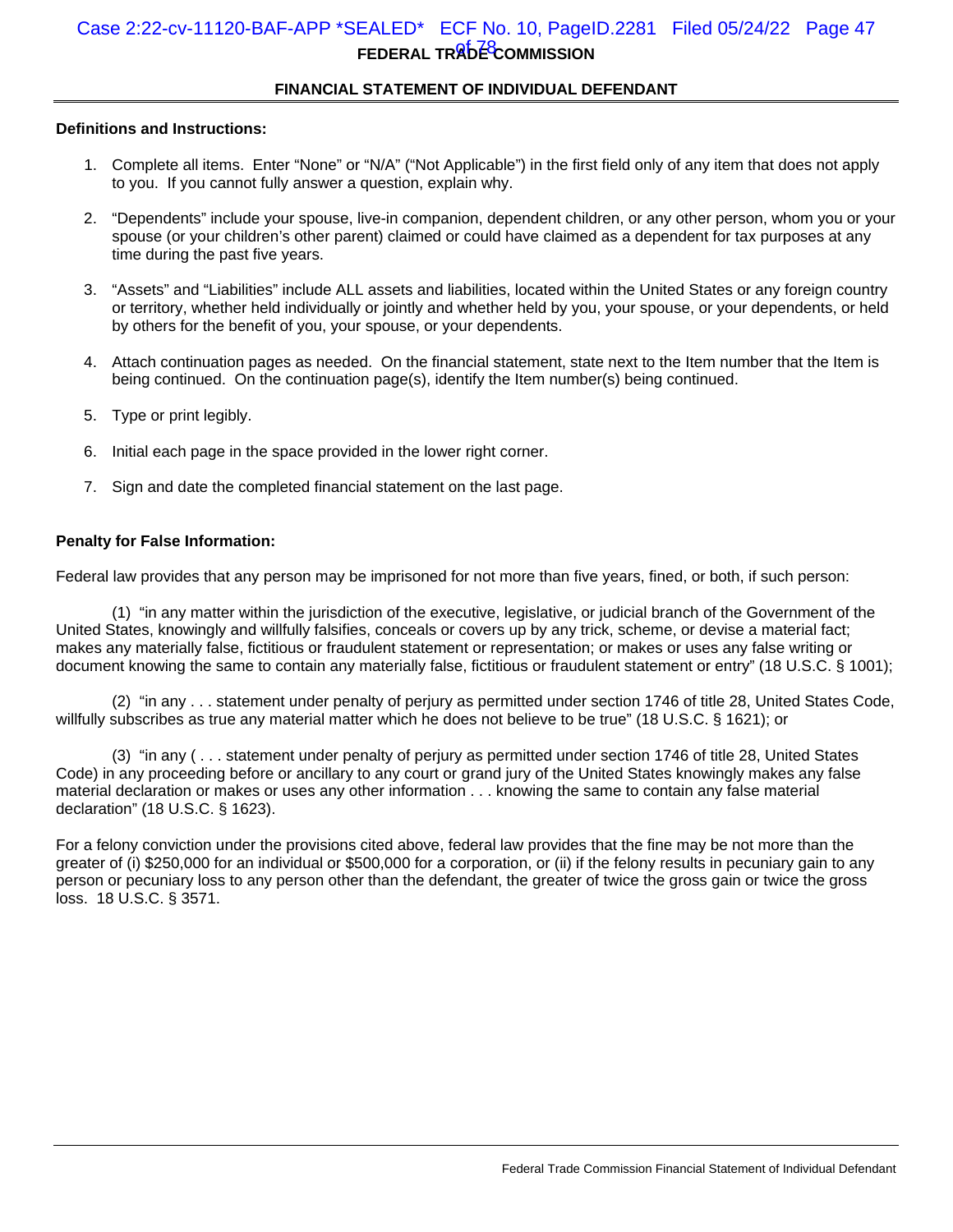## FEDERAL TRADE COMMISSION

### FINANCIAL STATEMENT OF INDIVIDUAL DEFENDANT

**Definitions and Instructions:**

1. Complete all items. Enter "None" or "N/A" ("Not Applicable") in the first field only of any item that does not apply to you. If you cannot fully answer a question, explain why.

2. "Dependents" include your spouse, live-in companion, dependent children, or any other person, whom you or your spouse (or your children's other parent) claimed or could have claimed as a dependent for tax purposes at any time during the past five years.

3. "Assets" and "Liabilities" include ALL assets and liabilities, located within the United States or any foreign country or territory, whether held individually or jointly and whether held by you, your spouse, or your dependents, or held by others for the benefit of you, your spouse, or your dependents.

4. Attach continuation pages as needed. On the financial statement, state next to the Item number that the Item is being continued. On the continuation page(s), identify the Item number(s) being continued.

5. Type or print legibly.

6. Initial each page in the space provided in the lower right corner.

7. Sign and date the completed financial statement on the last page.

**Penalty for False Information:**

Federal law provides that any person may be imprisoned for not more than five years, fined, or both, if such person:

(1) "in any matter within the jurisdiction of the executive, legislative, or judicial branch of the Government of the United States, knowingly and willfully falsifies, conceals or covers up by any trick, scheme, or devise a material fact; makes any materially false, fictitious or fraudulent statement or representation; or makes or uses any false writing or document knowing the same to contain any materially false, fictitious or fraudulent statement or entry" (18 U.S.C. § 1001);

(2) "in any . . . statement under penalty of perjury as permitted under section 1746 of title 28, United States Code, willfully subscribes as true any material matter which he does not believe to be true" (18 U.S.C. § 1621); or

(3) "in any ( . . . statement under penalty of perjury as permitted under section 1746 of title 28, United States Code) in any proceeding before or ancillary to any court or grand jury of the United States knowingly makes any false material declaration or makes or uses any other information . . . knowing the same to contain any false material declaration" (18 U.S.C. § 1623).

For a felony conviction under the provisions cited above, federal law provides that the fine may be not more than the greater of (i) $250,000 for an individual or $500,000 for a corporation, or (ii) if the felony results in pecuniary gain to any person or pecuniary loss to any person other than the defendant, the greater of twice the gross gain or twice the gross loss. 18 U.S.C. § 3571.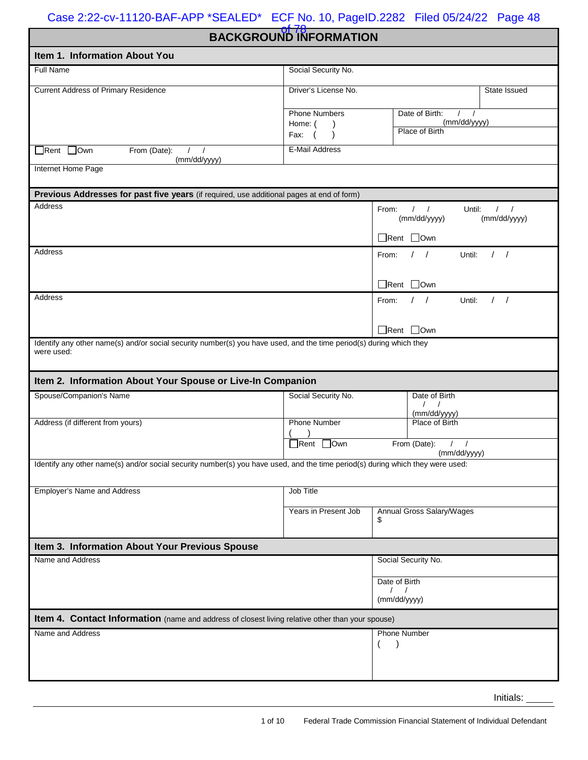# BACKGROUND INFORMATION

## Item 1. Information About You

| Full Name | Social Security No. | | |
|---|---|---|---|
| Current Address of Primary Residence | Driver's License No. | | State Issued |
| | Phone Numbers<br>Home: ( )<br>Fax: ( ) | Date of Birth: / / (mm/dd/yyyy)<br>Place of Birth | |
| ☐Rent ☐Own From (Date): / / (mm/dd/yyyy) | E-Mail Address | | |
| Internet Home Page | | | |

**Previous Addresses for past five years** (if required, use additional pages at end of form)

| Address | From: / / (mm/dd/yyyy) Until: / / (mm/dd/yyyy)<br>☐Rent ☐Own |
|---|---|
| Address | From: / / Until: / /<br>☐Rent ☐Own |
| Address | From: / / Until: / /<br>☐Rent ☐Own |

Identify any other name(s) and/or social security number(s) you have used, and the time period(s) during which they were used:

## Item 2. Information About Your Spouse or Live-In Companion

| Spouse/Companion's Name | Social Security No. | Date of Birth / / (mm/dd/yyyy) |
|---|---|---|
| Address (if different from yours) | Phone Number ( ) | Place of Birth |
| | ☐Rent ☐Own | From (Date): / / (mm/dd/yyyy) |

Identify any other name(s) and/or social security number(s) you have used, and the time period(s) during which they were used:

| Employer's Name and Address | Job Title | |
|---|---|---|
| | Years in Present Job | Annual Gross Salary/Wages<br>$ |

## Item 3. Information About Your Previous Spouse

| Name and Address | Social Security No. |
|---|---|
| | Date of Birth / / (mm/dd/yyyy) |

## Item 4. Contact Information (name and address of closest living relative other than your spouse)

| Name and Address | Phone Number ( ) |
|---|---|

Initials: _____

Federal Trade Commission Financial Statement of Individual Defendant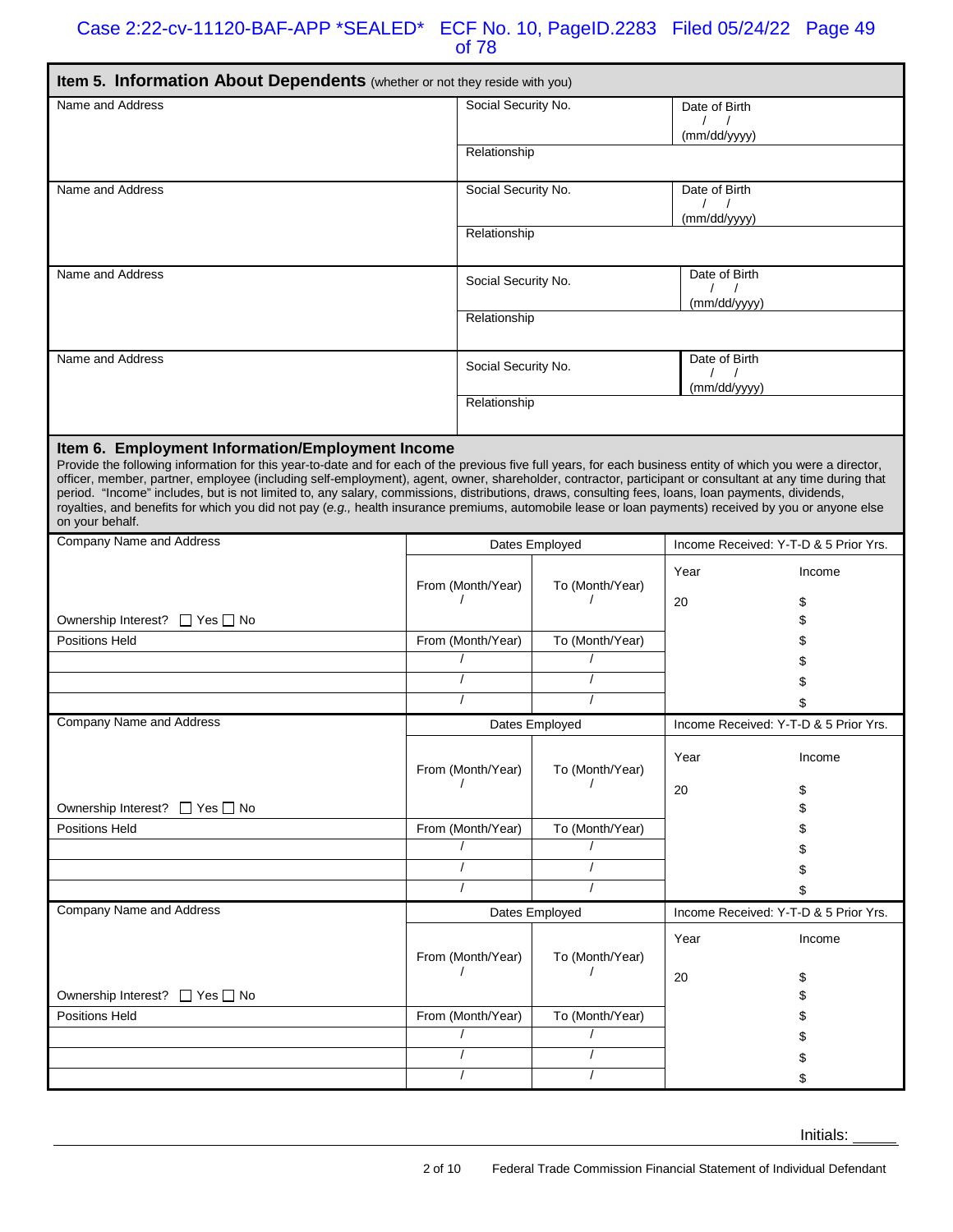## Item 5. Information About Dependents (whether or not they reside with you)

| Name and Address | Social Security No. | Date of Birth / / (mm/dd/yyyy) |
|---|---|---|
| | Relationship | |
| Name and Address | Social Security No. | Date of Birth / / (mm/dd/yyyy) |
| | Relationship | |
| Name and Address | Social Security No. | Date of Birth / / (mm/dd/yyyy) |
| | Relationship | |
| Name and Address | Social Security No. | Date of Birth / / (mm/dd/yyyy) |
| | Relationship | |

## Item 6. Employment Information/Employment Income

Provide the following information for this year-to-date and for each of the previous five full years, for each business entity of which you were a director, officer, member, partner, employee (including self-employment), agent, owner, shareholder, contractor, participant or consultant at any time during that period. "Income" includes, but is not limited to, any salary, commissions, distributions, draws, consulting fees, loans, loan payments, dividends, royalties, and benefits for which you did not pay (*e.g.,* health insurance premiums, automobile lease or loan payments) received by you or anyone else on your behalf.

| Company Name and Address | Dates Employed | | Income Received: Y-T-D & 5 Prior Yrs. | |
|---|---|---|---|---|
| | From (Month/Year) / | To (Month/Year) / | Year | Income |
| | | | 20 | $ |
| Ownership Interest? ☐ Yes ☐ No | | | | $ |
| Positions Held | From (Month/Year) | To (Month/Year) | | $ |
| | / | / | | $ |
| | / | / | | $ |
| | / | / | | $ |

| Company Name and Address | Dates Employed | | Income Received: Y-T-D & 5 Prior Yrs. | |
|---|---|---|---|---|
| | From (Month/Year) / | To (Month/Year) / | Year | Income |
| | | | 20 | $ |
| Ownership Interest? ☐ Yes ☐ No | | | | $ |
| Positions Held | From (Month/Year) | To (Month/Year) | | $ |
| | / | / | | $ |
| | / | / | | $ |
| | / | / | | $ |

| Company Name and Address | Dates Employed | | Income Received: Y-T-D & 5 Prior Yrs. | |
|---|---|---|---|---|
| | From (Month/Year) / | To (Month/Year) / | Year | Income |
| | | | 20 | $ |
| Ownership Interest? ☐ Yes ☐ No | | | | $ |
| Positions Held | From (Month/Year) | To (Month/Year) | | $ |
| | / | / | | $ |
| | / | / | | $ |
| | / | / | | $ |

Initials: ______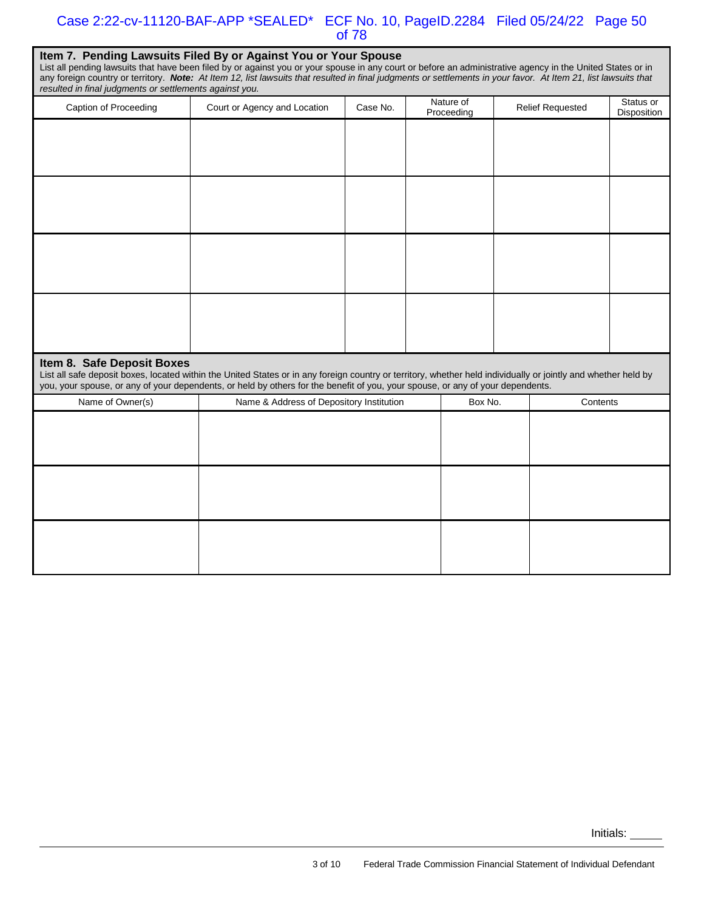## Item 7. Pending Lawsuits Filed By or Against You or Your Spouse

List all pending lawsuits that have been filed by or against you or your spouse in any court or before an administrative agency in the United States or in any foreign country or territory. ***Note:*** *At Item 12, list lawsuits that resulted in final judgments or settlements in your favor. At Item 21, list lawsuits that resulted in final judgments or settlements against you.*

| Caption of Proceeding | Court or Agency and Location | Case No. | Nature of Proceeding | Relief Requested | Status or Disposition |
|---|---|---|---|---|---|
| | | | | | |
| | | | | | |
| | | | | | |
| | | | | | |

## Item 8. Safe Deposit Boxes

List all safe deposit boxes, located within the United States or in any foreign country or territory, whether held individually or jointly and whether held by you, your spouse, or any of your dependents, or held by others for the benefit of you, your spouse, or any of your dependents.

| Name of Owner(s) | Name & Address of Depository Institution | Box No. | Contents |
|---|---|---|---|
| | | | |
| | | | |
| | | | |

Initials: _____

Federal Trade Commission Financial Statement of Individual Defendant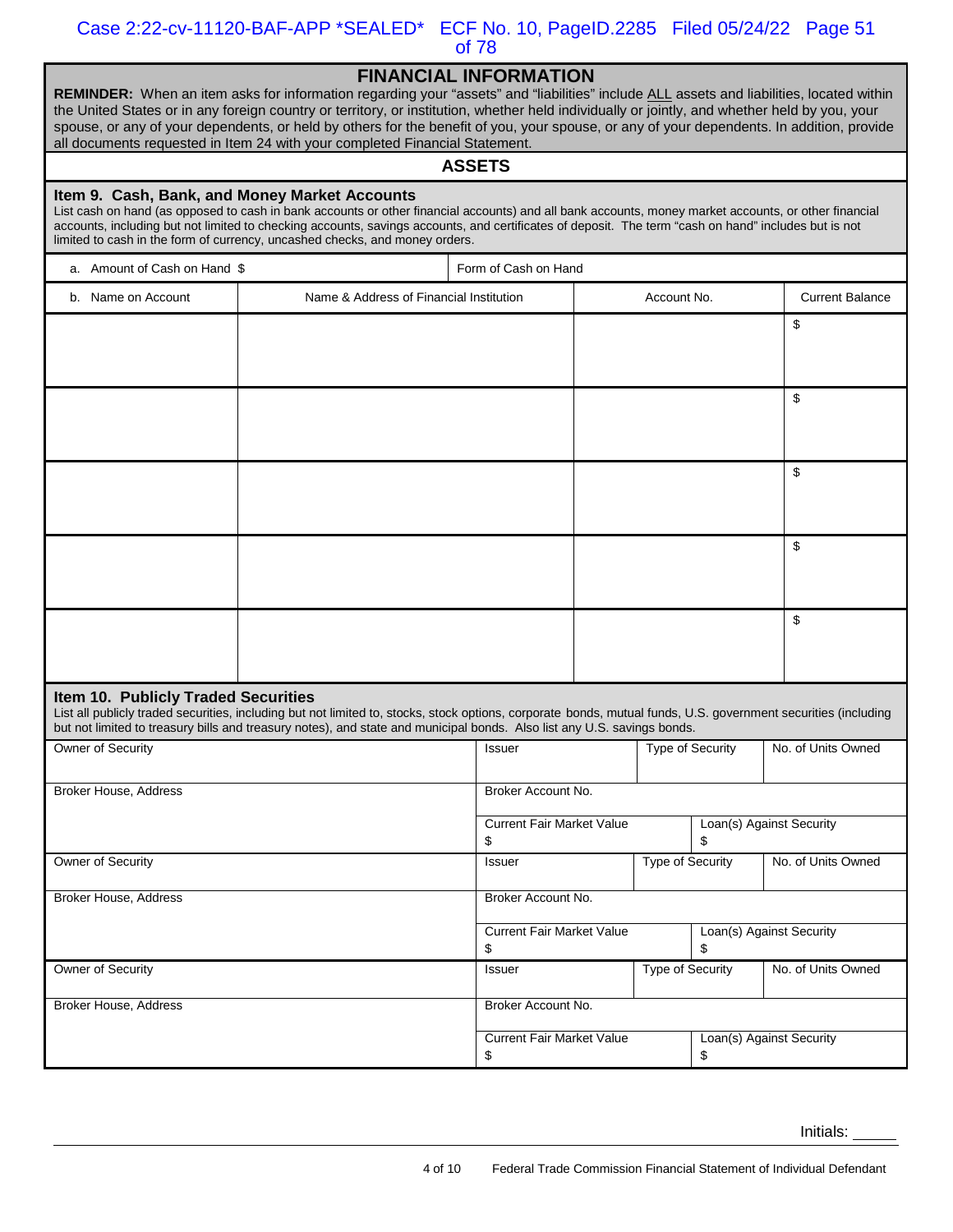## FINANCIAL INFORMATION

**REMINDER:** When an item asks for information regarding your "assets" and "liabilities" include ALL assets and liabilities, located within the United States or in any foreign country or territory, or institution, whether held individually or jointly, and whether held by you, your spouse, or any of your dependents, or held by others for the benefit of you, your spouse, or any of your dependents. In addition, provide all documents requested in Item 24 with your completed Financial Statement.

## ASSETS

### Item 9. Cash, Bank, and Money Market Accounts

List cash on hand (as opposed to cash in bank accounts or other financial accounts) and all bank accounts, money market accounts, or other financial accounts, including but not limited to checking accounts, savings accounts, and certificates of deposit. The term "cash on hand" includes but is not limited to cash in the form of currency, uncashed checks, and money orders.

| a. Amount of Cash on Hand $ | Form of Cash on Hand | | |
|---|---|---|---|
| **b. Name on Account** | **Name & Address of Financial Institution** | **Account No.** | **Current Balance** |
| | | | $ |
| | | | $ |
| | | | $ |
| | | | $ |
| | | | $ |

### Item 10. Publicly Traded Securities

List all publicly traded securities, including but not limited to, stocks, stock options, corporate bonds, mutual funds, U.S. government securities (including but not limited to treasury bills and treasury notes), and state and municipal bonds. Also list any U.S. savings bonds.

| Owner of Security | Issuer | Type of Security | No. of Units Owned |
|---|---|---|---|
| Broker House, Address | Broker Account No. | | |
| | Current Fair Market Value $ | Loan(s) Against Security $ | |
| Owner of Security | Issuer | Type of Security | No. of Units Owned |
| Broker House, Address | Broker Account No. | | |
| | Current Fair Market Value $ | Loan(s) Against Security $ | |
| Owner of Security | Issuer | Type of Security | No. of Units Owned |
| Broker House, Address | Broker Account No. | | |
| | Current Fair Market Value $ | Loan(s) Against Security $ | |

Initials: _____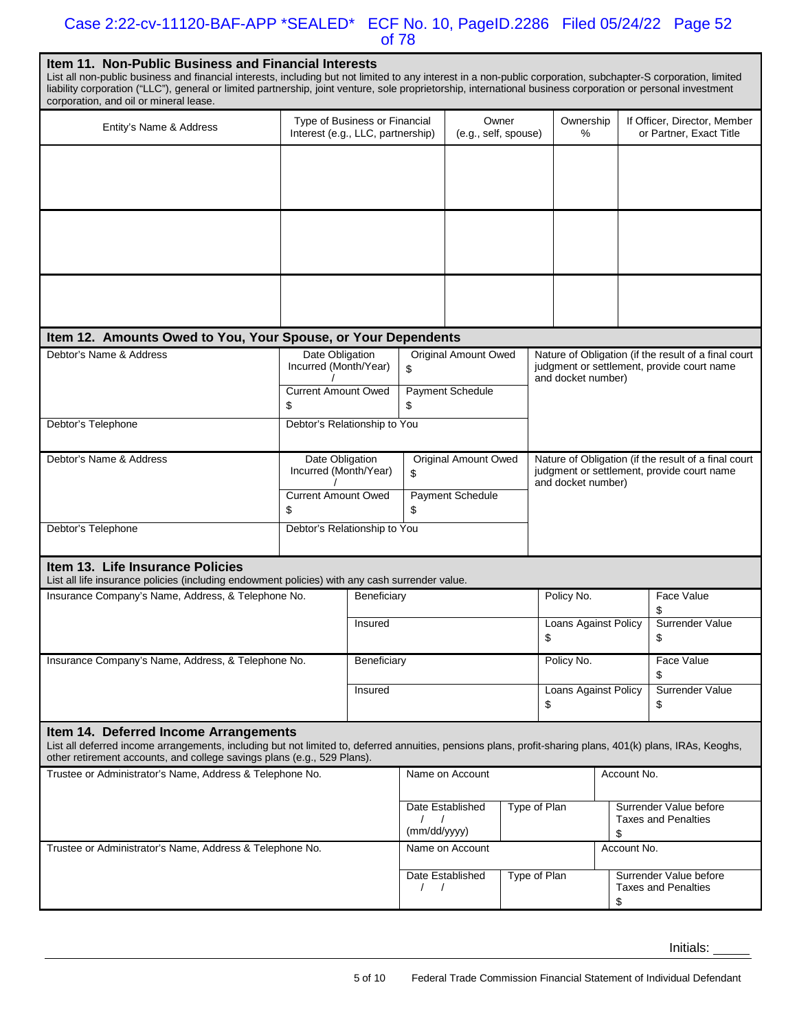## Item 11. Non-Public Business and Financial Interests

List all non-public business and financial interests, including but not limited to any interest in a non-public corporation, subchapter-S corporation, limited liability corporation ("LLC"), general or limited partnership, joint venture, sole proprietorship, international business corporation or personal investment corporation, and oil or mineral lease.

| Entity's Name & Address | Type of Business or Financial Interest (e.g., LLC, partnership) | Owner (e.g., self, spouse) | Ownership % | If Officer, Director, Member or Partner, Exact Title |
|---|---|---|---|---|
| | | | | |
| | | | | |
| | | | | |

## Item 12. Amounts Owed to You, Your Spouse, or Your Dependents

| Debtor's Name & Address | Date Obligation Incurred (Month/Year) / | Original Amount Owed $ | Nature of Obligation (if the result of a final court judgment or settlement, provide court name and docket number) |
|---|---|---|---|
| | Current Amount Owed $ | Payment Schedule $ | |
| Debtor's Telephone | Debtor's Relationship to You | | |

| Debtor's Name & Address | Date Obligation Incurred (Month/Year) / | Original Amount Owed $ | Nature of Obligation (if the result of a final court judgment or settlement, provide court name and docket number) |
|---|---|---|---|
| | Current Amount Owed $ | Payment Schedule $ | |
| Debtor's Telephone | Debtor's Relationship to You | | |

## Item 13. Life Insurance Policies

List all life insurance policies (including endowment policies) with any cash surrender value.

| Insurance Company's Name, Address, & Telephone No. | Beneficiary | Policy No. | Face Value $ |
|---|---|---|---|
| | Insured | Loans Against Policy $ | Surrender Value $ |

| Insurance Company's Name, Address, & Telephone No. | Beneficiary | Policy No. | Face Value $ |
|---|---|---|---|
| | Insured | Loans Against Policy $ | Surrender Value $ |

## Item 14. Deferred Income Arrangements

List all deferred income arrangements, including but not limited to, deferred annuities, pensions plans, profit-sharing plans, 401(k) plans, IRAs, Keoghs, other retirement accounts, and college savings plans (e.g., 529 Plans).

| Trustee or Administrator's Name, Address & Telephone No. | Name on Account | | Account No. |
|---|---|---|---|
| | Date Established / / (mm/dd/yyyy) | Type of Plan | Surrender Value before Taxes and Penalties $ |

| Trustee or Administrator's Name, Address & Telephone No. | Name on Account | | Account No. |
|---|---|---|---|
| | Date Established / / | Type of Plan | Surrender Value before Taxes and Penalties $ |

Initials: _____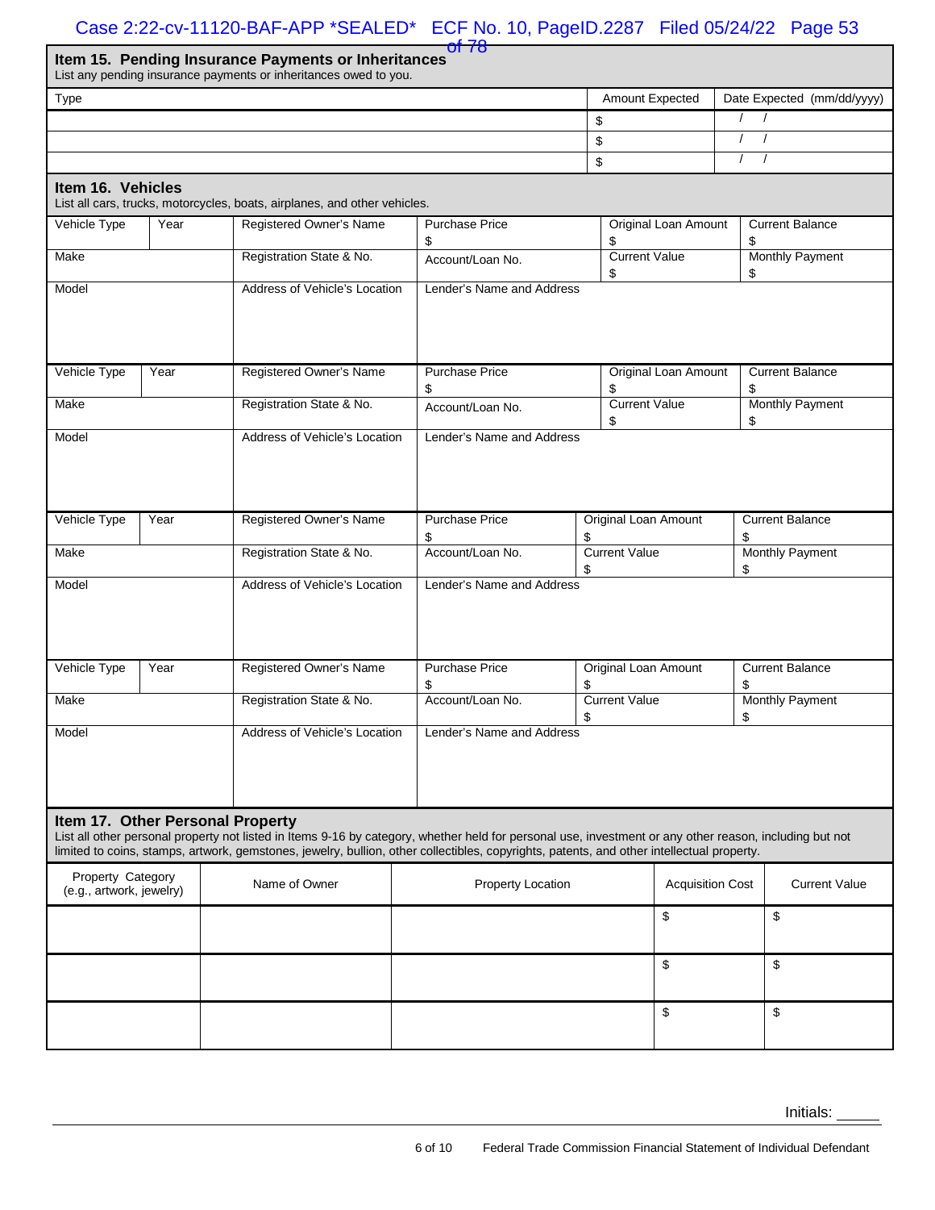## Item 15. Pending Insurance Payments or Inheritances

List any pending insurance payments or inheritances owed to you.

| Type | Amount Expected | Date Expected (mm/dd/yyyy) |
|---|---|---|
| | $ | / / |
| | $ | / / |
| | $ | / / |

## Item 16. Vehicles

List all cars, trucks, motorcycles, boats, airplanes, and other vehicles.

| Vehicle Type | Year | Registered Owner's Name | Purchase Price $ | Original Loan Amount $ | Current Balance $ |
|---|---|---|---|---|---|
| Make | | Registration State & No. | Account/Loan No. | Current Value $ | Monthly Payment $ |
| Model | | Address of Vehicle's Location | Lender's Name and Address | | |

| Vehicle Type | Year | Registered Owner's Name | Purchase Price $ | Original Loan Amount $ | Current Balance $ |
|---|---|---|---|---|---|
| Make | | Registration State & No. | Account/Loan No. | Current Value $ | Monthly Payment $ |
| Model | | Address of Vehicle's Location | Lender's Name and Address | | |

| Vehicle Type | Year | Registered Owner's Name | Purchase Price $ | Original Loan Amount $ | Current Balance $ |
|---|---|---|---|---|---|
| Make | | Registration State & No. | Account/Loan No. | Current Value $ | Monthly Payment $ |
| Model | | Address of Vehicle's Location | Lender's Name and Address | | |

| Vehicle Type | Year | Registered Owner's Name | Purchase Price $ | Original Loan Amount $ | Current Balance $ |
|---|---|---|---|---|---|
| Make | | Registration State & No. | Account/Loan No. | Current Value $ | Monthly Payment $ |
| Model | | Address of Vehicle's Location | Lender's Name and Address | | |

## Item 17. Other Personal Property

List all other personal property not listed in Items 9-16 by category, whether held for personal use, investment or any other reason, including but not limited to coins, stamps, artwork, gemstones, jewelry, bullion, other collectibles, copyrights, patents, and other intellectual property.

| Property Category (e.g., artwork, jewelry) | Name of Owner | Property Location | Acquisition Cost | Current Value |
|---|---|---|---|---|
| | | | $ | $ |
| | | | $ | $ |
| | | | $ | $ |

Initials: _____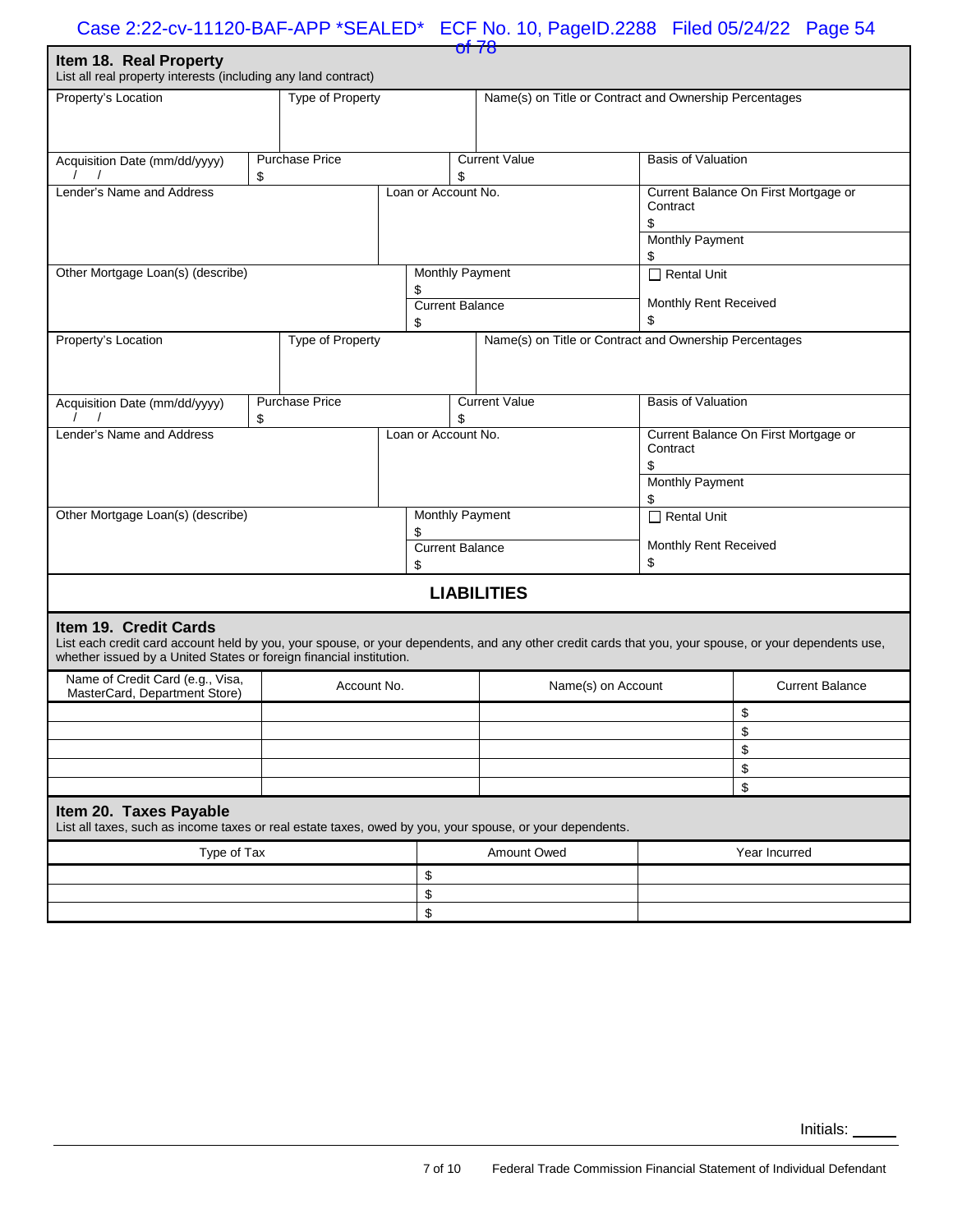## Item 18. Real Property

List all real property interests (including any land contract)

| Property's Location | Type of Property | Name(s) on Title or Contract and Ownership Percentages | |
|---|---|---|---|
| Acquisition Date (mm/dd/yyyy) / / | Purchase Price $ | Current Value $ | Basis of Valuation |
| Lender's Name and Address | Loan or Account No. | Current Balance On First Mortgage or Contract $ | |
| | | Monthly Payment $ | |
| Other Mortgage Loan(s) (describe) | Monthly Payment $ | ☐ Rental Unit | |
| | Current Balance $ | Monthly Rent Received $ | |

| Property's Location | Type of Property | Name(s) on Title or Contract and Ownership Percentages | |
|---|---|---|---|
| Acquisition Date (mm/dd/yyyy) / / | Purchase Price $ | Current Value $ | Basis of Valuation |
| Lender's Name and Address | Loan or Account No. | Current Balance On First Mortgage or Contract $ | |
| | | Monthly Payment $ | |
| Other Mortgage Loan(s) (describe) | Monthly Payment $ | ☐ Rental Unit | |
| | Current Balance $ | Monthly Rent Received $ | |

# LIABILITIES

## Item 19. Credit Cards

List each credit card account held by you, your spouse, or your dependents, and any other credit cards that you, your spouse, or your dependents use, whether issued by a United States or foreign financial institution.

| Name of Credit Card (e.g., Visa, MasterCard, Department Store) | Account No. | Name(s) on Account | Current Balance |
|---|---|---|---|
| | | | $ |
| | | | $ |
| | | | $ |
| | | | $ |
| | | | $ |

## Item 20. Taxes Payable

List all taxes, such as income taxes or real estate taxes, owed by you, your spouse, or your dependents.

| Type of Tax | Amount Owed | Year Incurred |
|---|---|---|
| | $ | |
| | $ | |
| | $ | |

Initials: _____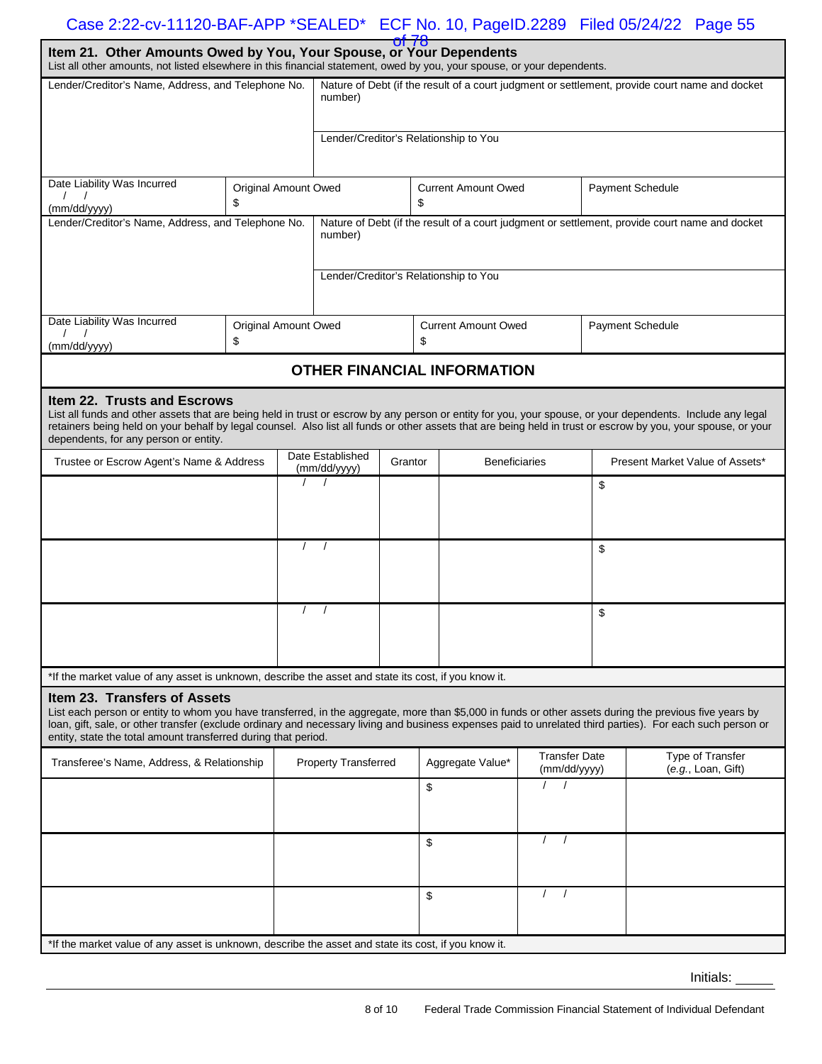## Item 21. Other Amounts Owed by You, Your Spouse, or Your Dependents

List all other amounts, not listed elsewhere in this financial statement, owed by you, your spouse, or your dependents.

| Lender/Creditor's Name, Address, and Telephone No. | Nature of Debt (if the result of a court judgment or settlement, provide court name and docket number) | | |
|---|---|---|---|
| | Lender/Creditor's Relationship to You | | |
| Date Liability Was Incurred / / (mm/dd/yyyy) | Original Amount Owed $ | Current Amount Owed $ | Payment Schedule |

| Lender/Creditor's Name, Address, and Telephone No. | Nature of Debt (if the result of a court judgment or settlement, provide court name and docket number) | | |
|---|---|---|---|
| | Lender/Creditor's Relationship to You | | |
| Date Liability Was Incurred / / (mm/dd/yyyy) | Original Amount Owed $ | Current Amount Owed $ | Payment Schedule |

# OTHER FINANCIAL INFORMATION

## Item 22. Trusts and Escrows

List all funds and other assets that are being held in trust or escrow by any person or entity for you, your spouse, or your dependents. Include any legal retainers being held on your behalf by legal counsel. Also list all funds or other assets that are being held in trust or escrow by you, your spouse, or your dependents, for any person or entity.

| Trustee or Escrow Agent's Name & Address | Date Established (mm/dd/yyyy) | Grantor | Beneficiaries | Present Market Value of Assets* |
|---|---|---|---|---|
| | / / | | | $ |
| | / / | | | $ |
| | / / | | | $ |

*If the market value of any asset is unknown, describe the asset and state its cost, if you know it.

## Item 23. Transfers of Assets

List each person or entity to whom you have transferred, in the aggregate, more than $5,000 in funds or other assets during the previous five years by loan, gift, sale, or other transfer (exclude ordinary and necessary living and business expenses paid to unrelated third parties). For each such person or entity, state the total amount transferred during that period.

| Transferee's Name, Address, & Relationship | Property Transferred | Aggregate Value* | Transfer Date (mm/dd/yyyy) | Type of Transfer (*e.g.*, Loan, Gift) |
|---|---|---|---|---|
| | | $ | / / | |
| | | $ | / / | |
| | | $ | / / | |

*If the market value of any asset is unknown, describe the asset and state its cost, if you know it.

Initials: _____

Federal Trade Commission Financial Statement of Individual Defendant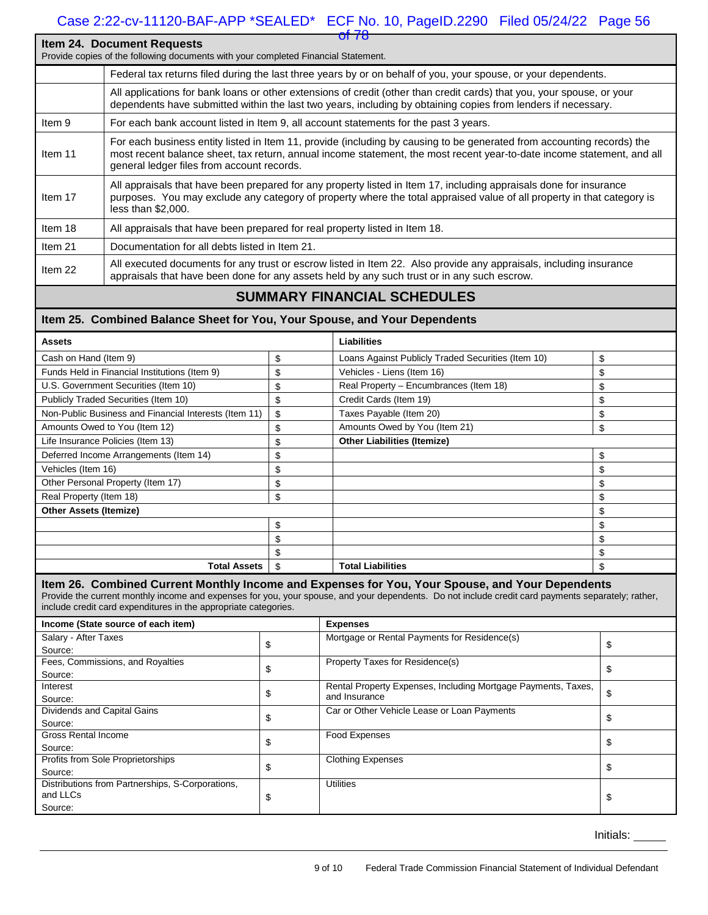## Item 24. Document Requests

Provide copies of the following documents with your completed Financial Statement.

| | |
|---|---|
| | Federal tax returns filed during the last three years by or on behalf of you, your spouse, or your dependents. |
| | All applications for bank loans or other extensions of credit (other than credit cards) that you, your spouse, or your dependents have submitted within the last two years, including by obtaining copies from lenders if necessary. |
| Item 9 | For each bank account listed in Item 9, all account statements for the past 3 years. |
| Item 11 | For each business entity listed in Item 11, provide (including by causing to be generated from accounting records) the most recent balance sheet, tax return, annual income statement, the most recent year-to-date income statement, and all general ledger files from account records. |
| Item 17 | All appraisals that have been prepared for any property listed in Item 17, including appraisals done for insurance purposes. You may exclude any category of property where the total appraised value of all property in that category is less than $2,000. |
| Item 18 | All appraisals that have been prepared for real property listed in Item 18. |
| Item 21 | Documentation for all debts listed in Item 21. |
| Item 22 | All executed documents for any trust or escrow listed in Item 22. Also provide any appraisals, including insurance appraisals that have been done for any assets held by any such trust or in any such escrow. |

# SUMMARY FINANCIAL SCHEDULES

## Item 25. Combined Balance Sheet for You, Your Spouse, and Your Dependents

| **Assets** | | **Liabilities** | |
|---|---|---|---|
| Cash on Hand (Item 9) | $ | Loans Against Publicly Traded Securities (Item 10) | $ |
| Funds Held in Financial Institutions (Item 9) | $ | Vehicles - Liens (Item 16) | $ |
| U.S. Government Securities (Item 10) | $ | Real Property – Encumbrances (Item 18) | $ |
| Publicly Traded Securities (Item 10) | $ | Credit Cards (Item 19) | $ |
| Non-Public Business and Financial Interests (Item 11) | $ | Taxes Payable (Item 20) | $ |
| Amounts Owed to You (Item 12) | $ | Amounts Owed by You (Item 21) | $ |
| Life Insurance Policies (Item 13) | $ | **Other Liabilities (Itemize)** | |
| Deferred Income Arrangements (Item 14) | $ | | $ |
| Vehicles (Item 16) | $ | | $ |
| Other Personal Property (Item 17) | $ | | $ |
| Real Property (Item 18) | $ | | $ |
| **Other Assets (Itemize)** | | | $ |
| | $ | | $ |
| | $ | | $ |
| | $ | | $ |
| **Total Assets** | $ | **Total Liabilities** | $ |

## Item 26. Combined Current Monthly Income and Expenses for You, Your Spouse, and Your Dependents

Provide the current monthly income and expenses for you, your spouse, and your dependents. Do not include credit card payments separately; rather, include credit card expenditures in the appropriate categories.

| **Income (State source of each item)** | | **Expenses** | |
|---|---|---|---|
| Salary - After Taxes<br>Source: | $ | Mortgage or Rental Payments for Residence(s) | $ |
| Fees, Commissions, and Royalties<br>Source: | $ | Property Taxes for Residence(s) | $ |
| Interest<br>Source: | $ | Rental Property Expenses, Including Mortgage Payments, Taxes, and Insurance | $ |
| Dividends and Capital Gains<br>Source: | $ | Car or Other Vehicle Lease or Loan Payments | $ |
| Gross Rental Income<br>Source: | $ | Food Expenses | $ |
| Profits from Sole Proprietorships<br>Source: | $ | Clothing Expenses | $ |
| Distributions from Partnerships, S-Corporations, and LLCs<br>Source: | $ | Utilities | $ |

Initials: _____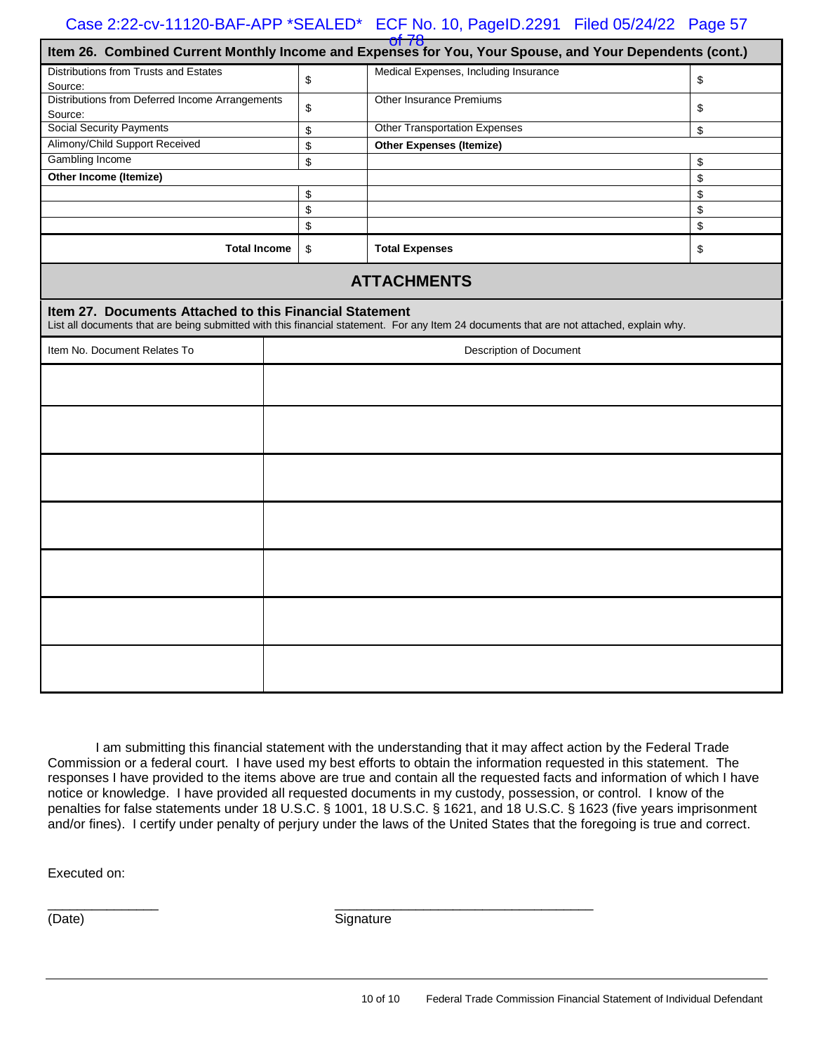## Item 26. Combined Current Monthly Income and Expenses for You, Your Spouse, and Your Dependents (cont.)

| | | | |
|---|---|---|---|
| Distributions from Trusts and Estates<br>Source: | $ | Medical Expenses, Including Insurance | $ |
| Distributions from Deferred Income Arrangements<br>Source: | $ | Other Insurance Premiums | $ |
| Social Security Payments | $ | Other Transportation Expenses | $ |
| Alimony/Child Support Received | $ | **Other Expenses (Itemize)** | |
| Gambling Income | $ | | $ |
| **Other Income (Itemize)** | | | $ |
| | $ | | $ |
| | $ | | $ |
| | $ | | $ |
| **Total Income** | $ | **Total Expenses** | $ |

## ATTACHMENTS

### Item 27. Documents Attached to this Financial Statement

List all documents that are being submitted with this financial statement. For any Item 24 documents that are not attached, explain why.

| Item No. Document Relates To | Description of Document |
|---|---|
| | |
| | |
| | |
| | |
| | |
| | |
| | |

I am submitting this financial statement with the understanding that it may affect action by the Federal Trade Commission or a federal court. I have used my best efforts to obtain the information requested in this statement. The responses I have provided to the items above are true and contain all the requested facts and information of which I have notice or knowledge. I have provided all requested documents in my custody, possession, or control. I know of the penalties for false statements under 18 U.S.C. § 1001, 18 U.S.C. § 1621, and 18 U.S.C. § 1623 (five years imprisonment and/or fines). I certify under penalty of perjury under the laws of the United States that the foregoing is true and correct.

Executed on:

_______________ (Date)

___________________________________ Signature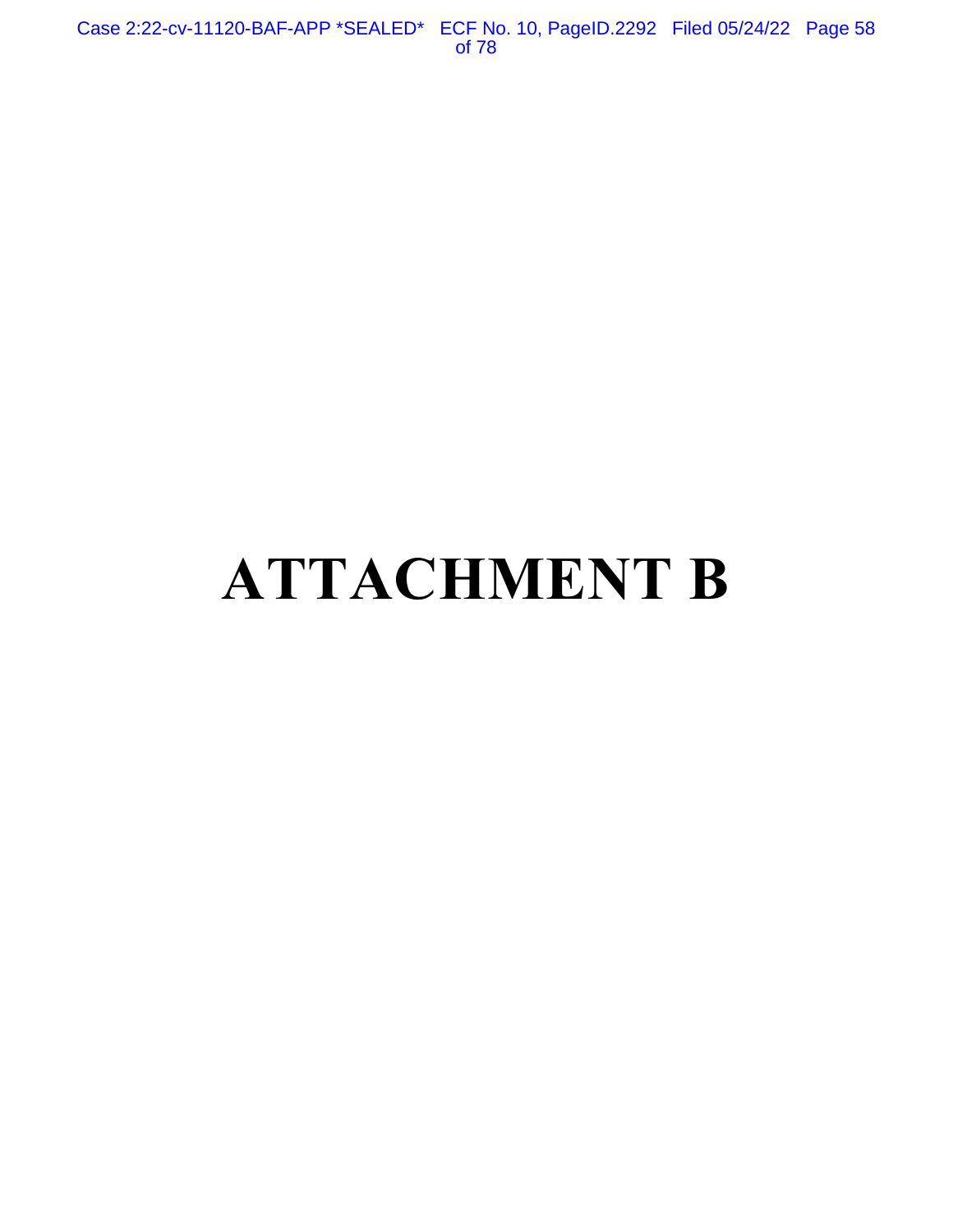# ATTACHMENT B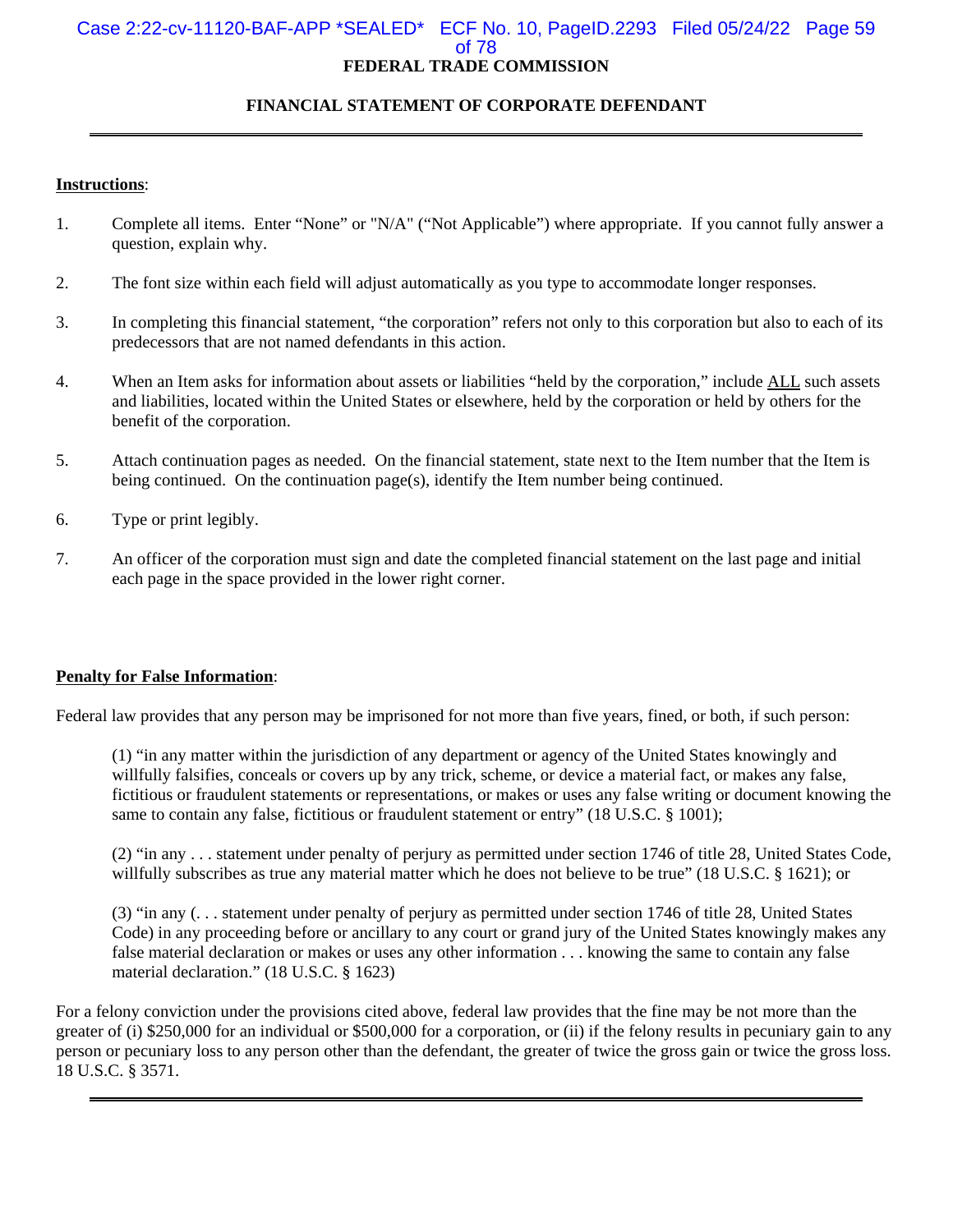# FEDERAL TRADE COMMISSION

## FINANCIAL STATEMENT OF CORPORATE DEFENDANT

---

**Instructions**:

1. Complete all items. Enter “None” or "N/A" (“Not Applicable”) where appropriate. If you cannot fully answer a question, explain why.

2. The font size within each field will adjust automatically as you type to accommodate longer responses.

3. In completing this financial statement, “the corporation” refers not only to this corporation but also to each of its predecessors that are not named defendants in this action.

4. When an Item asks for information about assets or liabilities “held by the corporation,” include ALL such assets and liabilities, located within the United States or elsewhere, held by the corporation or held by others for the benefit of the corporation.

5. Attach continuation pages as needed. On the financial statement, state next to the Item number that the Item is being continued. On the continuation page(s), identify the Item number being continued.

6. Type or print legibly.

7. An officer of the corporation must sign and date the completed financial statement on the last page and initial each page in the space provided in the lower right corner.

**Penalty for False Information**:

Federal law provides that any person may be imprisoned for not more than five years, fined, or both, if such person:

> (1) “in any matter within the jurisdiction of any department or agency of the United States knowingly and willfully falsifies, conceals or covers up by any trick, scheme, or device a material fact, or makes any false, fictitious or fraudulent statements or representations, or makes or uses any false writing or document knowing the same to contain any false, fictitious or fraudulent statement or entry” (18 U.S.C. § 1001);
>
> (2) “in any . . . statement under penalty of perjury as permitted under section 1746 of title 28, United States Code, willfully subscribes as true any material matter which he does not believe to be true” (18 U.S.C. § 1621); or
>
> (3) “in any (. . . statement under penalty of perjury as permitted under section 1746 of title 28, United States Code) in any proceeding before or ancillary to any court or grand jury of the United States knowingly makes any false material declaration or makes or uses any other information . . . knowing the same to contain any false material declaration.” (18 U.S.C. § 1623)

For a felony conviction under the provisions cited above, federal law provides that the fine may be not more than the greater of (i) $250,000 for an individual or $500,000 for a corporation, or (ii) if the felony results in pecuniary gain to any person or pecuniary loss to any person other than the defendant, the greater of twice the gross gain or twice the gross loss. 18 U.S.C. § 3571.

---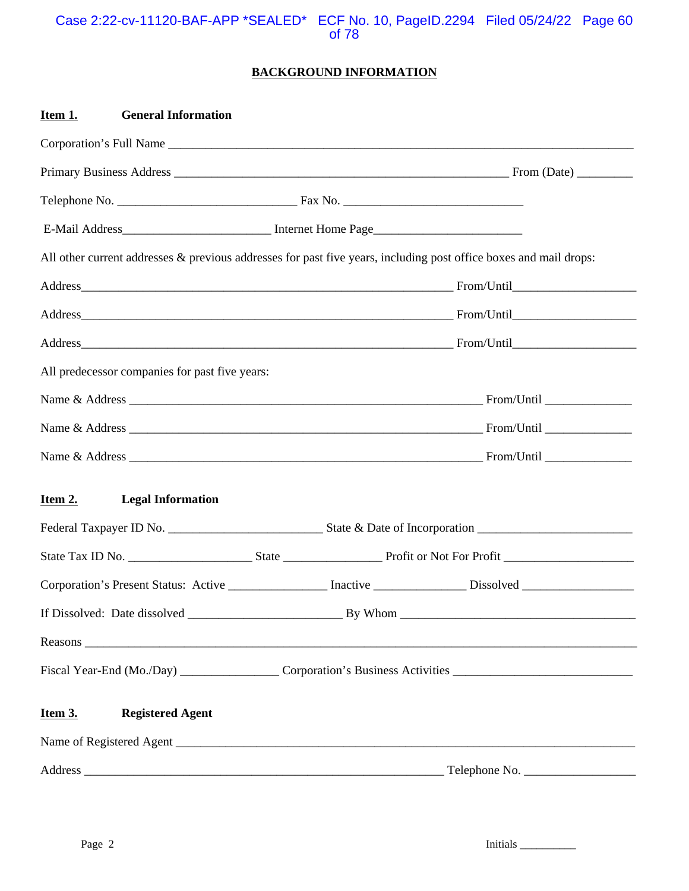## BACKGROUND INFORMATION

**Item 1. General Information**

Corporation's Full Name ___________________________________________________________________________

Primary Business Address _____________________________________________________ From (Date) _________

Telephone No. ____________________________ Fax No. ____________________________

E-Mail Address________________________ Internet Home Page________________________

All other current addresses & previous addresses for past five years, including post office boxes and mail drops:

Address____________________________________________________________ From/Until____________________

Address____________________________________________________________ From/Until____________________

Address____________________________________________________________ From/Until____________________

All predecessor companies for past five years:

Name & Address _________________________________________________________ From/Until ______________

Name & Address _________________________________________________________ From/Until ______________

Name & Address _________________________________________________________ From/Until ______________

**Item 2. Legal Information**

Federal Taxpayer ID No. _________________________ State & Date of Incorporation _________________________

State Tax ID No. ____________________ State ________________ Profit or Not For Profit _____________________

Corporation's Present Status: Active ________________ Inactive _______________ Dissolved __________________

If Dissolved: Date dissolved _________________________ By Whom ______________________________________

Reasons _____________________________________________________________________________________

Fiscal Year-End (Mo./Day) ________________ Corporation's Business Activities _____________________________

**Item 3. Registered Agent**

Name of Registered Agent ___________________________________________________________________________

Address __________________________________________________________ Telephone No. __________________

Initials __________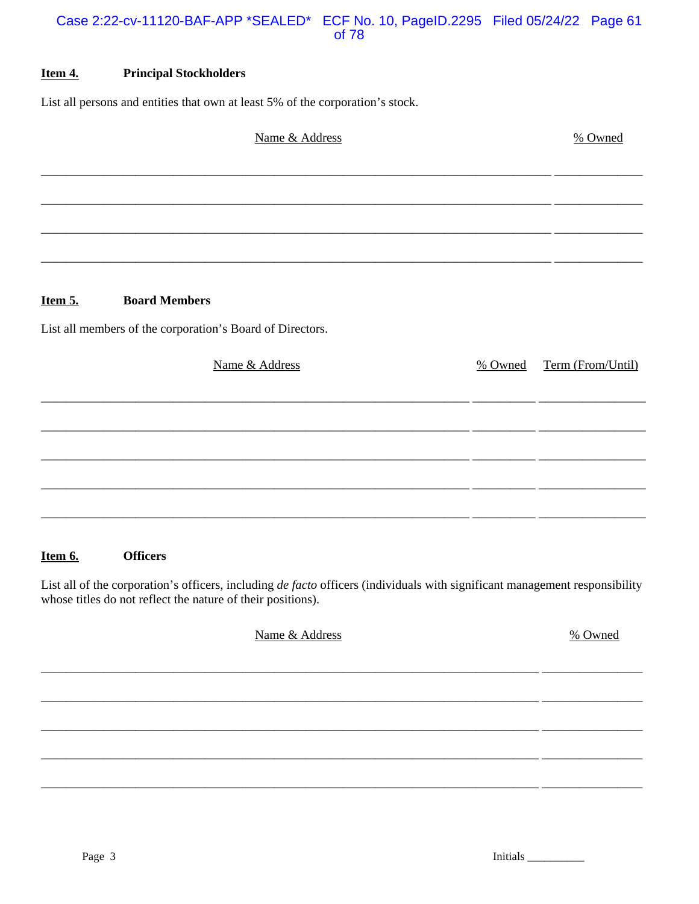**Item 4.** **Principal Stockholders**

List all persons and entities that own at least 5% of the corporation's stock.

| Name & Address | % Owned |
|---|---|
| | |
| | |
| | |
| | |

**Item 5.** **Board Members**

List all members of the corporation's Board of Directors.

| Name & Address | % Owned | Term (From/Until) |
|---|---|---|
| | | |
| | | |
| | | |
| | | |
| | | |

**Item 6.** **Officers**

List all of the corporation's officers, including *de facto* officers (individuals with significant management responsibility whose titles do not reflect the nature of their positions).

| Name & Address | % Owned |
|---|---|
| | |
| | |
| | |
| | |
| | |

Initials __________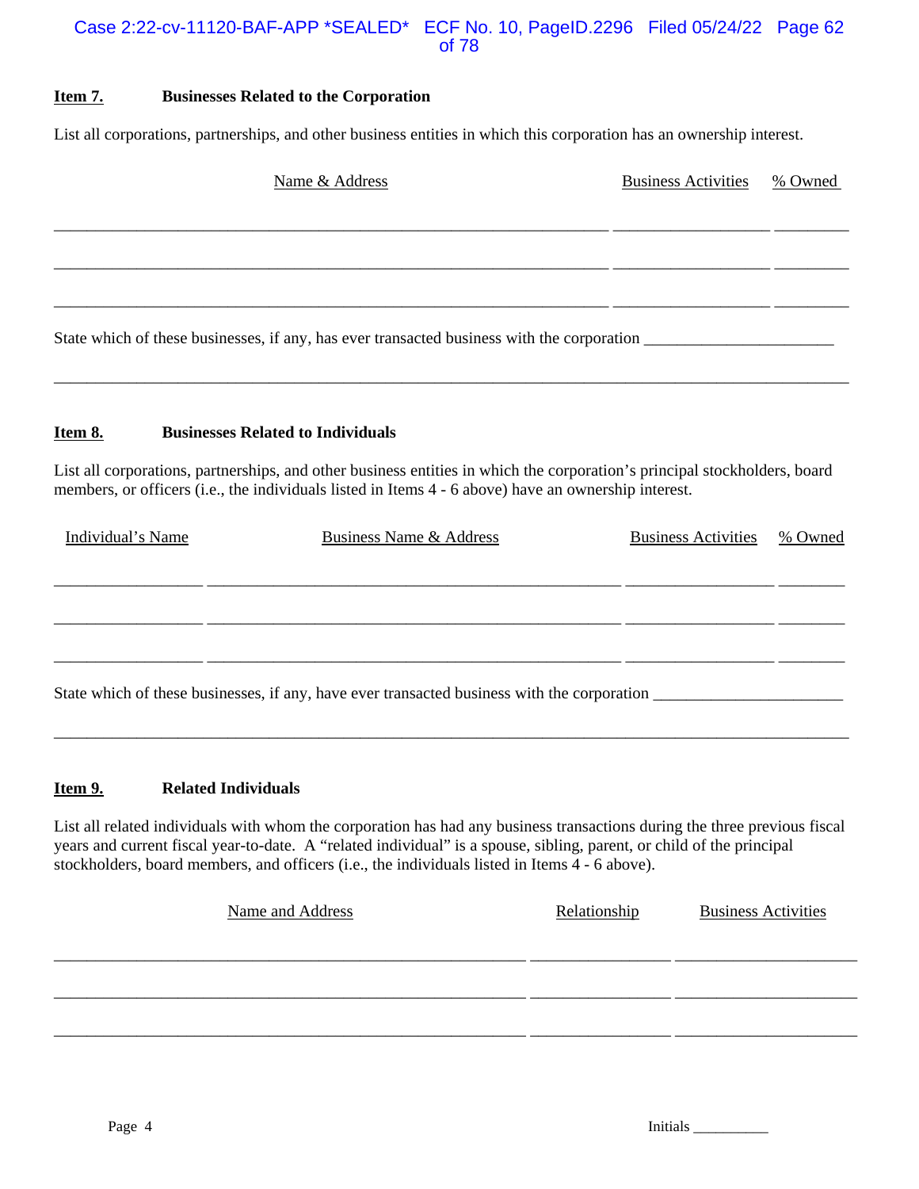**Item 7.** **Businesses Related to the Corporation**

List all corporations, partnerships, and other business entities in which this corporation has an ownership interest.

| Name & Address | Business Activities | % Owned |
| --- | --- | --- |
| | | |
| | | |
| | | |

State which of these businesses, if any, has ever transacted business with the corporation ______________________

________________________________________________________________________________________________

**Item 8.** **Businesses Related to Individuals**

List all corporations, partnerships, and other business entities in which the corporation's principal stockholders, board members, or officers (i.e., the individuals listed in Items 4 - 6 above) have an ownership interest.

| Individual's Name | Business Name & Address | Business Activities | % Owned |
| --- | --- | --- | --- |
| | | | |
| | | | |
| | | | |

State which of these businesses, if any, have ever transacted business with the corporation ______________________

________________________________________________________________________________________________

**Item 9.** **Related Individuals**

List all related individuals with whom the corporation has had any business transactions during the three previous fiscal years and current fiscal year-to-date. A "related individual" is a spouse, sibling, parent, or child of the principal stockholders, board members, and officers (i.e., the individuals listed in Items 4 - 6 above).

| Name and Address | Relationship | Business Activities |
| --- | --- | --- |
| | | |
| | | |
| | | |

Initials __________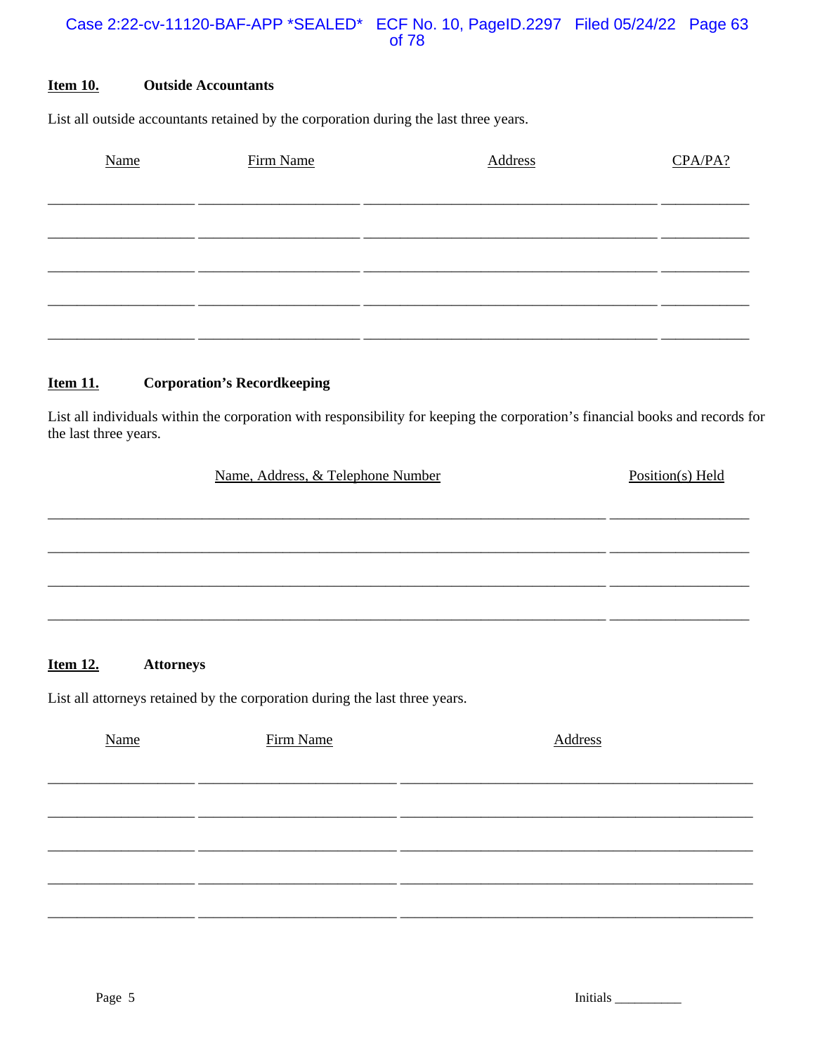**Item 10.** **Outside Accountants**

List all outside accountants retained by the corporation during the last three years.

| Name | Firm Name | Address | CPA/PA? |
|---|---|---|---|
| | | | |
| | | | |
| | | | |
| | | | |
| | | | |

**Item 11.** **Corporation's Recordkeeping**

List all individuals within the corporation with responsibility for keeping the corporation's financial books and records for the last three years.

| Name, Address, & Telephone Number | Position(s) Held |
|---|---|
| | |
| | |
| | |
| | |

**Item 12.** **Attorneys**

List all attorneys retained by the corporation during the last three years.

| Name | Firm Name | Address |
|---|---|---|
| | | |
| | | |
| | | |
| | | |
| | | |

Initials __________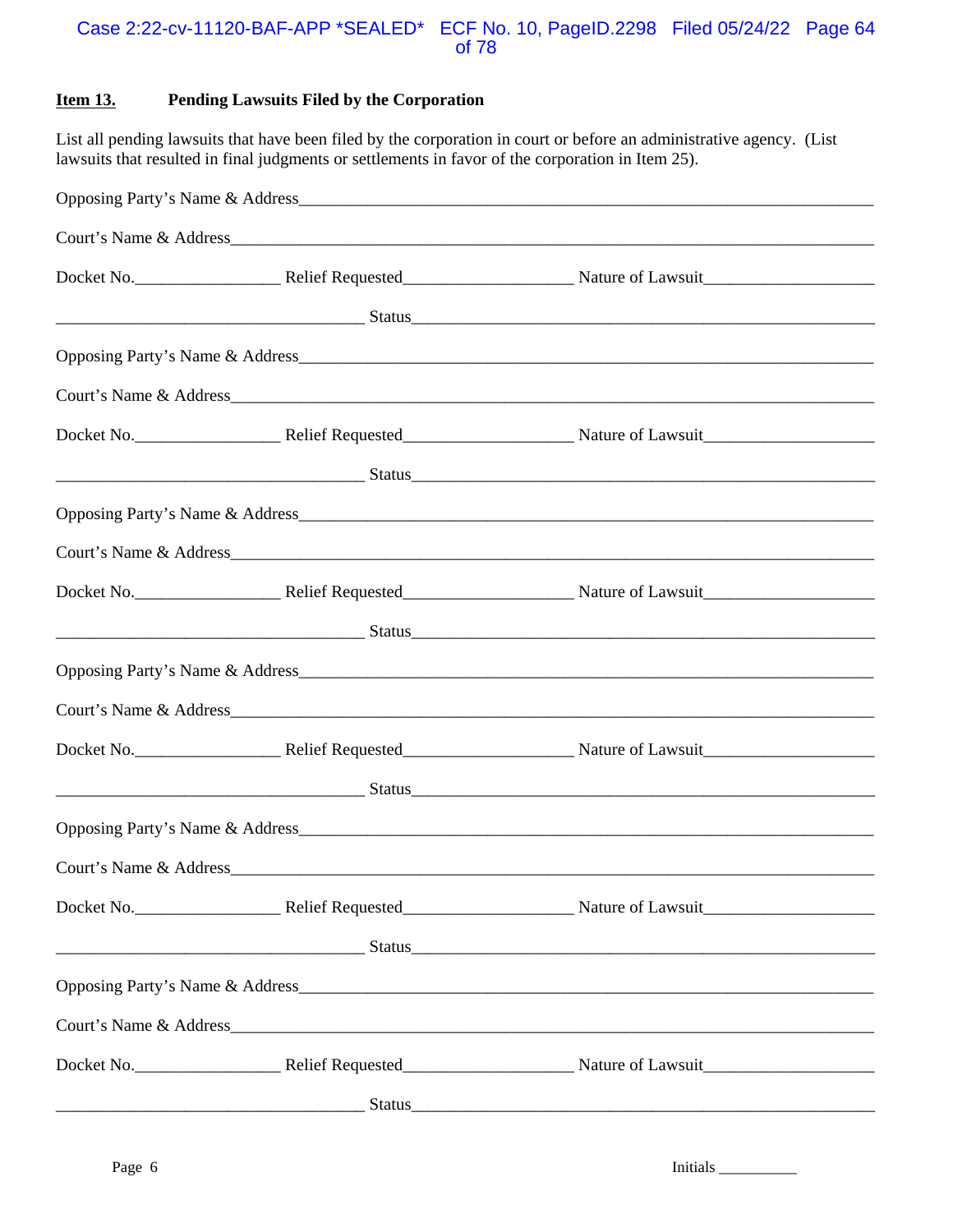**Item 13.** **Pending Lawsuits Filed by the Corporation**

List all pending lawsuits that have been filed by the corporation in court or before an administrative agency. (List lawsuits that resulted in final judgments or settlements in favor of the corporation in Item 25).

Opposing Party's Name & Address_______________________________________________

Court's Name & Address_______________________________________________________

Docket No.________________ Relief Requested__________________ Nature of Lawsuit__________________

___________________________________ Status_______________________________________________

Opposing Party's Name & Address_______________________________________________

Court's Name & Address_______________________________________________________

Docket No.________________ Relief Requested__________________ Nature of Lawsuit__________________

___________________________________ Status_______________________________________________

Opposing Party's Name & Address_______________________________________________

Court's Name & Address_______________________________________________________

Docket No.________________ Relief Requested__________________ Nature of Lawsuit__________________

___________________________________ Status_______________________________________________

Opposing Party's Name & Address_______________________________________________

Court's Name & Address_______________________________________________________

Docket No.________________ Relief Requested__________________ Nature of Lawsuit__________________

___________________________________ Status_______________________________________________

Opposing Party's Name & Address_______________________________________________

Court's Name & Address_______________________________________________________

Docket No.________________ Relief Requested__________________ Nature of Lawsuit__________________

___________________________________ Status_______________________________________________

Opposing Party's Name & Address_______________________________________________

Court's Name & Address_______________________________________________________

Docket No.________________ Relief Requested__________________ Nature of Lawsuit__________________

___________________________________ Status_______________________________________________

Initials __________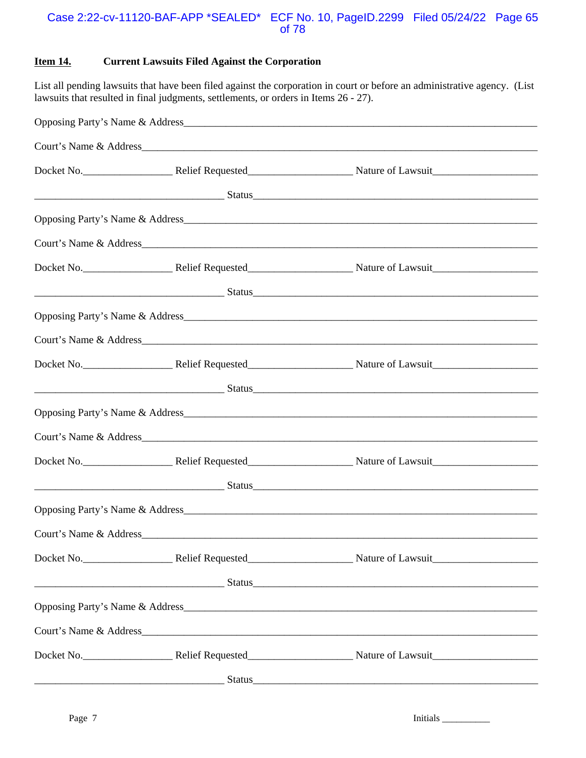**Item 14.** **Current Lawsuits Filed Against the Corporation**

List all pending lawsuits that have been filed against the corporation in court or before an administrative agency. (List lawsuits that resulted in final judgments, settlements, or orders in Items 26 - 27).

Opposing Party's Name & Address____________________________________________________________

Court's Name & Address__________________________________________________________________

Docket No.________________ Relief Requested__________________ Nature of Lawsuit__________________

__________________________________ Status___________________________________________________

Opposing Party's Name & Address____________________________________________________________

Court's Name & Address__________________________________________________________________

Docket No.________________ Relief Requested__________________ Nature of Lawsuit__________________

__________________________________ Status___________________________________________________

Opposing Party's Name & Address____________________________________________________________

Court's Name & Address__________________________________________________________________

Docket No.________________ Relief Requested__________________ Nature of Lawsuit__________________

__________________________________ Status___________________________________________________

Opposing Party's Name & Address____________________________________________________________

Court's Name & Address__________________________________________________________________

Docket No.________________ Relief Requested__________________ Nature of Lawsuit__________________

__________________________________ Status___________________________________________________

Opposing Party's Name & Address____________________________________________________________

Court's Name & Address__________________________________________________________________

Docket No.________________ Relief Requested__________________ Nature of Lawsuit__________________

__________________________________ Status___________________________________________________

Opposing Party's Name & Address____________________________________________________________

Court's Name & Address__________________________________________________________________

Docket No.________________ Relief Requested__________________ Nature of Lawsuit__________________

__________________________________ Status___________________________________________________

Initials __________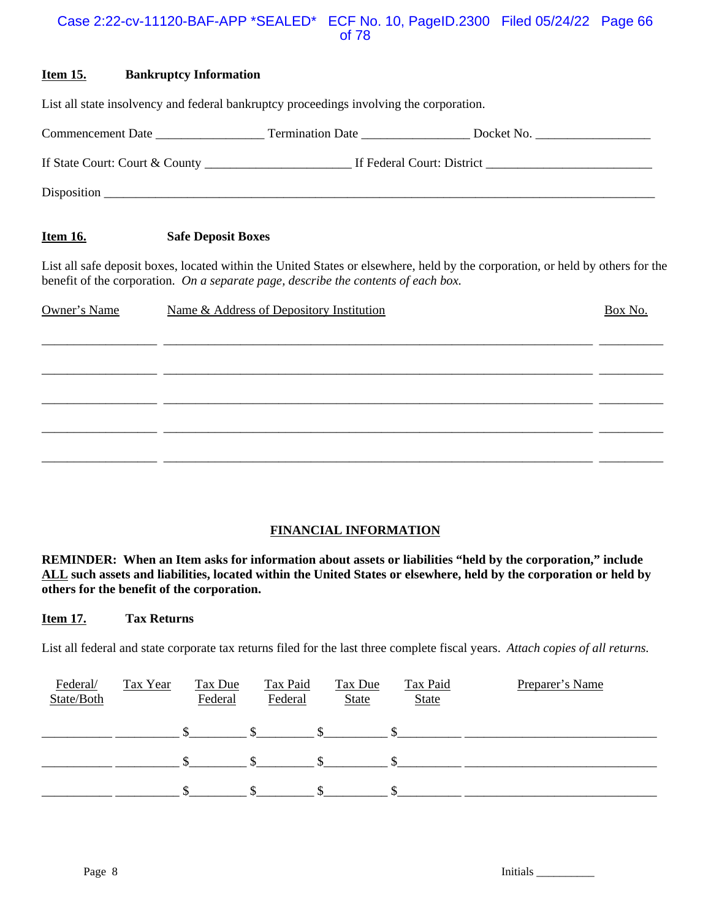**Item 15.** **Bankruptcy Information**

List all state insolvency and federal bankruptcy proceedings involving the corporation.

Commencement Date _________________ Termination Date _________________ Docket No. __________________

If State Court: Court & County ______________________ If Federal Court: District __________________________

Disposition ____________________________________________________________________________________

**Item 16.** **Safe Deposit Boxes**

List all safe deposit boxes, located within the United States or elsewhere, held by the corporation, or held by others for the benefit of the corporation. *On a separate page, describe the contents of each box.*

| Owner's Name | Name & Address of Depository Institution | Box No. |
|---|---|---|
| | | |
| | | |
| | | |
| | | |
| | | |

**FINANCIAL INFORMATION**

**REMINDER: When an Item asks for information about assets or liabilities "held by the corporation," include ALL such assets and liabilities, located within the United States or elsewhere, held by the corporation or held by others for the benefit of the corporation.**

**Item 17.** **Tax Returns**

List all federal and state corporate tax returns filed for the last three complete fiscal years. *Attach copies of all returns.*

| Federal/ State/Both | Tax Year | Tax Due Federal | Tax Paid Federal | Tax Due State | Tax Paid State | Preparer's Name |
|---|---|---|---|---|---|---|
| | | $ | $ | $ | $ | |
| | | $ | $ | $ | $ | |
| | | $ | $ | $ | $ | |

Initials __________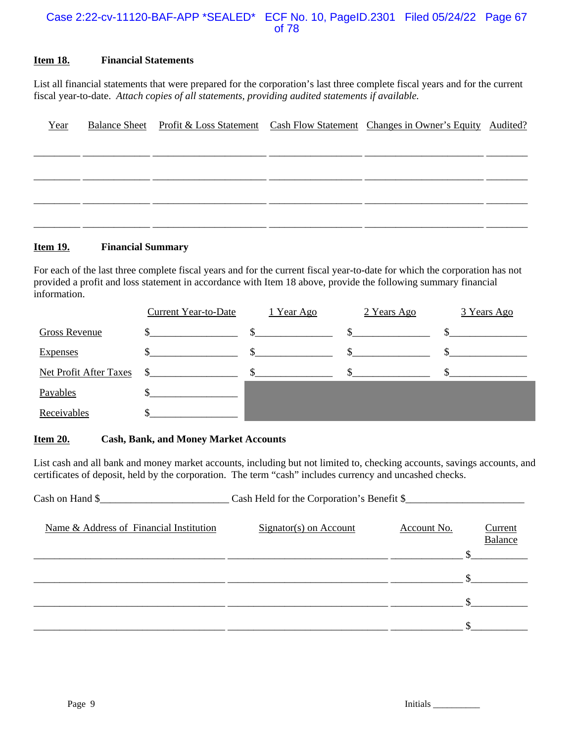**Item 18.** **Financial Statements**

List all financial statements that were prepared for the corporation's last three complete fiscal years and for the current fiscal year-to-date. *Attach copies of all statements, providing audited statements if available.*

| Year | Balance Sheet | Profit & Loss Statement | Cash Flow Statement | Changes in Owner's Equity | Audited? |
|---|---|---|---|---|---|
| | | | | | |
| | | | | | |
| | | | | | |
| | | | | | |

**Item 19.** **Financial Summary**

For each of the last three complete fiscal years and for the current fiscal year-to-date for which the corporation has not provided a profit and loss statement in accordance with Item 18 above, provide the following summary financial information.

| | Current Year-to-Date | 1 Year Ago | 2 Years Ago | 3 Years Ago |
|---|---|---|---|---|
| Gross Revenue | $ | $ | $ | $ |
| Expenses | $ | $ | $ | $ |
| Net Profit After Taxes | $ | $ | $ | $ |
| Payables | $ | | | |
| Receivables | $ | | | |

**Item 20.** **Cash, Bank, and Money Market Accounts**

List cash and all bank and money market accounts, including but not limited to, checking accounts, savings accounts, and certificates of deposit, held by the corporation. The term "cash" includes currency and uncashed checks.

Cash on Hand $________________________ Cash Held for the Corporation's Benefit $______________________

| Name & Address of Financial Institution | Signator(s) on Account | Account No. | Current Balance |
|---|---|---|---|
| | | | $ |
| | | | $ |
| | | | $ |
| | | | $ |

Initials __________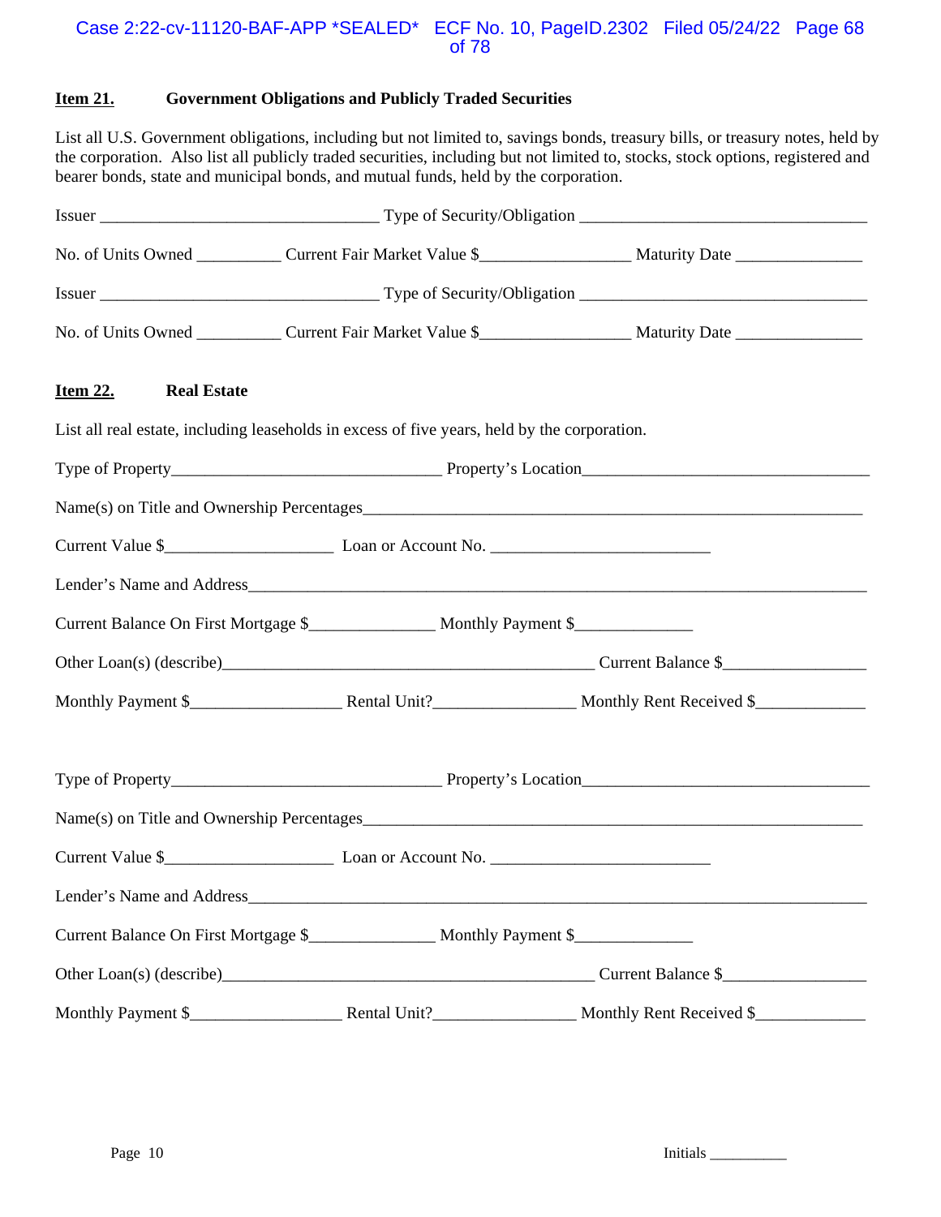**Item 21.** **Government Obligations and Publicly Traded Securities**

List all U.S. Government obligations, including but not limited to, savings bonds, treasury bills, or treasury notes, held by the corporation. Also list all publicly traded securities, including but not limited to, stocks, stock options, registered and bearer bonds, state and municipal bonds, and mutual funds, held by the corporation.

Issuer ________________________________ Type of Security/Obligation _________________________________

No. of Units Owned __________ Current Fair Market Value $_________________ Maturity Date _______________

Issuer ________________________________ Type of Security/Obligation _________________________________

No. of Units Owned __________ Current Fair Market Value $_________________ Maturity Date _______________

**Item 22.** **Real Estate**

List all real estate, including leaseholds in excess of five years, held by the corporation.

Type of Property_______________________________ Property's Location_________________________________

Name(s) on Title and Ownership Percentages___________________________________________________________

Current Value $___________________ Loan or Account No. _________________________

Lender's Name and Address_______________________________________________________________________

Current Balance On First Mortgage $______________ Monthly Payment $_____________

Other Loan(s) (describe)__________________________________________ Current Balance $________________

Monthly Payment $_________________ Rental Unit?________________ Monthly Rent Received $_____________

Type of Property_______________________________ Property's Location_________________________________

Name(s) on Title and Ownership Percentages___________________________________________________________

Current Value $___________________ Loan or Account No. _________________________

Lender's Name and Address_______________________________________________________________________

Current Balance On First Mortgage $______________ Monthly Payment $_____________

Other Loan(s) (describe)__________________________________________ Current Balance $________________

Monthly Payment $_________________ Rental Unit?________________ Monthly Rent Received $_____________

Initials __________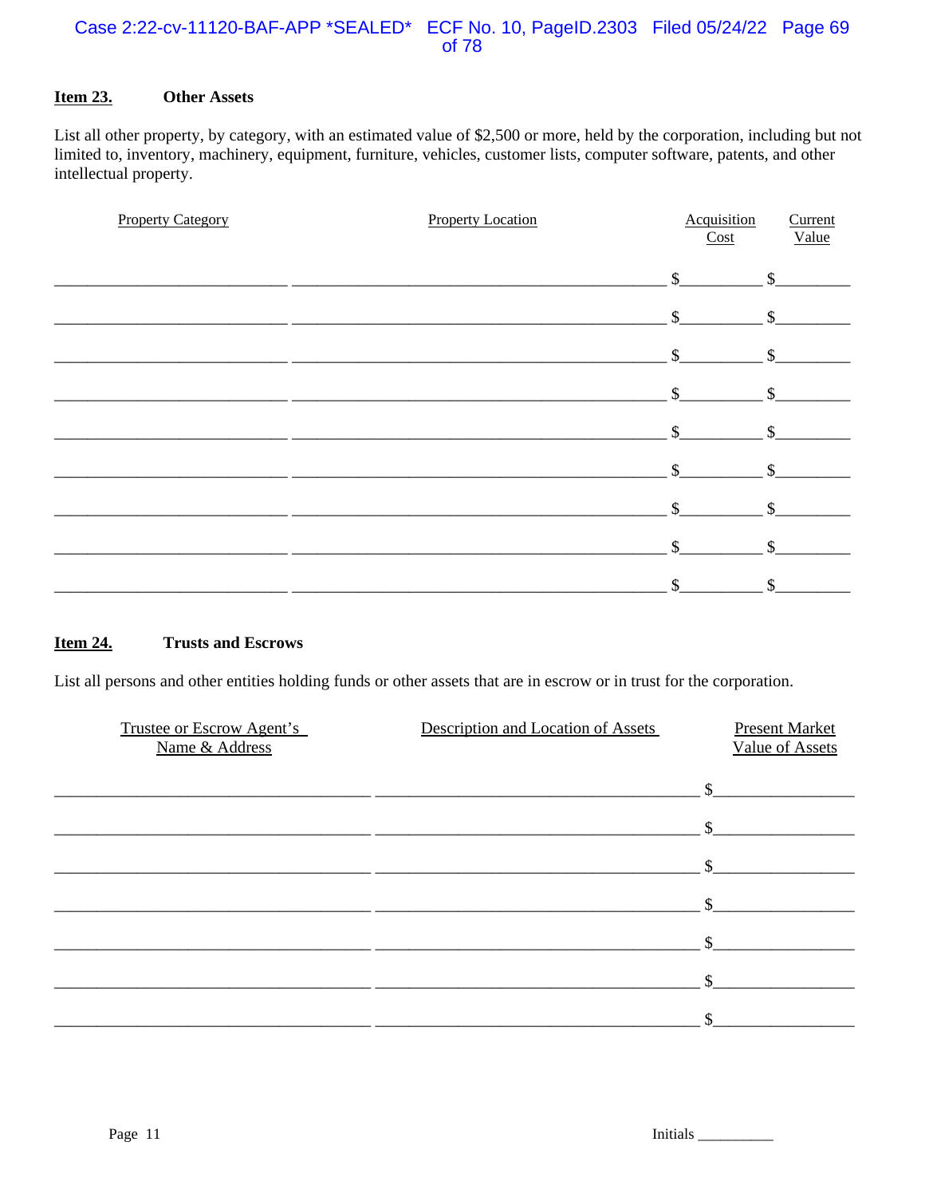**Item 23.** **Other Assets**

List all other property, by category, with an estimated value of $2,500 or more, held by the corporation, including but not limited to, inventory, machinery, equipment, furniture, vehicles, customer lists, computer software, patents, and other intellectual property.

| Property Category | Property Location | Acquisition Cost | Current Value |
|---|---|---|---|
| | | $ | $ |
| | | $ | $ |
| | | $ | $ |
| | | $ | $ |
| | | $ | $ |
| | | $ | $ |
| | | $ | $ |
| | | $ | $ |
| | | $ | $ |

**Item 24.** **Trusts and Escrows**

List all persons and other entities holding funds or other assets that are in escrow or in trust for the corporation.

| Trustee or Escrow Agent's Name & Address | Description and Location of Assets | Present Market Value of Assets |
|---|---|---|
| | | $ |
| | | $ |
| | | $ |
| | | $ |
| | | $ |
| | | $ |
| | | $ |

Initials __________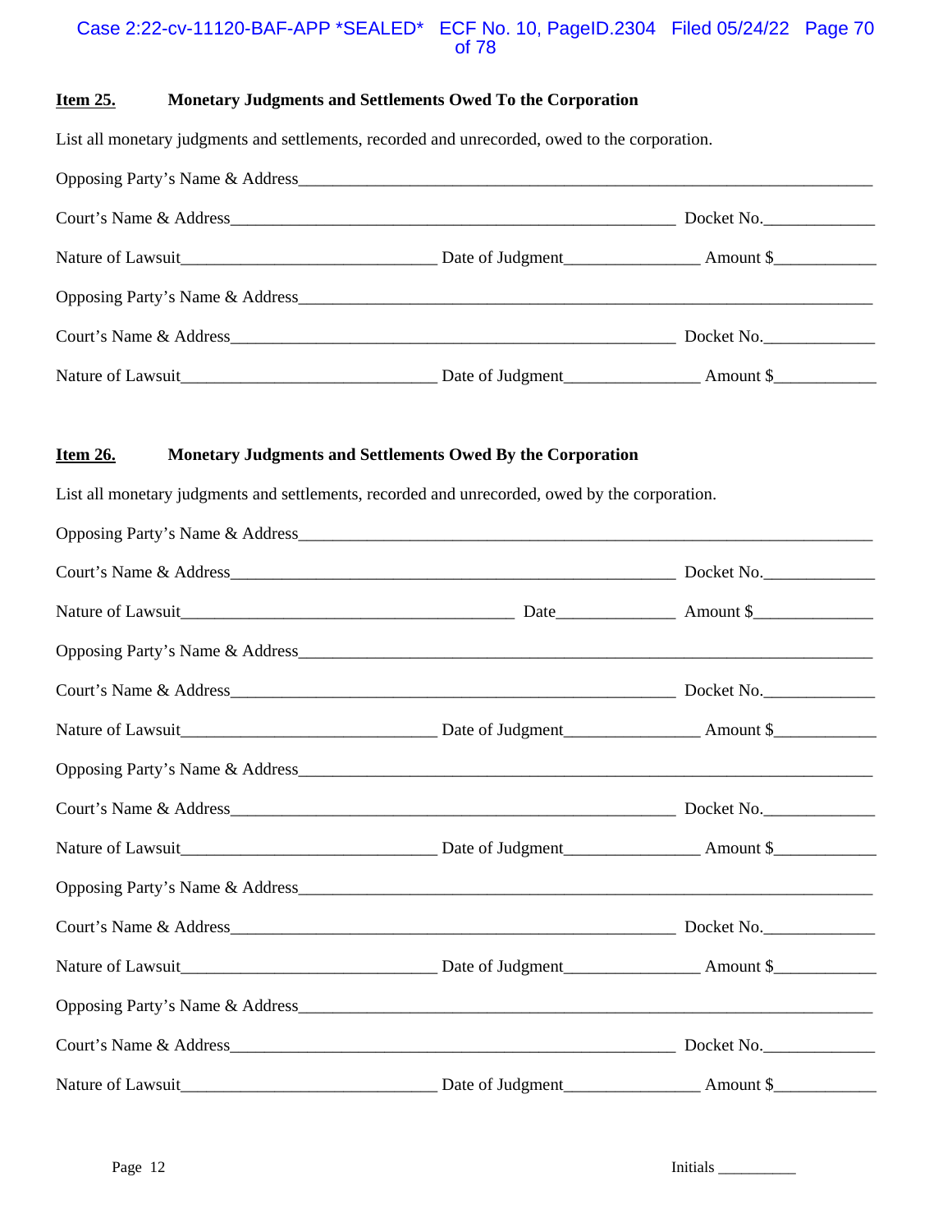**Item 25.** **Monetary Judgments and Settlements Owed To the Corporation**

List all monetary judgments and settlements, recorded and unrecorded, owed to the corporation.

Opposing Party's Name & Address_______________________________________________________________

Court's Name & Address_____________________________________________ Docket No.___________

Nature of Lawsuit_________________________ Date of Judgment_____________ Amount $__________

Opposing Party's Name & Address_______________________________________________________________

Court's Name & Address_____________________________________________ Docket No.___________

Nature of Lawsuit_________________________ Date of Judgment_____________ Amount $__________

**Item 26.** **Monetary Judgments and Settlements Owed By the Corporation**

List all monetary judgments and settlements, recorded and unrecorded, owed by the corporation.

Opposing Party's Name & Address_______________________________________________________________

Court's Name & Address_____________________________________________ Docket No.___________

Nature of Lawsuit_________________________________ Date____________ Amount $____________

Opposing Party's Name & Address_______________________________________________________________

Court's Name & Address_____________________________________________ Docket No.___________

Nature of Lawsuit_________________________ Date of Judgment_____________ Amount $__________

Opposing Party's Name & Address_______________________________________________________________

Court's Name & Address_____________________________________________ Docket No.___________

Nature of Lawsuit_________________________ Date of Judgment_____________ Amount $__________

Opposing Party's Name & Address_______________________________________________________________

Court's Name & Address_____________________________________________ Docket No.___________

Nature of Lawsuit_________________________ Date of Judgment_____________ Amount $__________

Opposing Party's Name & Address_______________________________________________________________

Court's Name & Address_____________________________________________ Docket No.___________

Nature of Lawsuit_________________________ Date of Judgment_____________ Amount $__________

Initials __________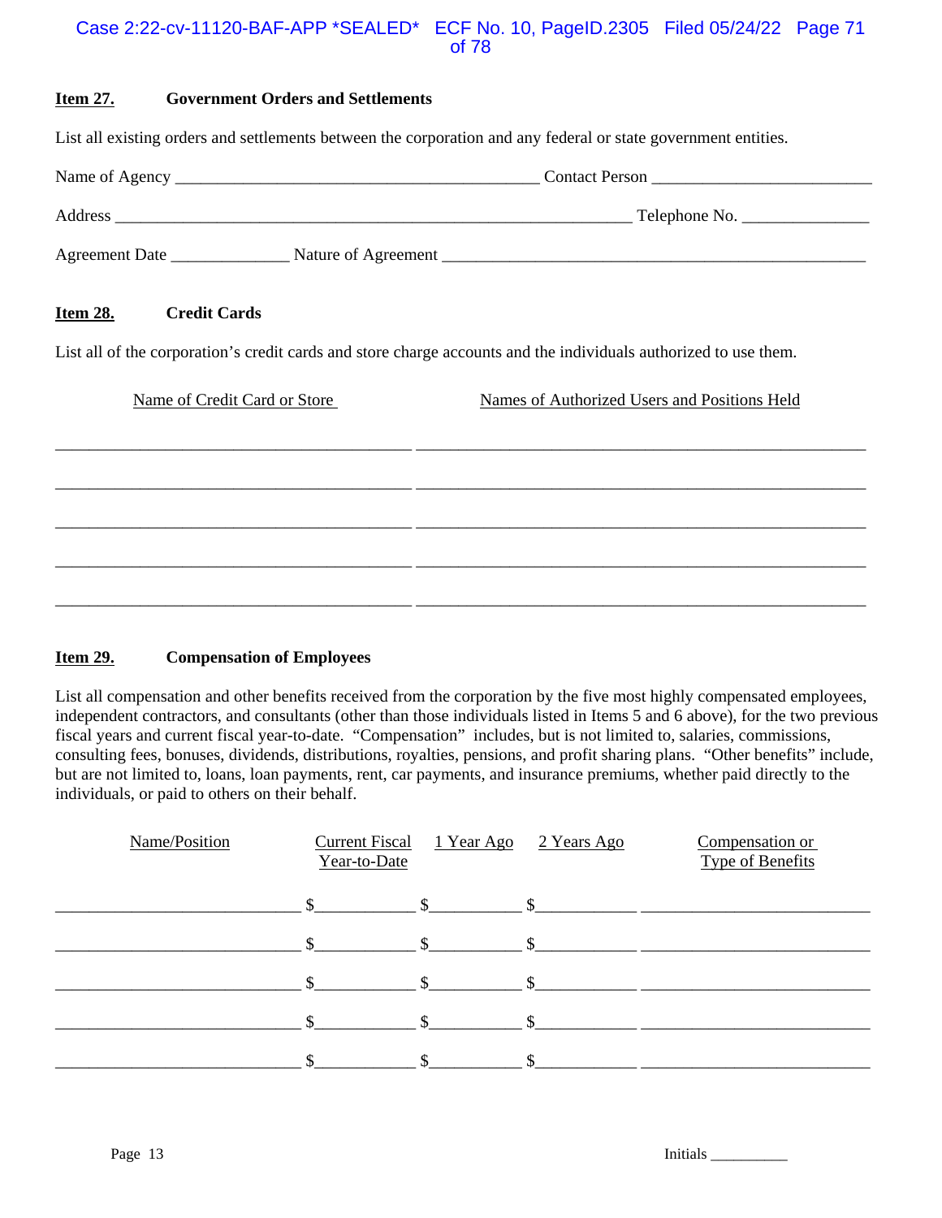**Item 27.** **Government Orders and Settlements**

List all existing orders and settlements between the corporation and any federal or state government entities.

Name of Agency ___________________________________________ Contact Person __________________________

Address ______________________________________________________________ Telephone No. _______________

Agreement Date ______________ Nature of Agreement ___________________________________________________

**Item 28.** **Credit Cards**

List all of the corporation's credit cards and store charge accounts and the individuals authorized to use them.

| Name of Credit Card or Store | Names of Authorized Users and Positions Held |
|---|---|
| | |
| | |
| | |
| | |
| | |

**Item 29.** **Compensation of Employees**

List all compensation and other benefits received from the corporation by the five most highly compensated employees, independent contractors, and consultants (other than those individuals listed in Items 5 and 6 above), for the two previous fiscal years and current fiscal year-to-date. "Compensation" includes, but is not limited to, salaries, commissions, consulting fees, bonuses, dividends, distributions, royalties, pensions, and profit sharing plans. "Other benefits" include, but are not limited to, loans, loan payments, rent, car payments, and insurance premiums, whether paid directly to the individuals, or paid to others on their behalf.

| Name/Position | Current Fiscal Year-to-Date | 1 Year Ago | 2 Years Ago | Compensation or Type of Benefits |
|---|---|---|---|---|
| | $ | $ | $ | |
| | $ | $ | $ | |
| | $ | $ | $ | |
| | $ | $ | $ | |
| | $ | $ | $ | |

Initials __________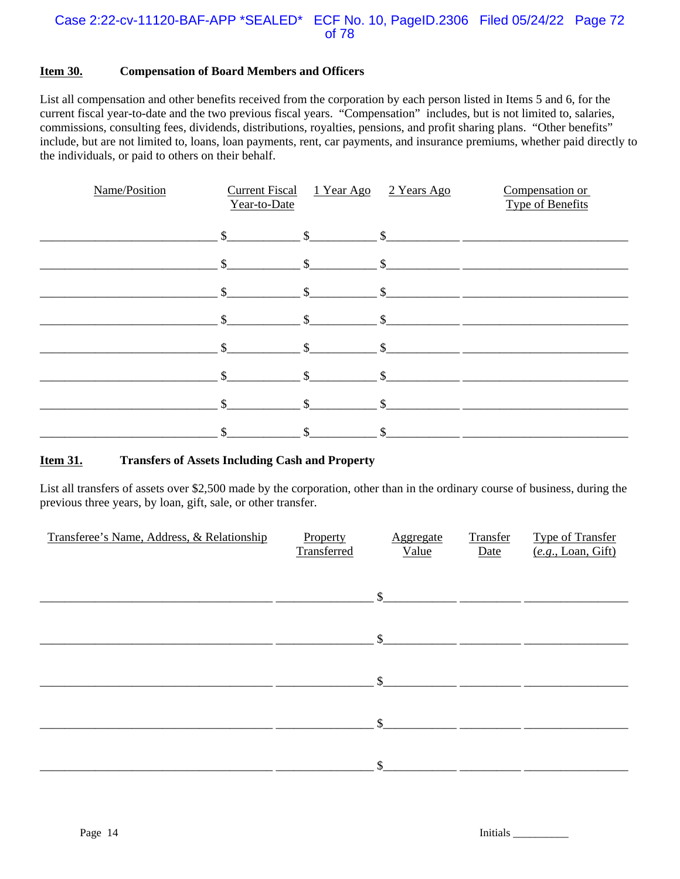**Item 30.** **Compensation of Board Members and Officers**

List all compensation and other benefits received from the corporation by each person listed in Items 5 and 6, for the current fiscal year-to-date and the two previous fiscal years. "Compensation" includes, but is not limited to, salaries, commissions, consulting fees, dividends, distributions, royalties, pensions, and profit sharing plans. "Other benefits" include, but are not limited to, loans, loan payments, rent, car payments, and insurance premiums, whether paid directly to the individuals, or paid to others on their behalf.

| Name/Position | Current Fiscal Year-to-Date | 1 Year Ago | 2 Years Ago | Compensation or Type of Benefits |
|---|---|---|---|---|
| | $ | $ | $ | |
| | $ | $ | $ | |
| | $ | $ | $ | |
| | $ | $ | $ | |
| | $ | $ | $ | |
| | $ | $ | $ | |
| | $ | $ | $ | |
| | $ | $ | $ | |

**Item 31.** **Transfers of Assets Including Cash and Property**

List all transfers of assets over $2,500 made by the corporation, other than in the ordinary course of business, during the previous three years, by loan, gift, sale, or other transfer.

| Transferee's Name, Address, & Relationship | Property Transferred | Aggregate Value | Transfer Date | Type of Transfer (*e.g.*, Loan, Gift) |
|---|---|---|---|---|
| | | $ | | |
| | | $ | | |
| | | $ | | |
| | | $ | | |
| | | $ | | |

Initials __________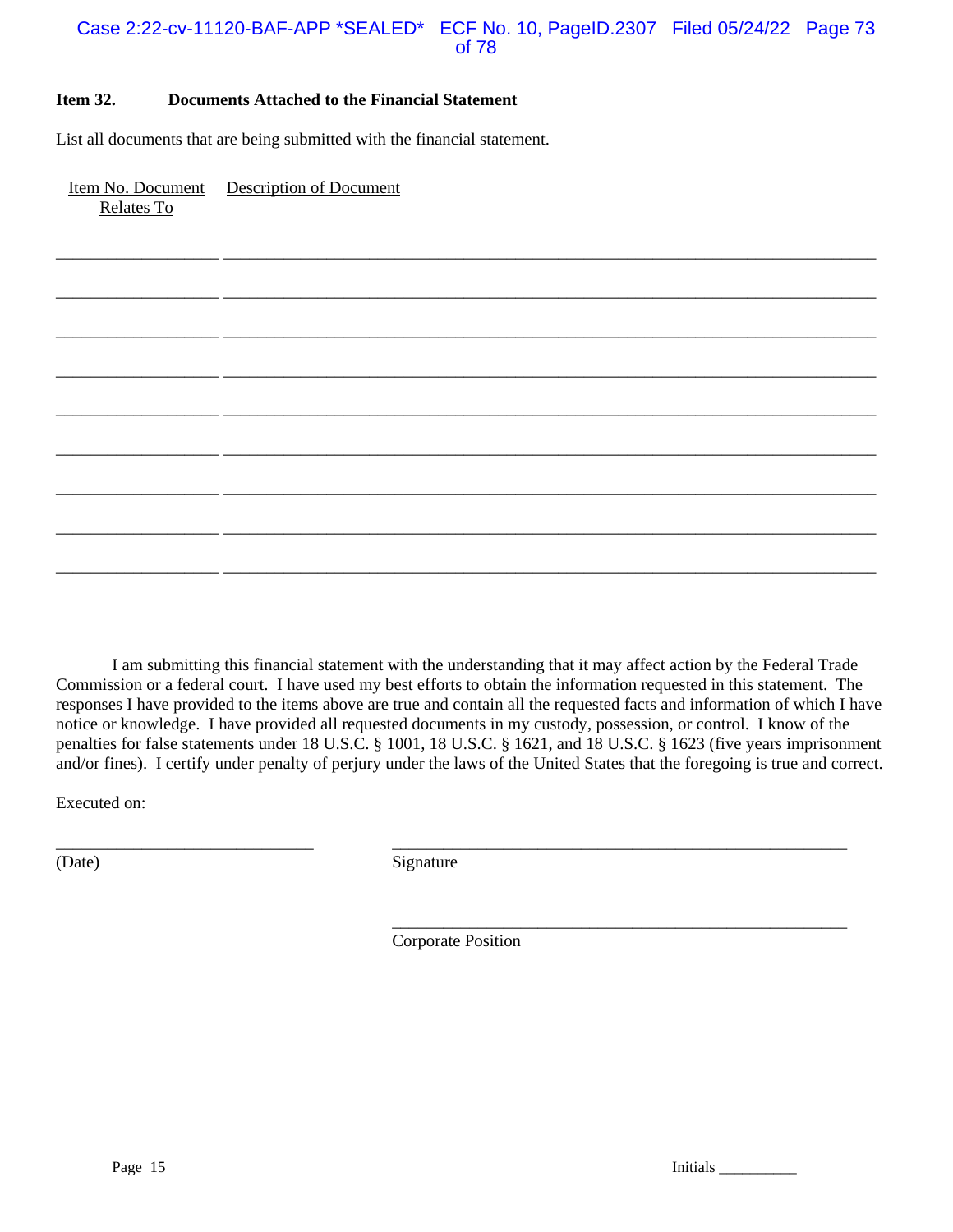**Item 32.** **Documents Attached to the Financial Statement**

List all documents that are being submitted with the financial statement.

| Item No. Document Relates To | Description of Document |
|---|---|
| | |
| | |
| | |
| | |
| | |
| | |
| | |
| | |
| | |

I am submitting this financial statement with the understanding that it may affect action by the Federal Trade Commission or a federal court. I have used my best efforts to obtain the information requested in this statement. The responses I have provided to the items above are true and contain all the requested facts and information of which I have notice or knowledge. I have provided all requested documents in my custody, possession, or control. I know of the penalties for false statements under 18 U.S.C. § 1001, 18 U.S.C. § 1621, and 18 U.S.C. § 1623 (five years imprisonment and/or fines). I certify under penalty of perjury under the laws of the United States that the foregoing is true and correct.

Executed on:

______________________________ (Date)

______________________________ Signature

______________________________ Corporate Position

Initials __________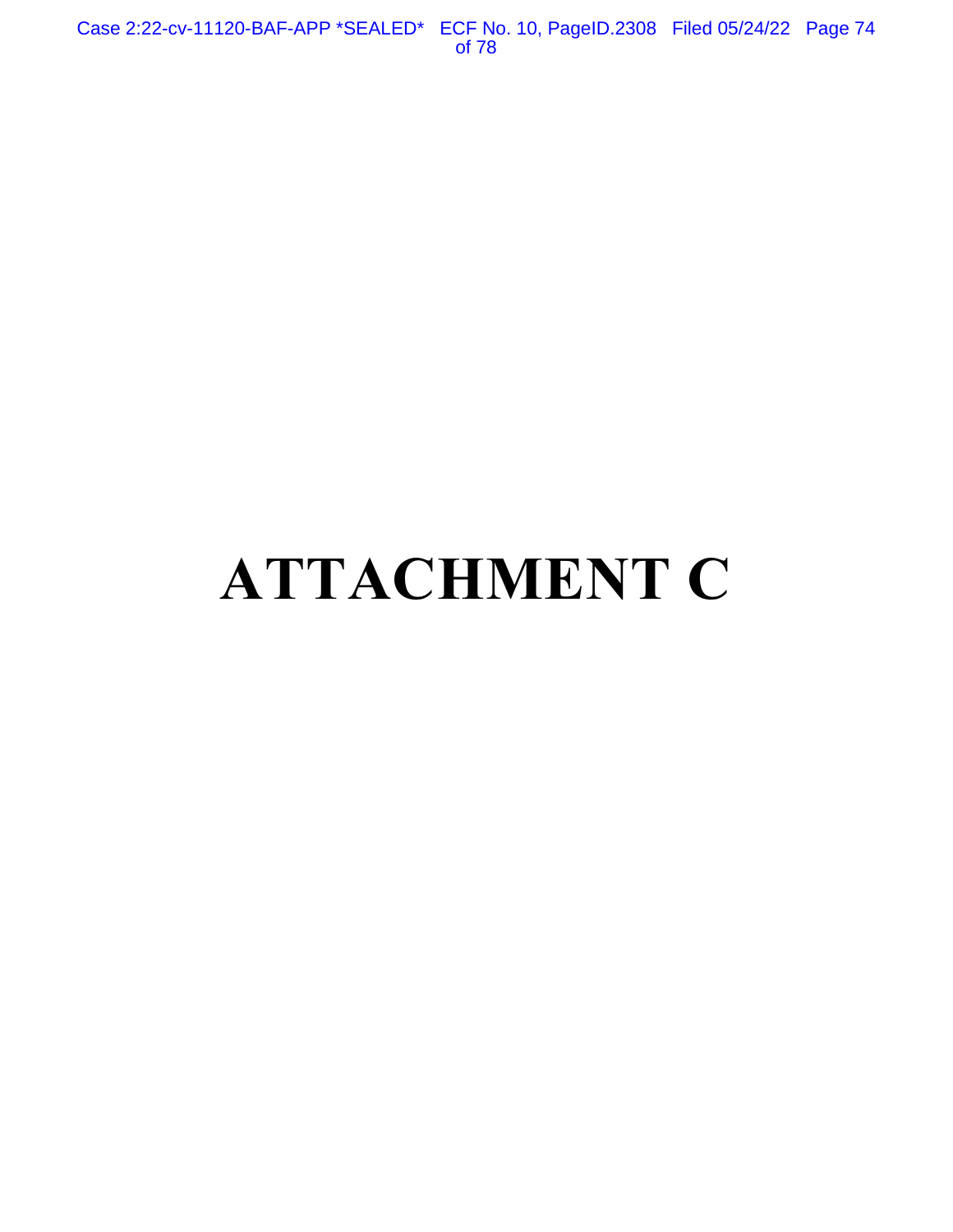# ATTACHMENT C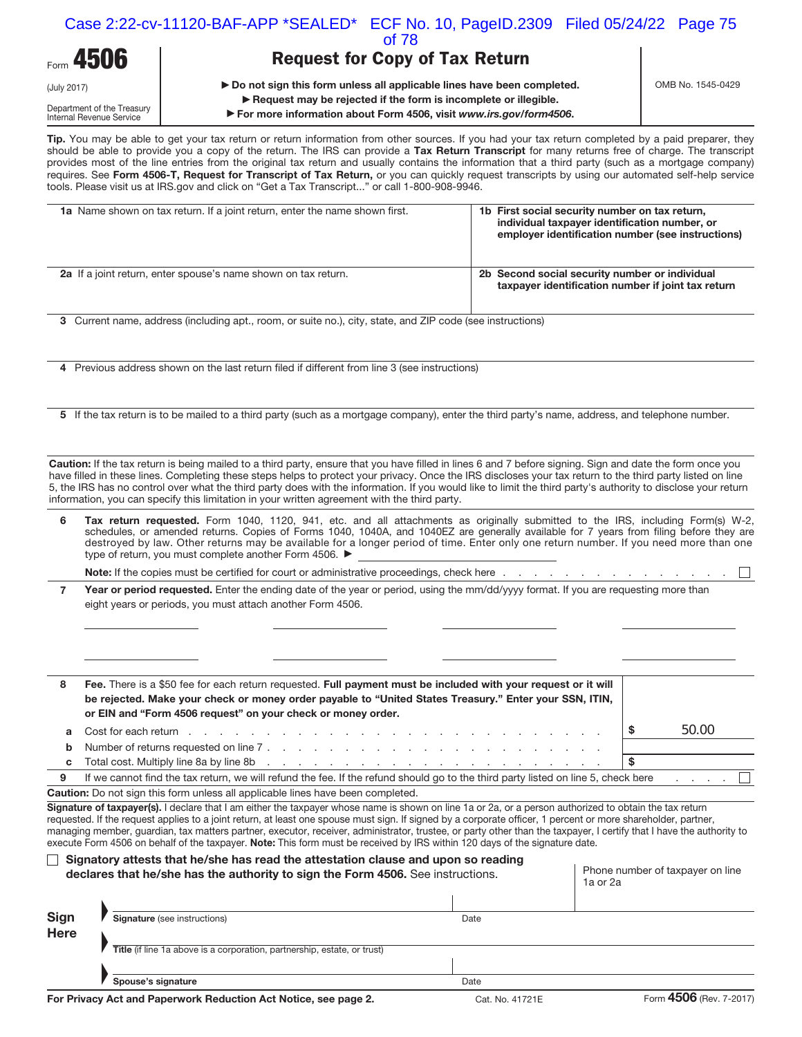Form **4506**

(July 2017)

Department of the Treasury
Internal Revenue Service

# Request for Copy of Tax Return

▶ **Do not sign this form unless all applicable lines have been completed.**
▶ **Request may be rejected if the form is incomplete or illegible.**
▶ **For more information about Form 4506, visit *www.irs.gov/form4506*.**

OMB No. 1545-0429

**Tip.** You may be able to get your tax return or return information from other sources. If you had your tax return completed by a paid preparer, they should be able to provide you a copy of the return. The IRS can provide a **Tax Return Transcript** for many returns free of charge. The transcript provides most of the line entries from the original tax return and usually contains the information that a third party (such as a mortgage company) requires. See **Form 4506-T, Request for Transcript of Tax Return,** or you can quickly request transcripts by using our automated self-help service tools. Please visit us at IRS.gov and click on "Get a Tax Transcript..." or call 1-800-908-9946.

| | |
|---|---|
| **1a** Name shown on tax return. If a joint return, enter the name shown first. | **1b First social security number on tax return, individual taxpayer identification number, or employer identification number (see instructions)** |
| **2a** If a joint return, enter spouse's name shown on tax return. | **2b Second social security number or individual taxpayer identification number if joint tax return** |

**3** Current name, address (including apt., room, or suite no.), city, state, and ZIP code (see instructions)

**4** Previous address shown on the last return filed if different from line 3 (see instructions)

**5** If the tax return is to be mailed to a third party (such as a mortgage company), enter the third party's name, address, and telephone number.

**Caution:** If the tax return is being mailed to a third party, ensure that you have filled in lines 6 and 7 before signing. Sign and date the form once you have filled in these lines. Completing these steps helps to protect your privacy. Once the IRS discloses your tax return to the third party listed on line 5, the IRS has no control over what the third party does with the information. If you would like to limit the third party's authority to disclose your return information, you can specify this limitation in your written agreement with the third party.

**6** **Tax return requested.** Form 1040, 1120, 941, etc. and all attachments as originally submitted to the IRS, including Form(s) W-2, schedules, or amended returns. Copies of Forms 1040, 1040A, and 1040EZ are generally available for 7 years from filing before they are destroyed by law. Other returns may be available for a longer period of time. Enter only one return number. If you need more than one type of return, you must complete another Form 4506. ▶ ______________

**Note:** If the copies must be certified for court or administrative proceedings, check here . . . . . . . . . . . . . . . . . ☐

**7** **Year or period requested.** Enter the ending date of the year or period, using the mm/dd/yyyy format. If you are requesting more than eight years or periods, you must attach another Form 4506.

______________ ______________ ______________ ______________

______________ ______________ ______________ ______________

**8** **Fee.** There is a $50 fee for each return requested. **Full payment must be included with your request or it will be rejected. Make your check or money order payable to "United States Treasury." Enter your SSN, ITIN, or EIN and "Form 4506 request" on your check or money order.**

| | | |
|---|---|---|
| **a** | Cost for each return . . . . . . . . . . . . . . . . . . . . . . . . . . . . | $ 50.00 |
| **b** | Number of returns requested on line 7 . . . . . . . . . . . . . . . . . . . . . . . . | |
| **c** | Total cost. Multiply line 8a by line 8b . . . . . . . . . . . . . . . . . . . . . . . . | $ |

**9** If we cannot find the tax return, we will refund the fee. If the refund should go to the third party listed on line 5, check here . . . . ☐

**Caution:** Do not sign this form unless all applicable lines have been completed.

**Signature of taxpayer(s).** I declare that I am either the taxpayer whose name is shown on line 1a or 2a, or a person authorized to obtain the tax return requested. If the request applies to a joint return, at least one spouse must sign. If signed by a corporate officer, 1 percent or more shareholder, partner, managing member, guardian, tax matters partner, executor, receiver, administrator, trustee, or party other than the taxpayer, I certify that I have the authority to execute Form 4506 on behalf of the taxpayer. **Note:** This form must be received by IRS within 120 days of the signature date.

☐ **Signatory attests that he/she has read the attestation clause and upon so reading declares that he/she has the authority to sign the Form 4506.** See instructions.

Phone number of taxpayer on line 1a or 2a

**Sign Here**

▶ **Signature** (see instructions) — Date

▶ **Title** (if line 1a above is a corporation, partnership, estate, or trust)

▶ **Spouse's signature** — Date

**For Privacy Act and Paperwork Reduction Act Notice, see page 2.** Cat. No. 41721E Form **4506** (Rev. 7-2017)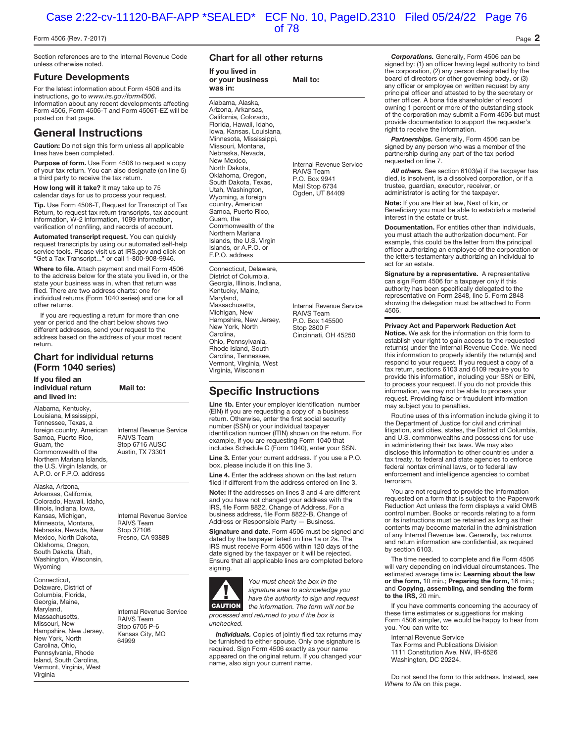Section references are to the Internal Revenue Code unless otherwise noted.

## Future Developments

For the latest information about Form 4506 and its instructions, go to *www.irs.gov/form4506*. Information about any recent developments affecting Form 4506, Form 4506-T and Form 4506T-EZ will be posted on that page.

# General Instructions

**Caution:** Do not sign this form unless all applicable lines have been completed.

**Purpose of form.** Use Form 4506 to request a copy of your tax return. You can also designate (on line 5) a third party to receive the tax return.

**How long will it take?** It may take up to 75 calendar days for us to process your request.

**Tip.** Use Form 4506-T, Request for Transcript of Tax Return, to request tax return transcripts, tax account information, W-2 information, 1099 information, verification of nonfiling, and records of account.

**Automated transcript request.** You can quickly request transcripts by using our automated self-help service tools. Please visit us at IRS.gov and click on "Get a Tax Transcript..." or call 1-800-908-9946.

**Where to file.** Attach payment and mail Form 4506 to the address below for the state you lived in, or the state your business was in, when that return was filed. There are two address charts: one for individual returns (Form 1040 series) and one for all other returns.

If you are requesting a return for more than one year or period and the chart below shows two different addresses, send your request to the address based on the address of your most recent return.

## Chart for individual returns (Form 1040 series)

| If you filed an individual return and lived in: | Mail to: |
|---|---|
| Alabama, Kentucky, Louisiana, Mississippi, Tennessee, Texas, a foreign country, American Samoa, Puerto Rico, Guam, the Commonwealth of the Northern Mariana Islands, the U.S. Virgin Islands, or A.P.O. or F.P.O. address | Internal Revenue Service RAIVS Team Stop 6716 AUSC Austin, TX 73301 |
| Alaska, Arizona, Arkansas, California, Colorado, Hawaii, Idaho, Illinois, Indiana, Iowa, Kansas, Michigan, Minnesota, Montana, Nebraska, Nevada, New Mexico, North Dakota, Oklahoma, Oregon, South Dakota, Utah, Washington, Wisconsin, Wyoming | Internal Revenue Service RAIVS Team Stop 37106 Fresno, CA 93888 |
| Connecticut, Delaware, District of Columbia, Florida, Georgia, Maine, Maryland, Massachusetts, Missouri, New Hampshire, New Jersey, New York, North Carolina, Ohio, Pennsylvania, Rhode Island, South Carolina, Vermont, Virginia, West Virginia | Internal Revenue Service RAIVS Team Stop 6705 P-6 Kansas City, MO 64999 |

## Chart for all other returns

| If you lived in or your business was in: | Mail to: |
|---|---|
| Alabama, Alaska, Arizona, Arkansas, California, Colorado, Florida, Hawaii, Idaho, Iowa, Kansas, Louisiana, Minnesota, Mississippi, Missouri, Montana, Nebraska, Nevada, New Mexico, North Dakota, Oklahoma, Oregon, South Dakota, Texas, Utah, Washington, Wyoming, a foreign country, American Samoa, Puerto Rico, Guam, the Commonwealth of the Northern Mariana Islands, the U.S. Virgin Islands, or A.P.O. or F.P.O. address | Internal Revenue Service RAIVS Team P.O. Box 9941 Mail Stop 6734 Ogden, UT 84409 |
| Connecticut, Delaware, District of Columbia, Georgia, Illinois, Indiana, Kentucky, Maine, Maryland, Massachusetts, Michigan, New Hampshire, New Jersey, New York, North Carolina, Ohio, Pennsylvania, Rhode Island, South Carolina, Tennessee, Vermont, Virginia, West Virginia, Wisconsin | Internal Revenue Service RAIVS Team P.O. Box 145500 Stop 2800 F Cincinnati, OH 45250 |

# Specific Instructions

**Line 1b.** Enter your employer identification number (EIN) if you are requesting a copy of a business return. Otherwise, enter the first social security number (SSN) or your individual taxpayer identification number (ITIN) shown on the return. For example, if you are requesting Form 1040 that includes Schedule C (Form 1040), enter your SSN.

**Line 3.** Enter your current address. If you use a P.O. box, please include it on this line 3.

**Line 4.** Enter the address shown on the last return filed if different from the address entered on line 3.

**Note:** If the addresses on lines 3 and 4 are different and you have not changed your address with the IRS, file Form 8822, Change of Address. For a business address, file Form 8822-B, Change of Address or Responsible Party — Business.

**Signature and date.** Form 4506 must be signed and dated by the taxpayer listed on line 1a or 2a. The IRS must receive Form 4506 within 120 days of the date signed by the taxpayer or it will be rejected. Ensure that all applicable lines are completed before signing.

**CAUTION** *You must check the box in the signature area to acknowledge you have the authority to sign and request the information. The form will not be processed and returned to you if the box is unchecked.*

***Individuals.*** Copies of jointly filed tax returns may be furnished to either spouse. Only one signature is required. Sign Form 4506 exactly as your name appeared on the original return. If you changed your name, also sign your current name.

***Corporations.*** Generally, Form 4506 can be signed by: (1) an officer having legal authority to bind the corporation, (2) any person designated by the board of directors or other governing body, or (3) any officer or employee on written request by any principal officer and attested to by the secretary or other officer. A bona fide shareholder of record owning 1 percent or more of the outstanding stock of the corporation may submit a Form 4506 but must provide documentation to support the requester's right to receive the information.

***Partnerships.*** Generally, Form 4506 can be signed by any person who was a member of the partnership during any part of the tax period requested on line 7.

***All others.*** See section 6103(e) if the taxpayer has died, is insolvent, is a dissolved corporation, or if a trustee, guardian, executor, receiver, or administrator is acting for the taxpayer.

**Note:** If you are Heir at law, Next of kin, or Beneficiary you must be able to establish a material interest in the estate or trust.

**Documentation.** For entities other than individuals, you must attach the authorization document. For example, this could be the letter from the principal officer authorizing an employee of the corporation or the letters testamentary authorizing an individual to act for an estate.

**Signature by a representative.** A representative can sign Form 4506 for a taxpayer only if this authority has been specifically delegated to the representative on Form 2848, line 5. Form 2848 showing the delegation must be attached to Form 4506.

**Privacy Act and Paperwork Reduction Act Notice.** We ask for the information on this form to establish your right to gain access to the requested return(s) under the Internal Revenue Code. We need this information to properly identify the return(s) and respond to your request. If you request a copy of a tax return, sections 6103 and 6109 require you to provide this information, including your SSN or EIN, to process your request. If you do not provide this information, we may not be able to process your request. Providing false or fraudulent information may subject you to penalties.

Routine uses of this information include giving it to the Department of Justice for civil and criminal litigation, and cities, states, the District of Columbia, and U.S. commonwealths and possessions for use in administering their tax laws. We may also disclose this information to other countries under a tax treaty, to federal and state agencies to enforce federal nontax criminal laws, or to federal law enforcement and intelligence agencies to combat terrorism.

You are not required to provide the information requested on a form that is subject to the Paperwork Reduction Act unless the form displays a valid OMB control number. Books or records relating to a form or its instructions must be retained as long as their contents may become material in the administration of any Internal Revenue law. Generally, tax returns and return information are confidential, as required by section 6103.

The time needed to complete and file Form 4506 will vary depending on individual circumstances. The estimated average time is: **Learning about the law or the form,** 10 min.; **Preparing the form,** 16 min.; and **Copying, assembling, and sending the form to the IRS,** 20 min.

If you have comments concerning the accuracy of these time estimates or suggestions for making Form 4506 simpler, we would be happy to hear from you. You can write to:

Internal Revenue Service
Tax Forms and Publications Division
1111 Constitution Ave. NW, IR-6526
Washington, DC 20224.

Do not send the form to this address. Instead, see *Where to file* on this page.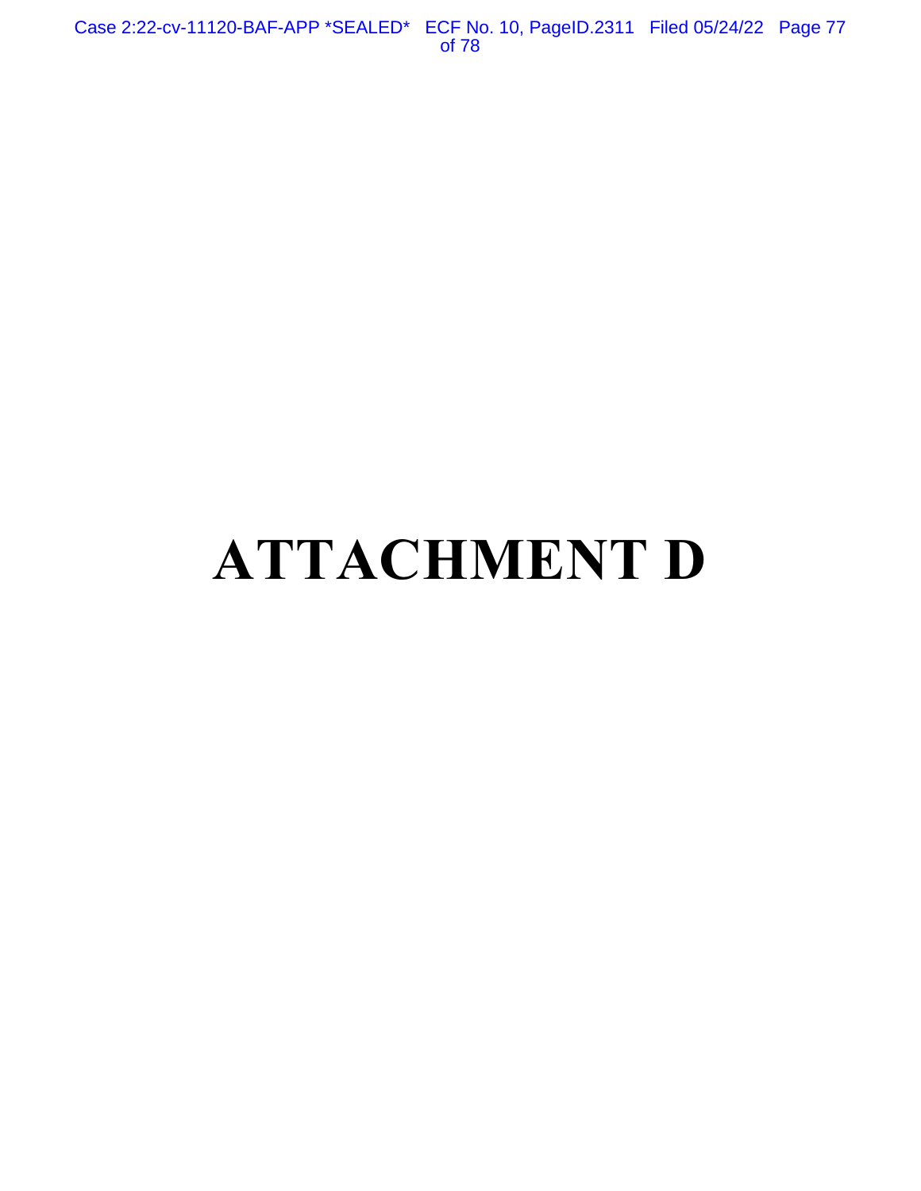# ATTACHMENT D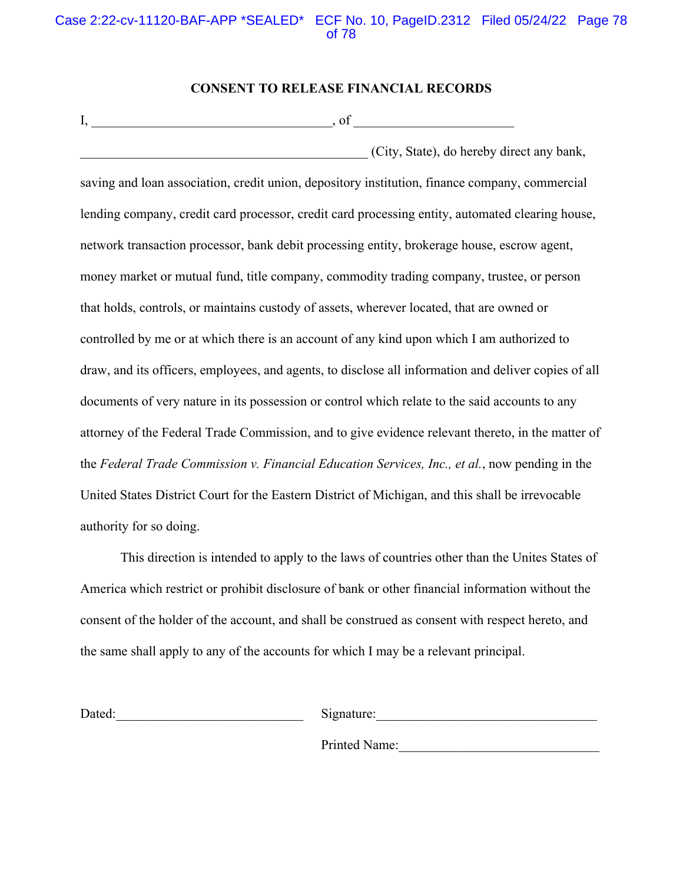**CONSENT TO RELEASE FINANCIAL RECORDS**

I, ___________________________________, of _______________________

__________________________________________ (City, State), do hereby direct any bank, saving and loan association, credit union, depository institution, finance company, commercial lending company, credit card processor, credit card processing entity, automated clearing house, network transaction processor, bank debit processing entity, brokerage house, escrow agent, money market or mutual fund, title company, commodity trading company, trustee, or person that holds, controls, or maintains custody of assets, wherever located, that are owned or controlled by me or at which there is an account of any kind upon which I am authorized to draw, and its officers, employees, and agents, to disclose all information and deliver copies of all documents of very nature in its possession or control which relate to the said accounts to any attorney of the Federal Trade Commission, and to give evidence relevant thereto, in the matter of the *Federal Trade Commission v. Financial Education Services, Inc., et al.*, now pending in the United States District Court for the Eastern District of Michigan, and this shall be irrevocable authority for so doing.

This direction is intended to apply to the laws of countries other than the Unites States of America which restrict or prohibit disclosure of bank or other financial information without the consent of the holder of the account, and shall be construed as consent with respect hereto, and the same shall apply to any of the accounts for which I may be a relevant principal.

Dated:___________________________ Signature:_________________________________

Printed Name:_____________________________